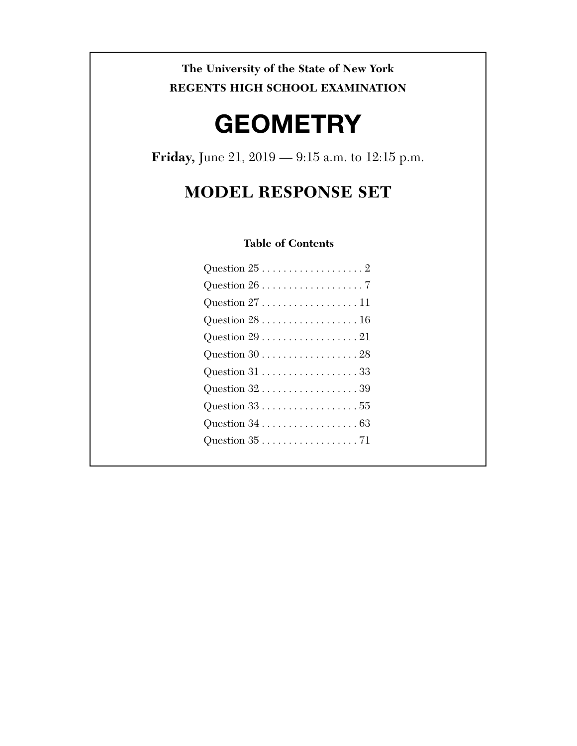**The University of the State of New York**

**REGENTS HIGH SCHOOL EXAMINATION**

# GEOMETRY

**Friday,** June 21, 2019 — 9:15 a.m. to 12:15 p.m.

## MODEL RESPONSE SET

**Table of Contents**

Question 25 . . . . . . . . . . . . . . . . . . . 2
Question 26 . . . . . . . . . . . . . . . . . . . 7
Question 27 . . . . . . . . . . . . . . . . . . 11
Question 28 . . . . . . . . . . . . . . . . . . 16
Question 29 . . . . . . . . . . . . . . . . . . 21
Question 30 . . . . . . . . . . . . . . . . . . 28
Question 31 . . . . . . . . . . . . . . . . . . 33
Question 32 . . . . . . . . . . . . . . . . . . 39
Question 33 . . . . . . . . . . . . . . . . . . 55
Question 34 . . . . . . . . . . . . . . . . . . 63
Question 35 . . . . . . . . . . . . . . . . . . 71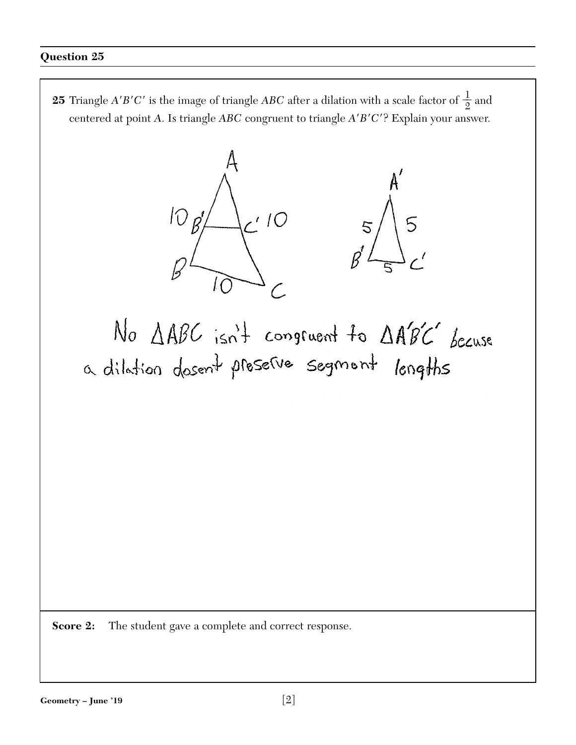## Question 25

**25** Triangle $A'B'C'$ is the image of triangle $ABC$ after a dilation with a scale factor of $\frac{1}{2}$ and centered at point $A$. Is triangle $ABC$ congruent to triangle $A'B'C'$? Explain your answer.

No $\Delta ABC$ isn't congruent to $\Delta A'B'C'$ becuse a dilation dosent preserve segmont lengths

**Score 2:** The student gave a complete and correct response.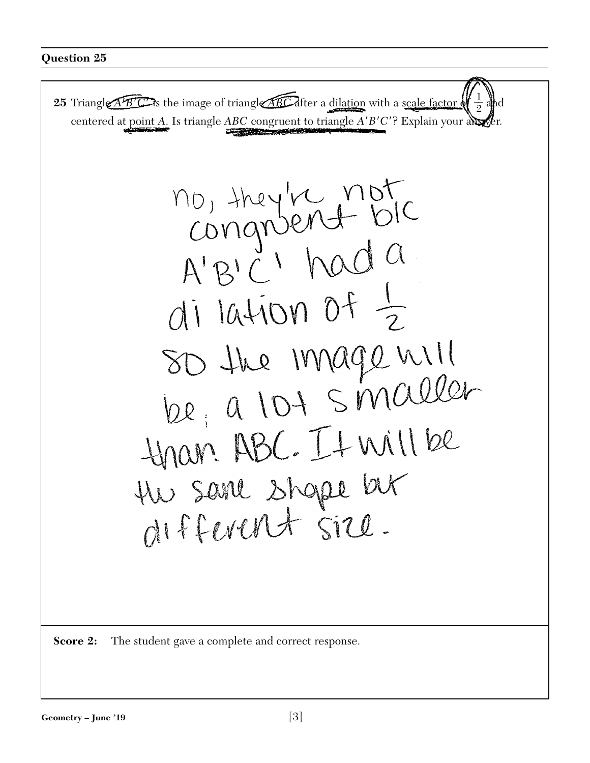## Question 25

**25** Triangle $A'B'C'$ is the image of triangle $ABC$ after a dilation with a scale factor of $\frac{1}{2}$ and centered at point $A$. Is triangle $ABC$ congruent to triangle $A'B'C'$? Explain your answer.

no, they're not congruent b/c A'B'C' had a dilation of $\frac{1}{2}$ so the image will be a lot smaller than ABC. It will be the same shape but different size.

**Score 2:** The student gave a complete and correct response.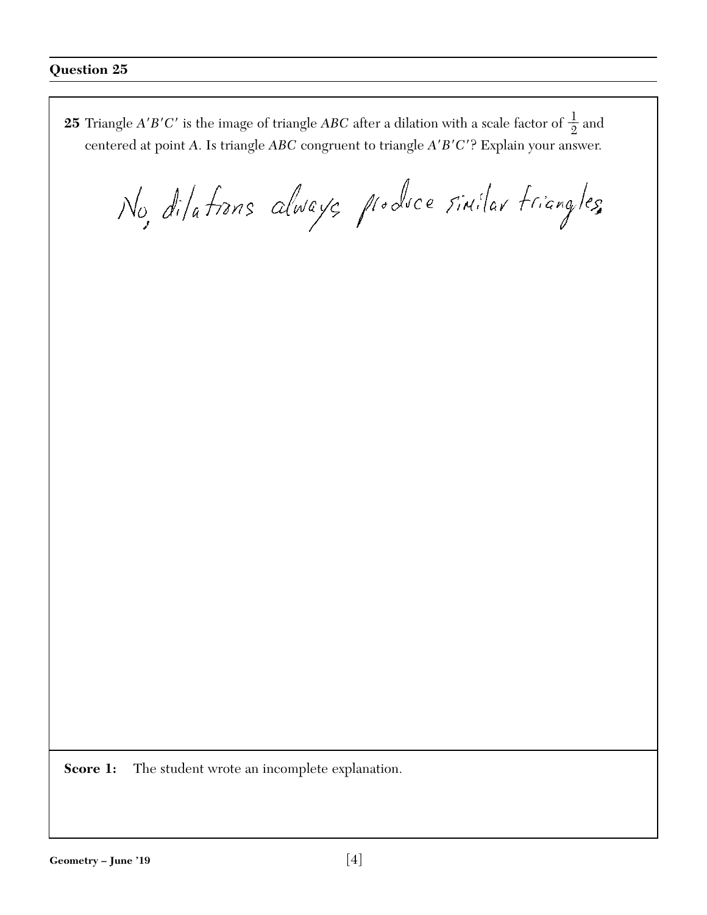## Question 25

**25** Triangle $A'B'C'$ is the image of triangle $ABC$ after a dilation with a scale factor of $\frac{1}{2}$ and centered at point $A$. Is triangle $ABC$ congruent to triangle $A'B'C'$? Explain your answer.

No, dilations always produce similar triangles.

**Score 1:** The student wrote an incomplete explanation.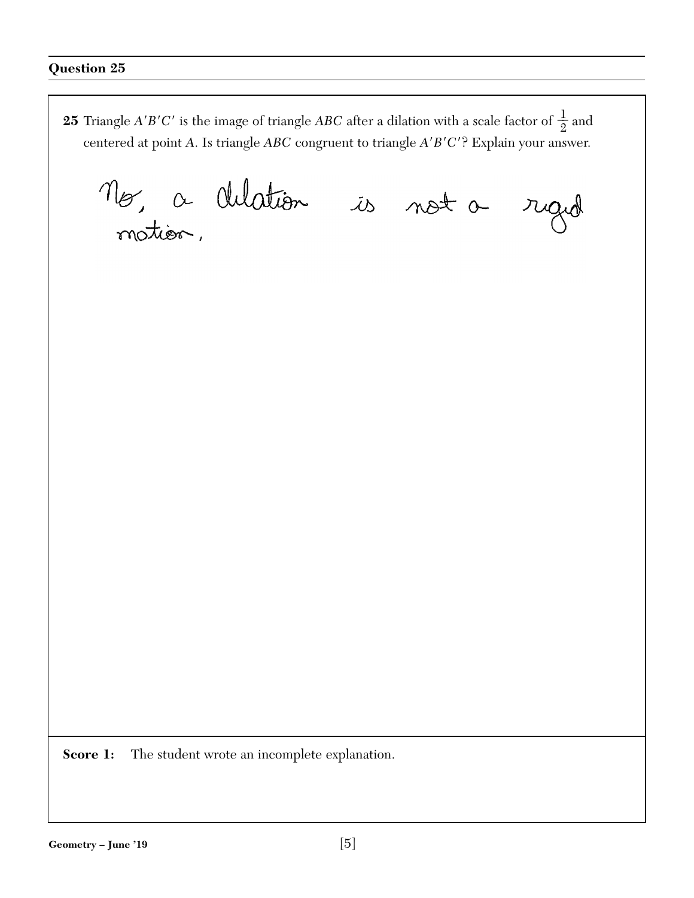## Question 25

**25** Triangle $A'B'C'$ is the image of triangle $ABC$ after a dilation with a scale factor of $\frac{1}{2}$ and centered at point $A$. Is triangle $ABC$ congruent to triangle $A'B'C'$? Explain your answer.

No, a dilation is not a rigid motion.

**Score 1:** The student wrote an incomplete explanation.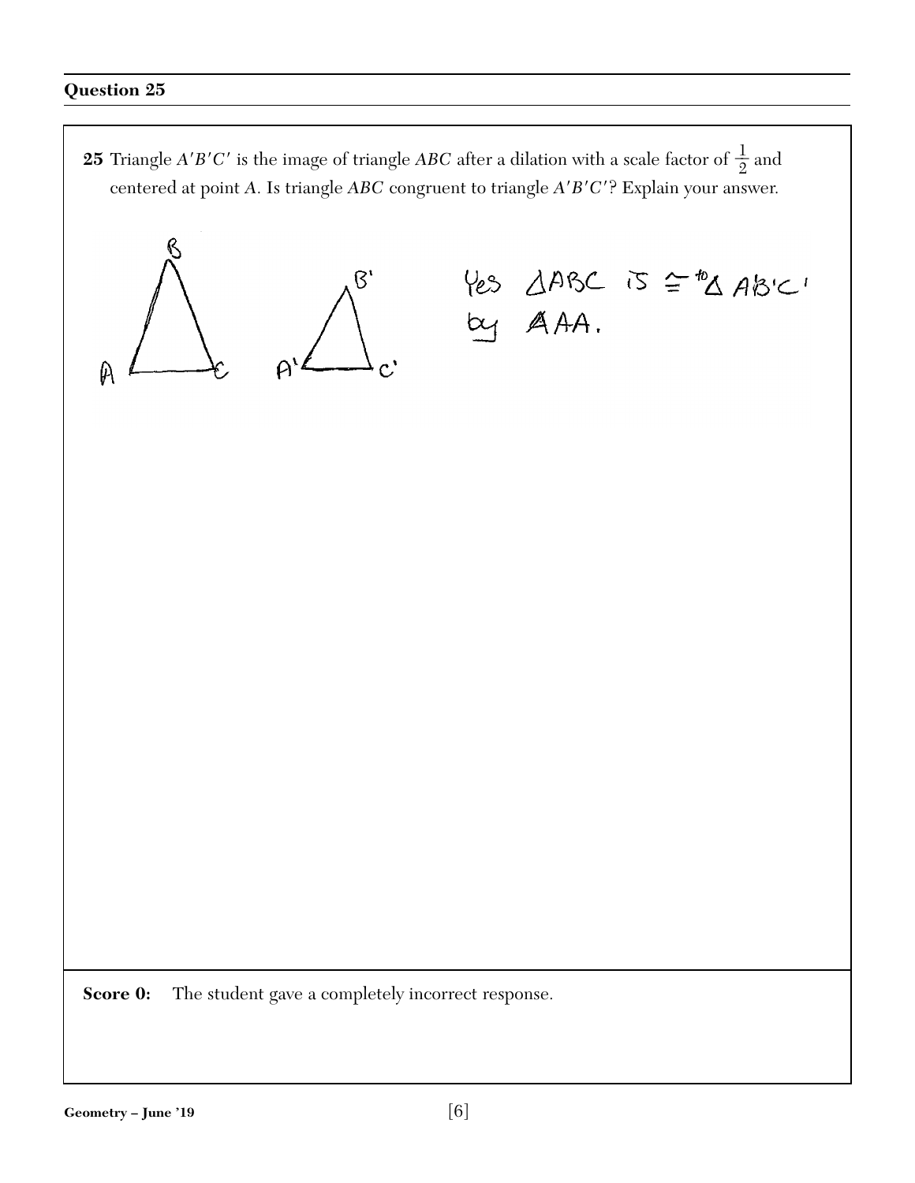## Question 25

**25** Triangle $A'B'C'$ is the image of triangle $ABC$ after a dilation with a scale factor of $\frac{1}{2}$ and centered at point $A$. Is triangle $ABC$ congruent to triangle $A'B'C'$? Explain your answer.

Yes $\triangle ABC$ is $\cong$ to $\triangle A'B'C'$ by AAA.

**Score 0:** The student gave a completely incorrect response.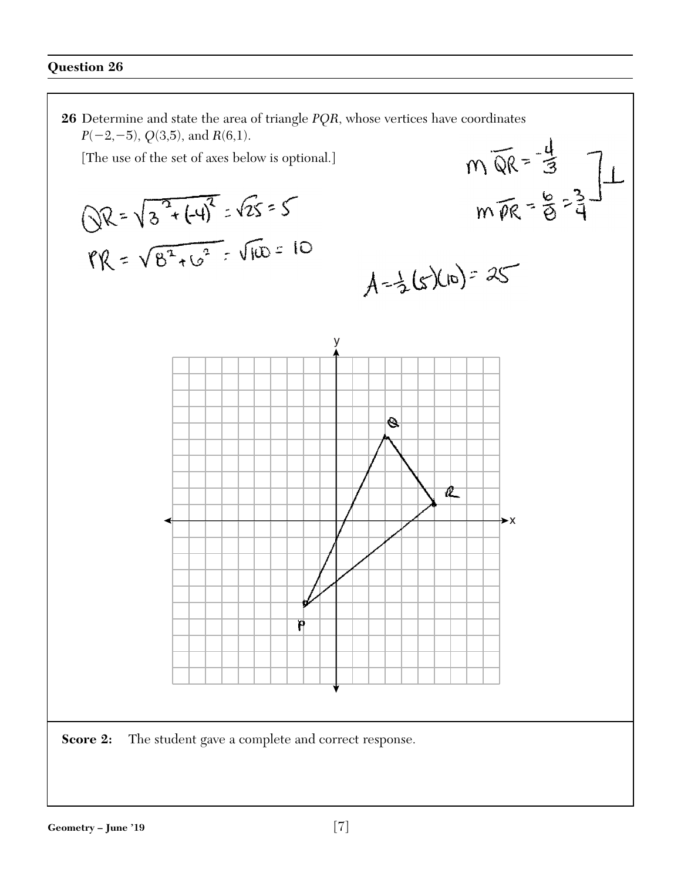## Question 26

**26** Determine and state the area of triangle $PQR$, whose vertices have coordinates $P(-2,-5)$, $Q(3,5)$, and $R(6,1)$.

[The use of the set of axes below is optional.]

$m\overline{QR} = \frac{-4}{3}$

$m\overline{PR} = \frac{6}{8} = \frac{3}{4}$ ⊥

$QR = \sqrt{3^2 + (-4)^2} = \sqrt{25} = 5$

$PR = \sqrt{8^2 + 6^2} = \sqrt{100} = 10$

$A = \frac{1}{2}(5)(10) = 25$

**Score 2:** The student gave a complete and correct response.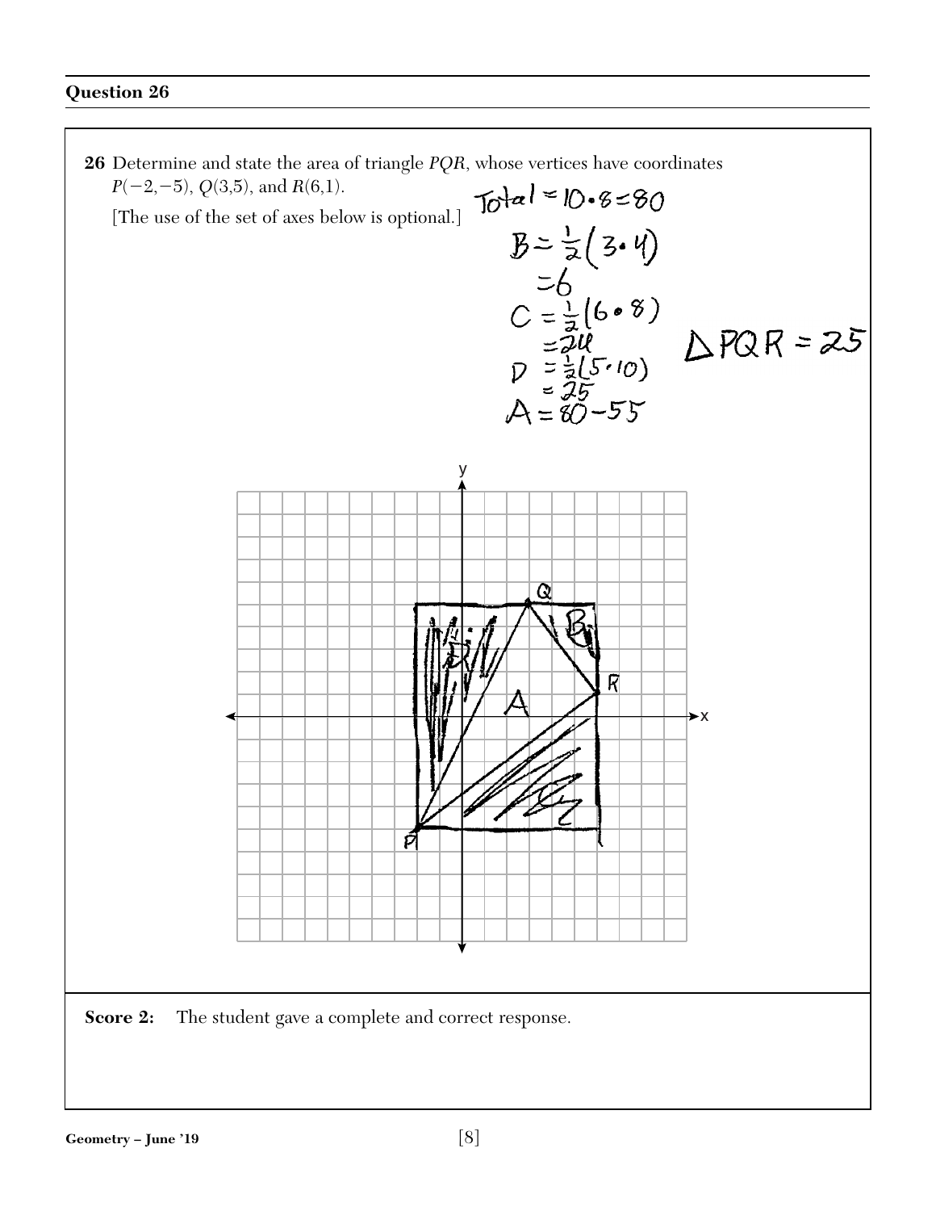## Question 26

**26** Determine and state the area of triangle $PQR$, whose vertices have coordinates $P(-2,-5)$, $Q(3,5)$, and $R(6,1)$.

[The use of the set of axes below is optional.]

Total $= 10 \cdot 8 = 80$

$B = \frac{1}{2}(3 \cdot 4)$
$= 6$

$C = \frac{1}{2}(6 \cdot 8)$
$= 24$

$D = \frac{1}{2}(5 \cdot 10)$
$= 25$

$A = 80 - 55$

$\triangle PQR = 25$

**Score 2:** The student gave a complete and correct response.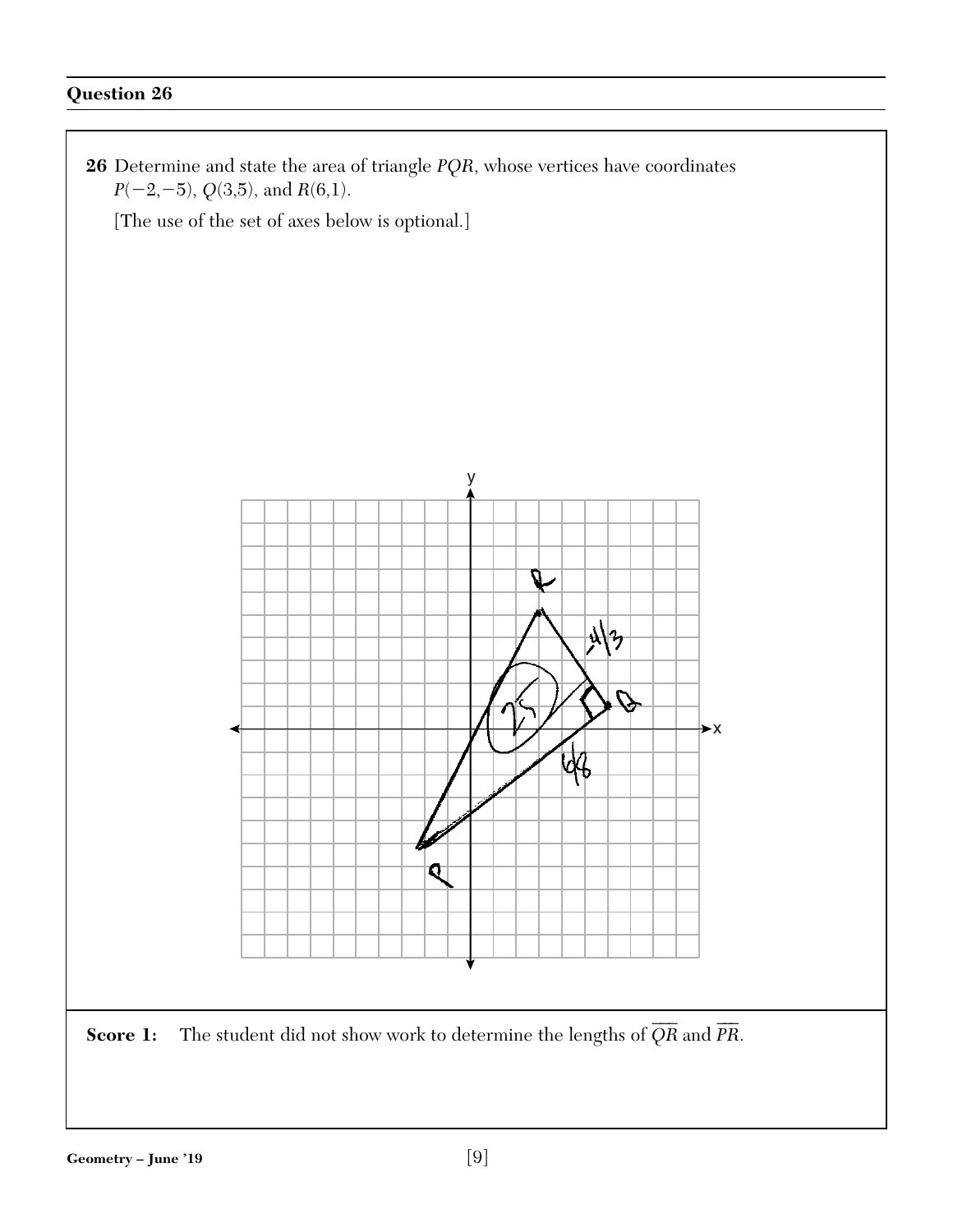## Question 26

**26** Determine and state the area of triangle *PQR*, whose vertices have coordinates $P(-2,-5)$, $Q(3,5)$, and $R(6,1)$.

[The use of the set of axes below is optional.]

**Score 1:** The student did not show work to determine the lengths of $\overline{QR}$ and $\overline{PR}$.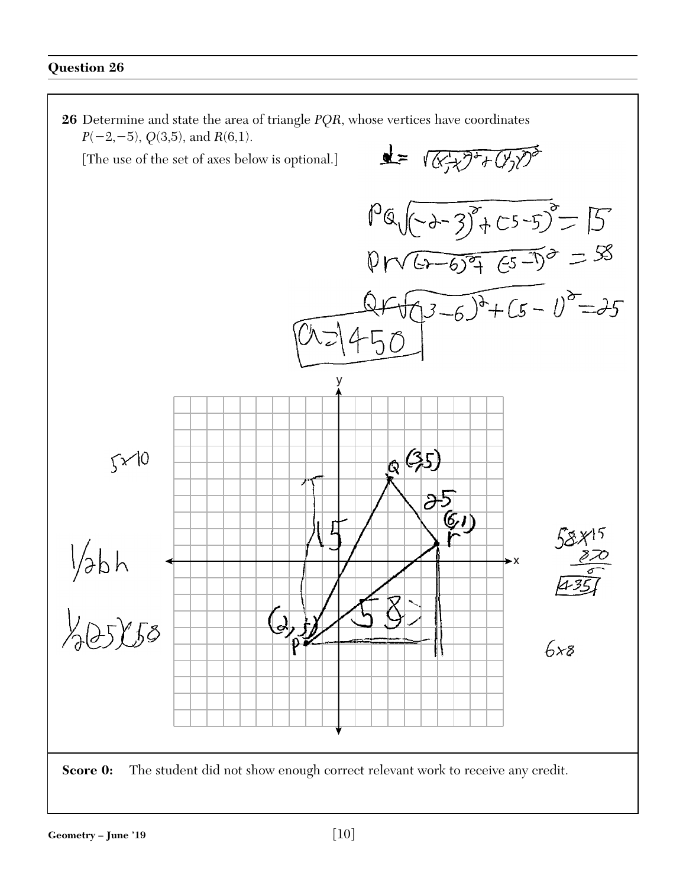## Question 26

**26** Determine and state the area of triangle $PQR$, whose vertices have coordinates $P(-2,-5)$, $Q(3,5)$, and $R(6,1)$.

[The use of the set of axes below is optional.]

$d = \sqrt{(x_1-x_2)^2+(y_1-y_2)^2}$

$PQ\sqrt{(-2-3)^2+(-5-5)^2} = 15$

$PR\sqrt{(-2-6)^2+(-5-1)^2} = 58$

$QR\sqrt{(3-6)^2+(5-1)^2} = 25$

$a = 1450$

$5 \times 10$

$\frac{1}{2}bh$

$\frac{1}{2}(25)(58)$

$58 \times 15$
$870$
$435$

$6 \times 8$

**Score 0:** The student did not show enough correct relevant work to receive any credit.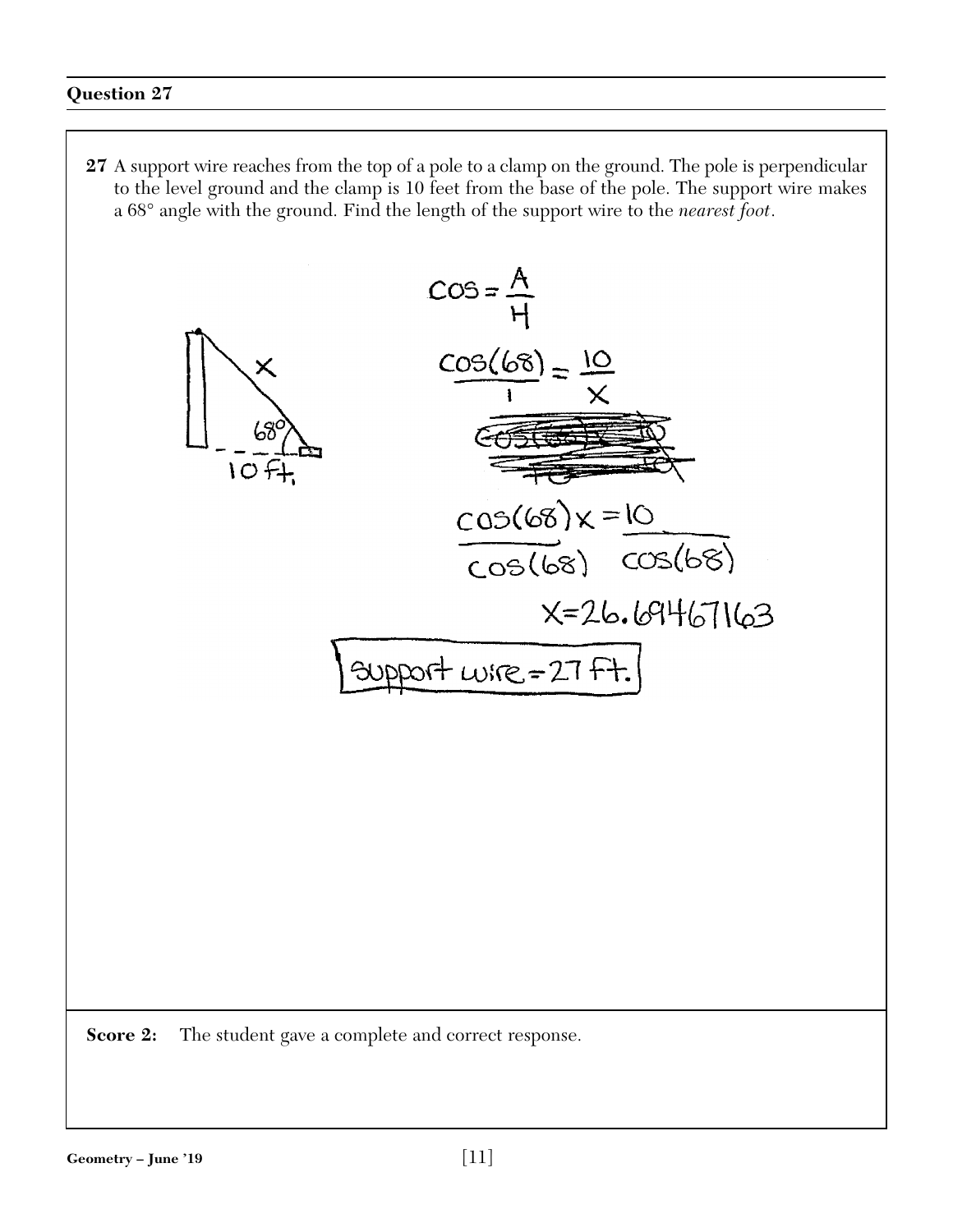## Question 27

**27** A support wire reaches from the top of a pole to a clamp on the ground. The pole is perpendicular to the level ground and the clamp is 10 feet from the base of the pole. The support wire makes a 68° angle with the ground. Find the length of the support wire to the *nearest foot*.

x

68°

10 ft.

$$\cos = \frac{A}{H}$$

$$\frac{\cos(68)}{1} = \frac{10}{x}$$

$$\frac{\cos(68)x}{\cos(68)} = \frac{10}{\cos(68)}$$

$$x = 26.69467163$$

support wire = 27 ft.

**Score 2:** The student gave a complete and correct response.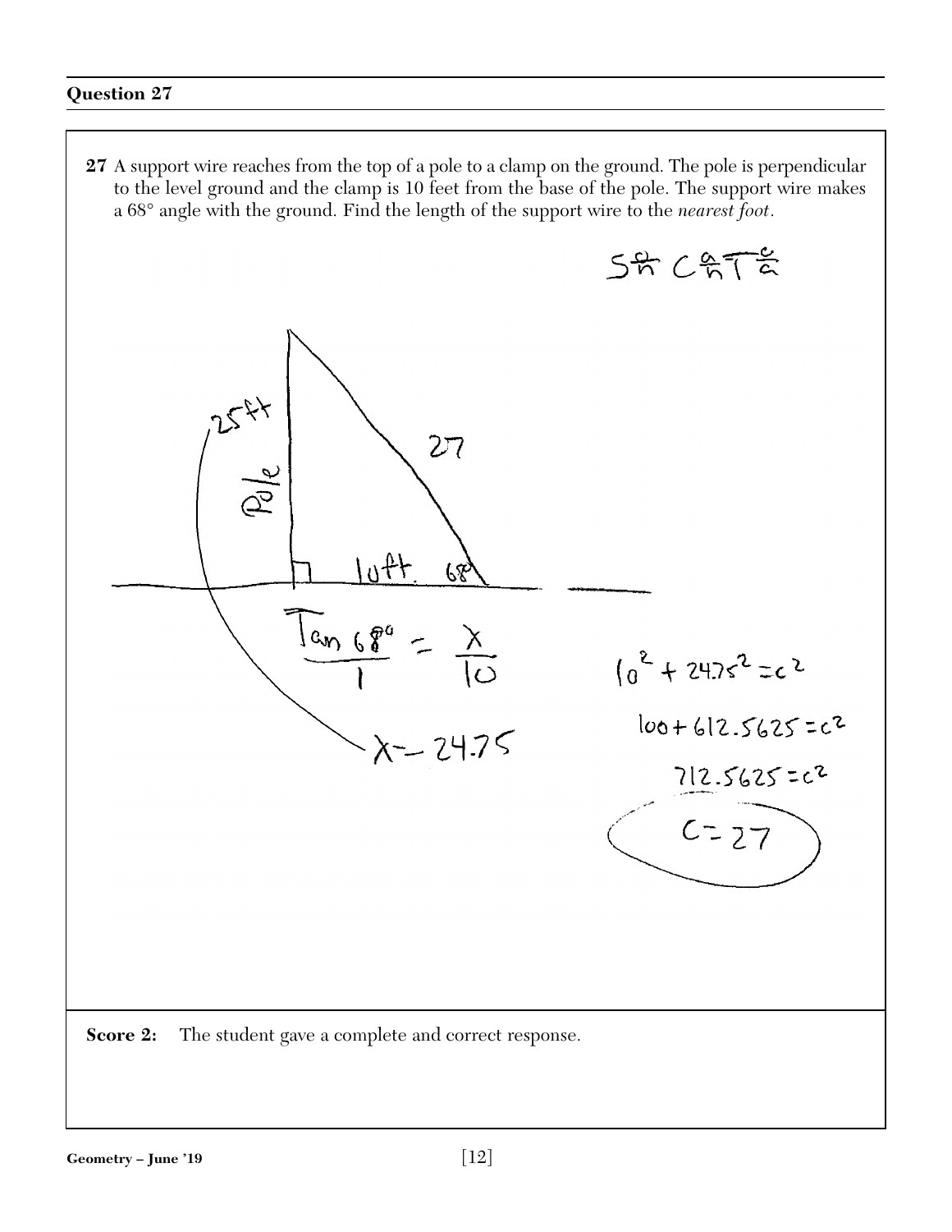## Question 27

**27** A support wire reaches from the top of a pole to a clamp on the ground. The pole is perpendicular to the level ground and the clamp is 10 feet from the base of the pole. The support wire makes a 68° angle with the ground. Find the length of the support wire to the *nearest foot*.

$S\frac{o}{h}\ C\frac{a}{h}\ T\frac{o}{a}$

25ft

Pole

27

10ft. 68°

$$\frac{\tan 68°}{1} = \frac{x}{10}$$

$x = 24.75$

$10^2 + 24.75^2 = c^2$

$100 + 612.5625 = c^2$

$712.5625 = c^2$

$c = 27$

**Score 2:** The student gave a complete and correct response.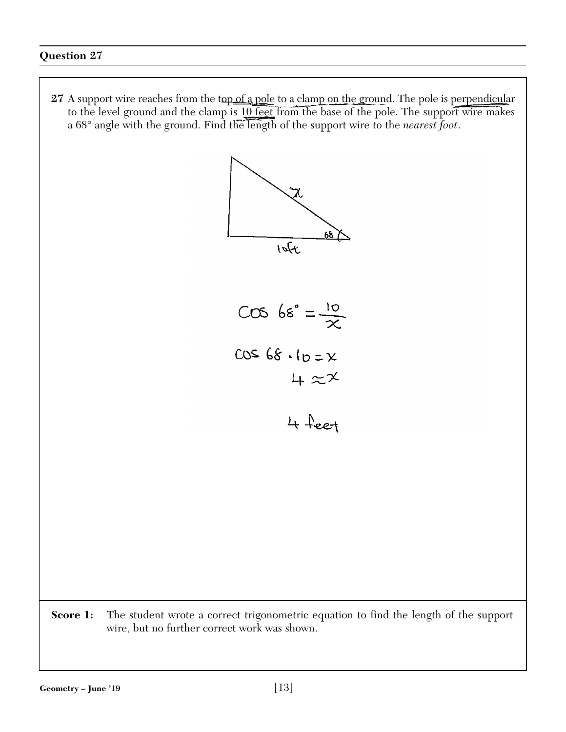## Question 27

**27** A support wire reaches from the top of a pole to a clamp on the ground. The pole is perpendicular to the level ground and the clamp is 10 feet from the base of the pole. The support wire makes a 68° angle with the ground. Find the length of the support wire to the *nearest foot*.

$x$

$68$

$10ft$

$$\cos 68^\circ = \frac{10}{x}$$

$$\cos 68 \cdot 10 = x$$

$$4 \approx x$$

4 feet

**Score 1:** The student wrote a correct trigonometric equation to find the length of the support wire, but no further correct work was shown.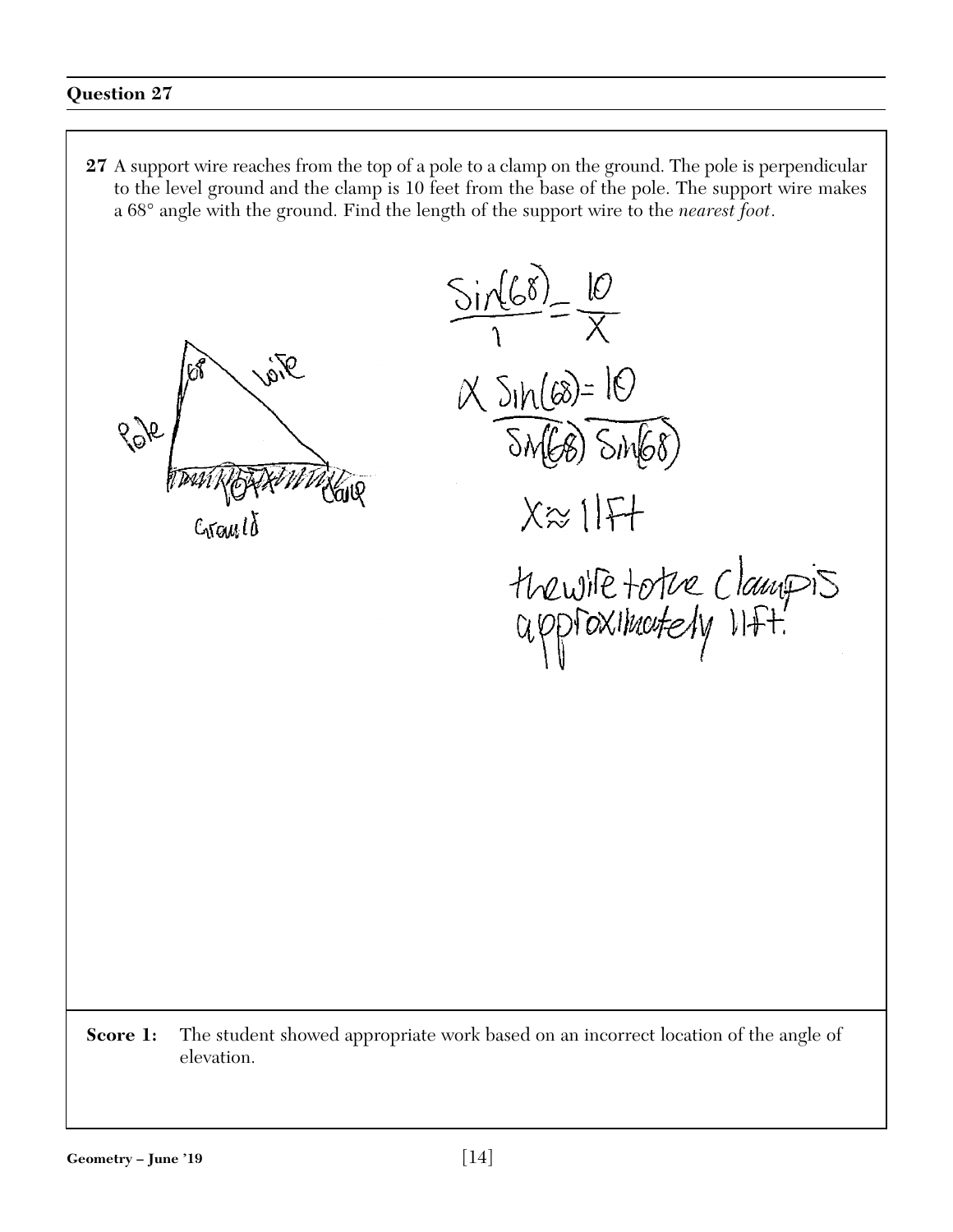## Question 27

**27** A support wire reaches from the top of a pole to a clamp on the ground. The pole is perpendicular to the level ground and the clamp is 10 feet from the base of the pole. The support wire makes a 68° angle with the ground. Find the length of the support wire to the *nearest foot*.

$$\frac{\sin(68)}{1} = \frac{10}{X}$$

$$\frac{X \sin(68)}{\sin(68)} = \frac{10}{\sin(68)}$$

$$X \approx 11\text{ft}$$

the wire to the clamp is approximately 11ft.

**Score 1:** The student showed appropriate work based on an incorrect location of the angle of elevation.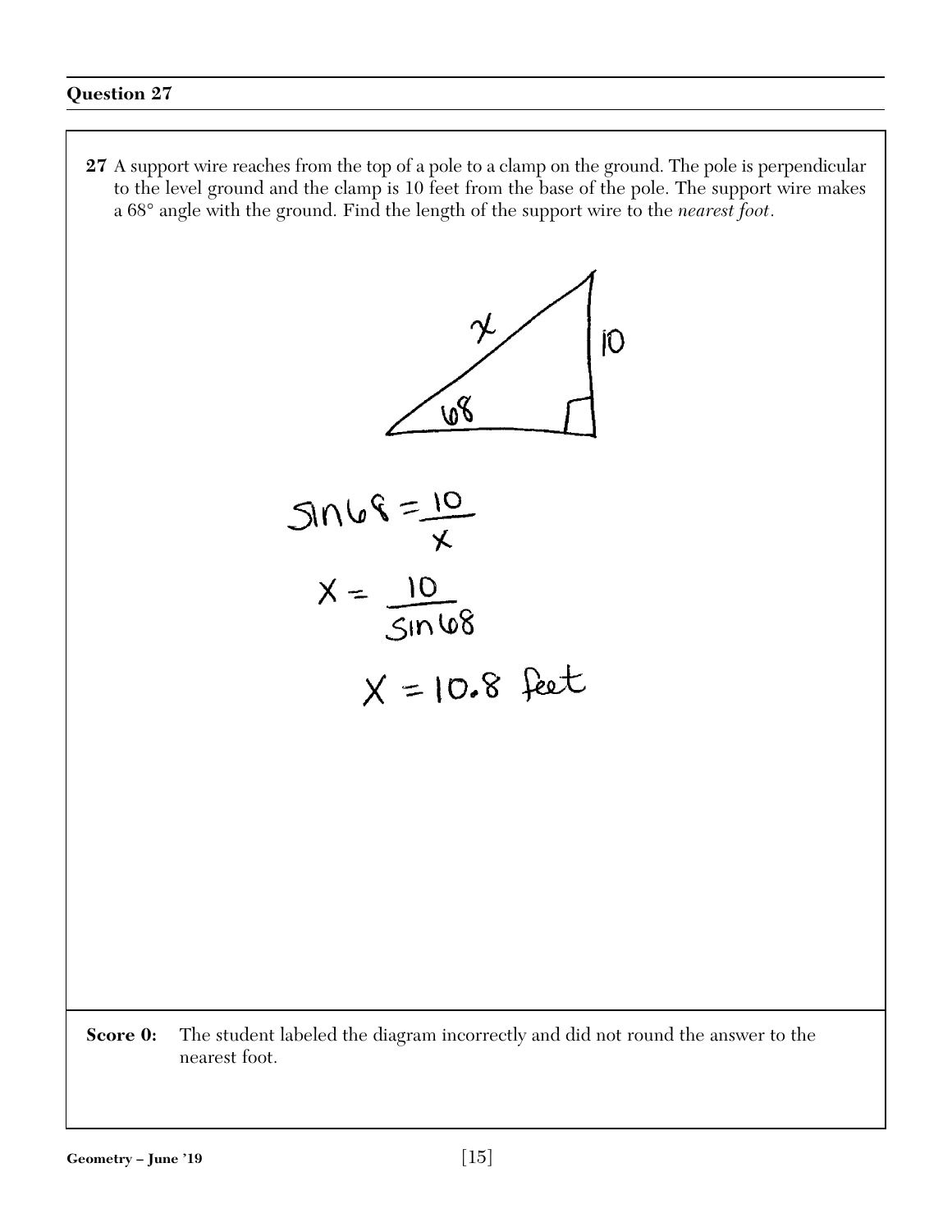**Question 27**

**27** A support wire reaches from the top of a pole to a clamp on the ground. The pole is perpendicular to the level ground and the clamp is 10 feet from the base of the pole. The support wire makes a 68° angle with the ground. Find the length of the support wire to the *nearest foot*.

$$\sin 68 = \frac{10}{x}$$

$$x = \frac{10}{\sin 68}$$

$$x = 10.8 \text{ feet}$$

**Score 0:** The student labeled the diagram incorrectly and did not round the answer to the nearest foot.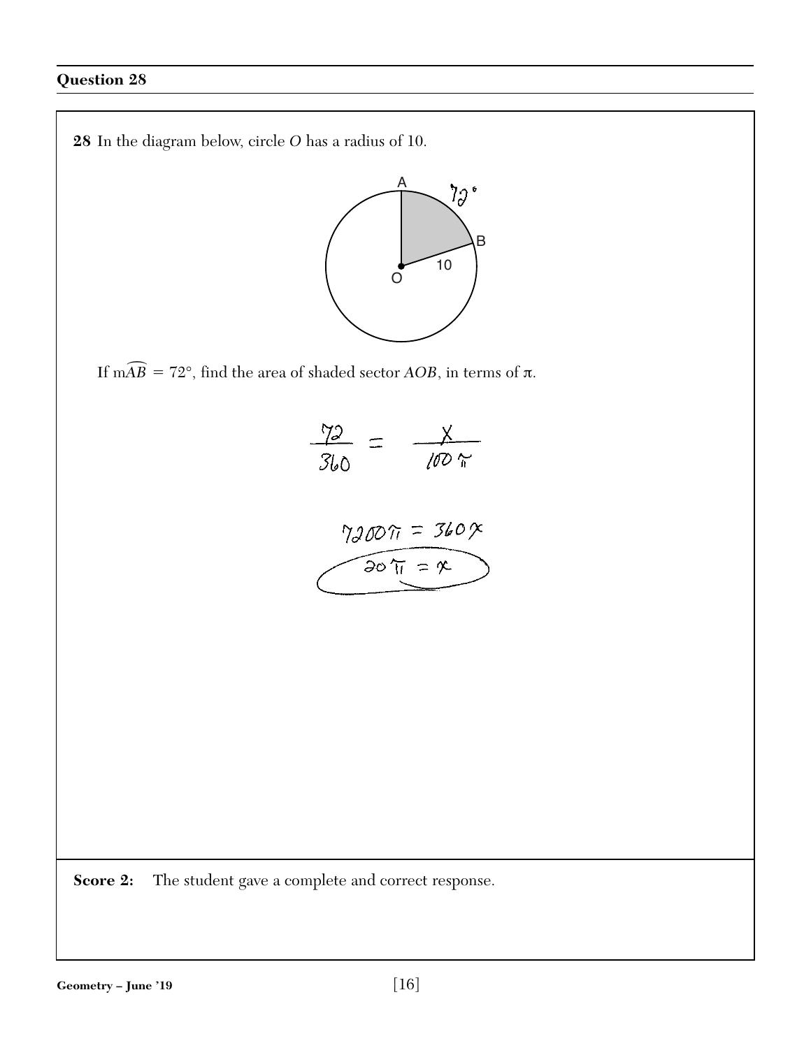## Question 28

**28** In the diagram below, circle $O$ has a radius of 10.

If $m\widehat{AB} = 72°$, find the area of shaded sector $AOB$, in terms of $\pi$.

$$\frac{72}{360} = \frac{x}{100\pi}$$

$$7200\pi = 360x$$

$$20\pi = x$$

**Score 2:** The student gave a complete and correct response.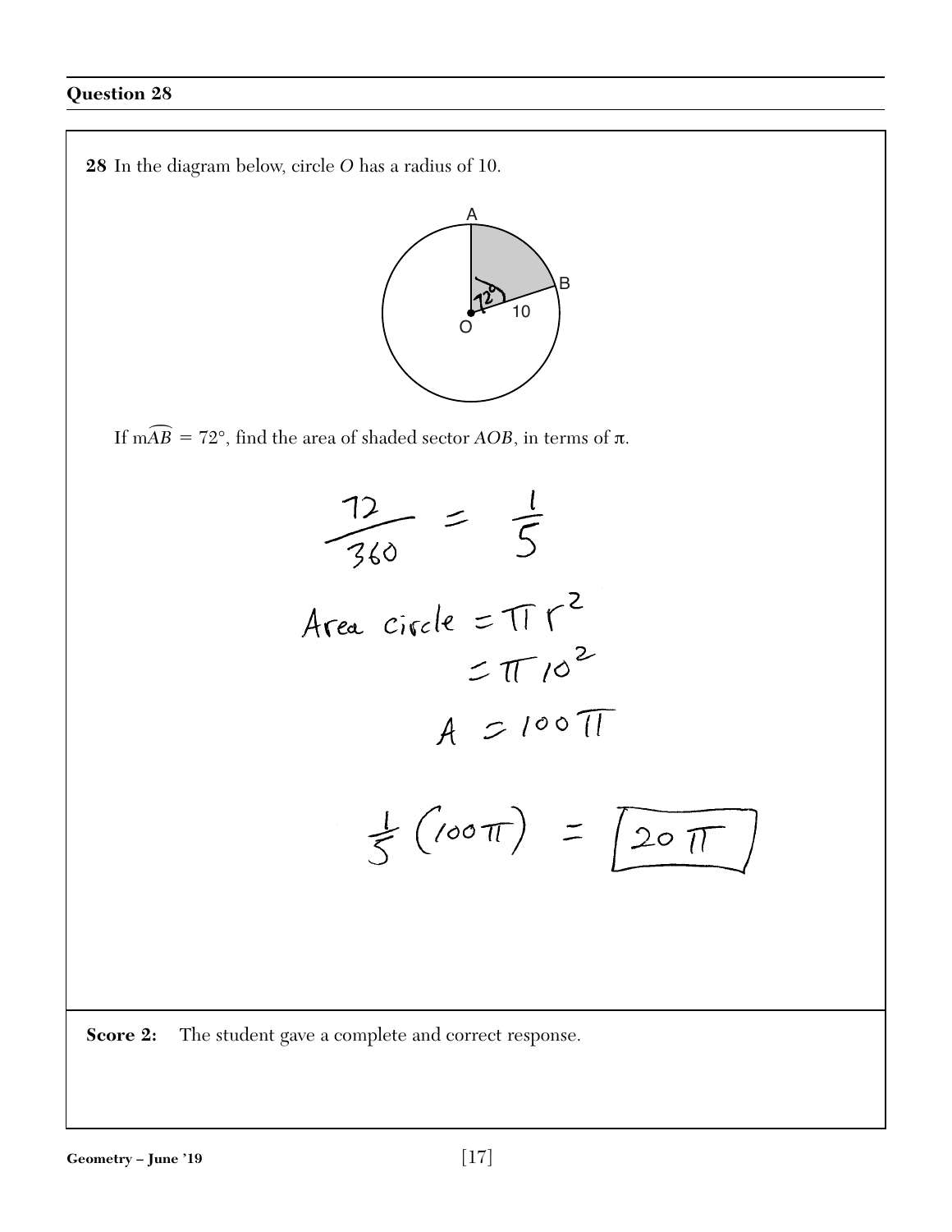## Question 28

**28** In the diagram below, circle $O$ has a radius of 10.

If $m\widehat{AB} = 72°$, find the area of shaded sector $AOB$, in terms of $\pi$.

$$\frac{72}{360} = \frac{1}{5}$$

$$\text{Area circle} = \pi r^2$$
$$= \pi 10^2$$
$$A = 100\pi$$

$$\frac{1}{5}(100\pi) = \boxed{20\pi}$$

**Score 2:** The student gave a complete and correct response.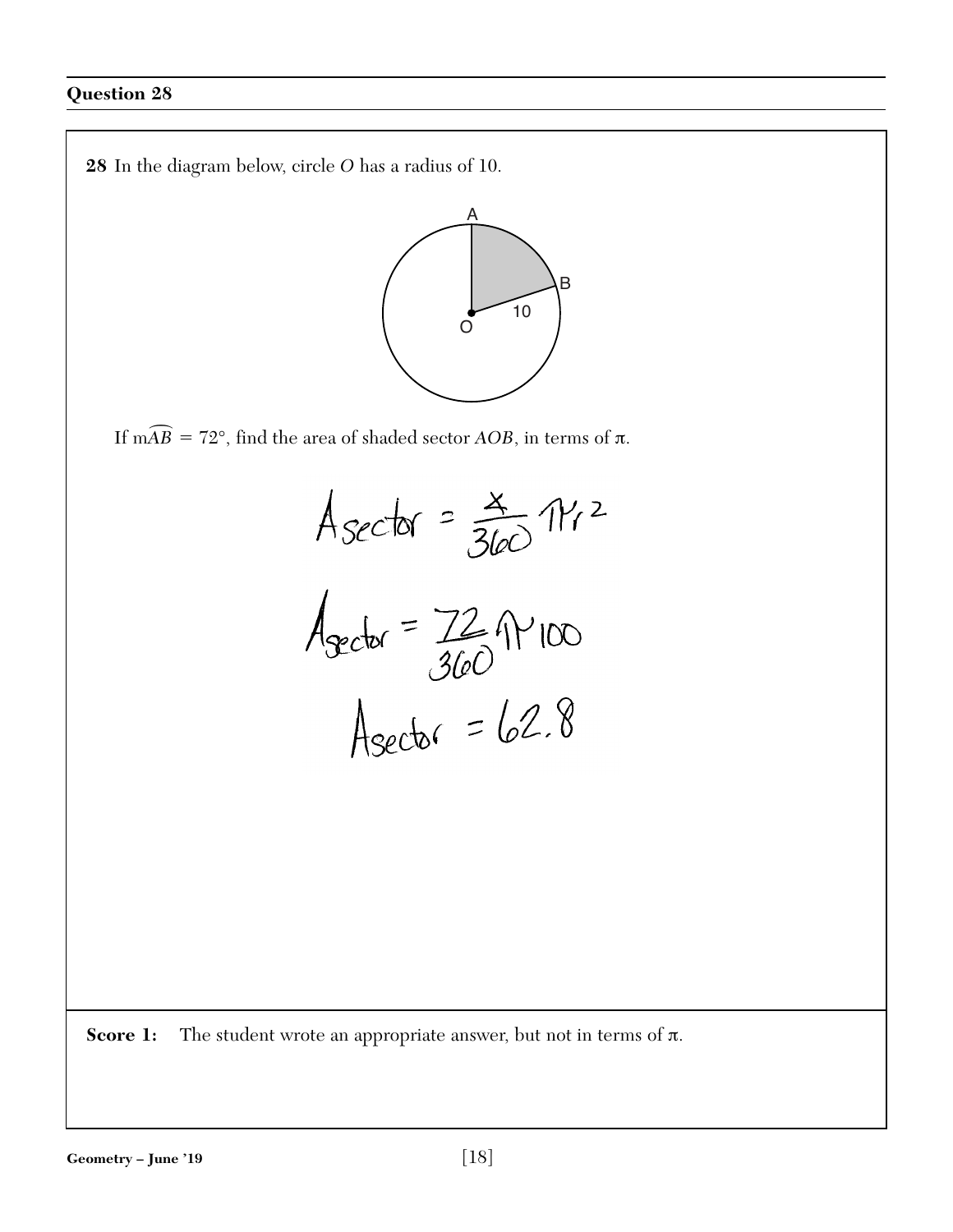## Question 28

**28** In the diagram below, circle $O$ has a radius of 10.

If $m\widehat{AB} = 72°$, find the area of shaded sector $AOB$, in terms of $\pi$.

$$A_{sector} = \frac{x}{360}\pi r^2$$

$$A_{sector} = \frac{72}{360}\pi 100$$

$$A_{sector} = 62.8$$

**Score 1:** The student wrote an appropriate answer, but not in terms of $\pi$.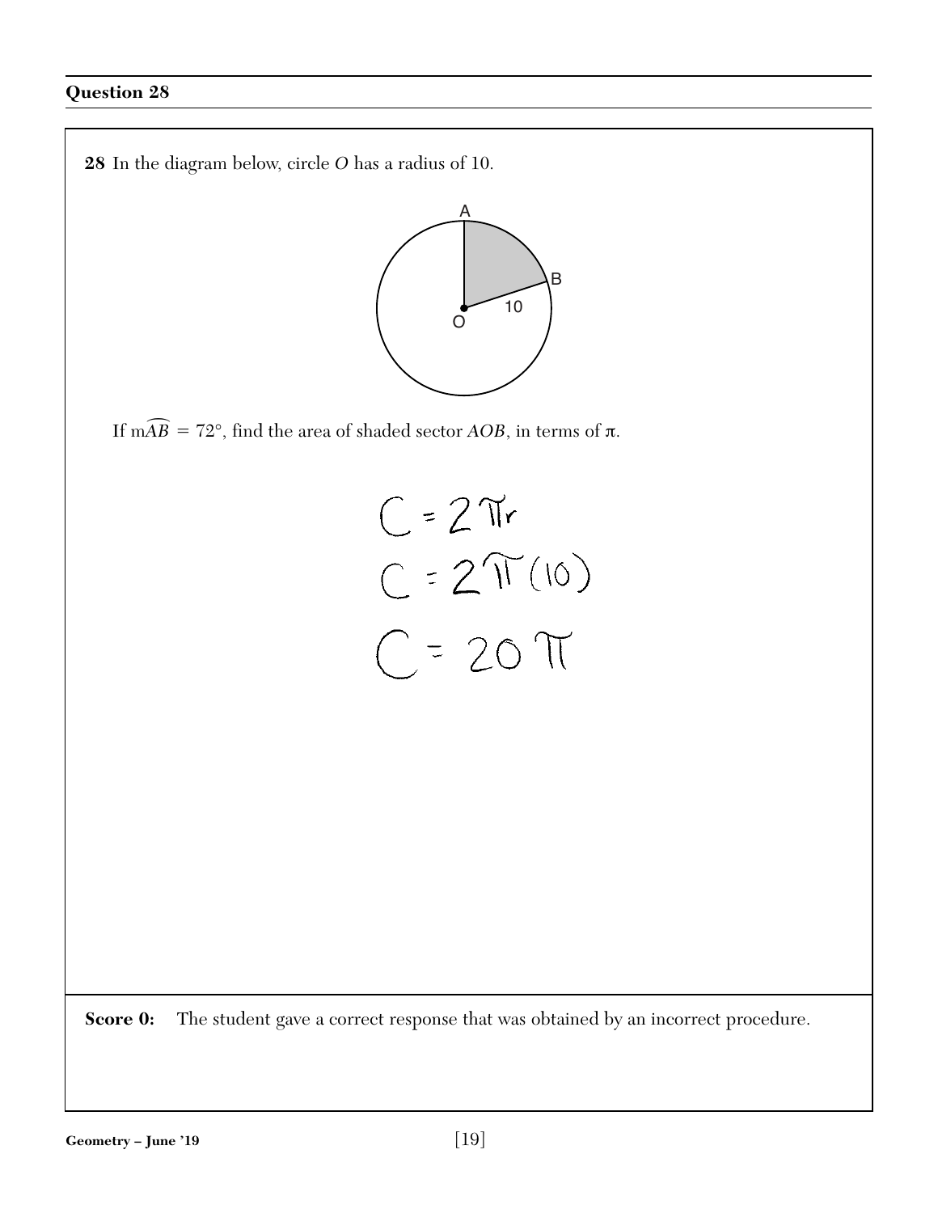## Question 28

**28** In the diagram below, circle $O$ has a radius of 10.

If $m\widehat{AB} = 72°$, find the area of shaded sector $AOB$, in terms of $\pi$.

$C = 2\pi r$

$C = 2\pi(10)$

$C = 20\pi$

**Score 0:** The student gave a correct response that was obtained by an incorrect procedure.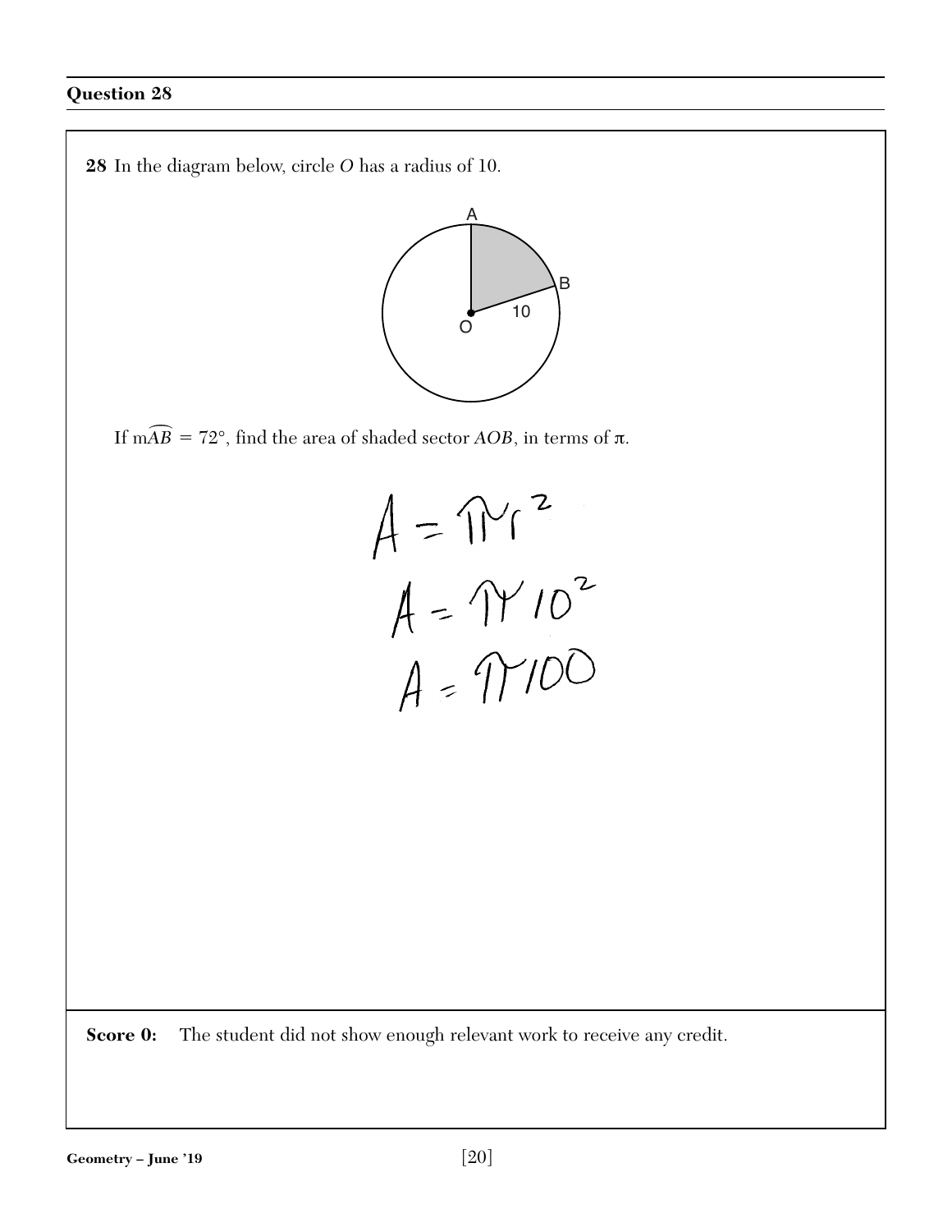## Question 28

**28** In the diagram below, circle $O$ has a radius of 10.

If $m\overset{\frown}{AB} = 72°$, find the area of shaded sector $AOB$, in terms of $\pi$.

$$A = \pi r^2$$

$$A = \pi 10^2$$

$$A = \pi 100$$

**Score 0:** The student did not show enough relevant work to receive any credit.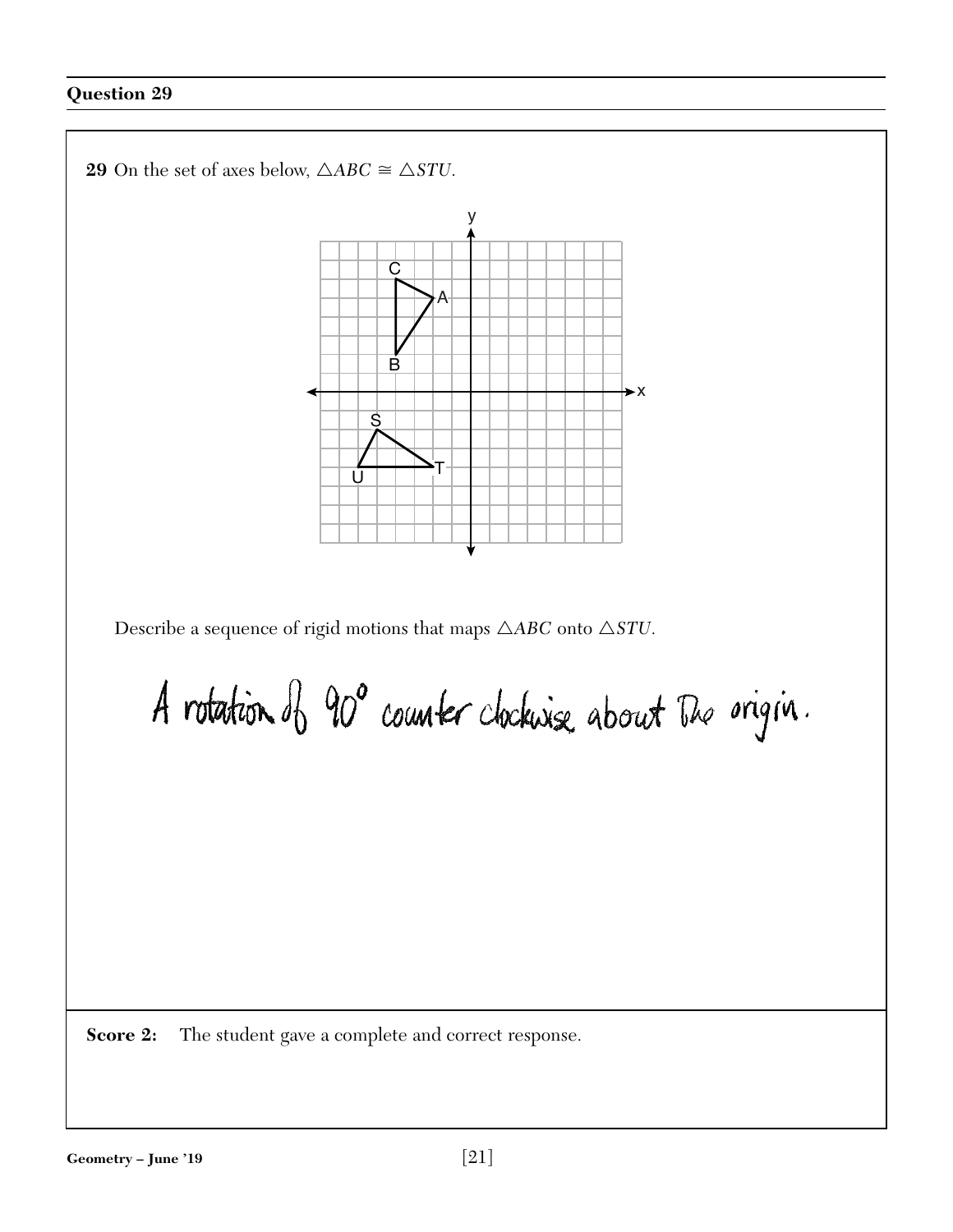## Question 29

**29** On the set of axes below, $\triangle ABC \cong \triangle STU$.

Describe a sequence of rigid motions that maps $\triangle ABC$ onto $\triangle STU$.

A rotation of 90° counter clockwise about the origin.

**Score 2:** The student gave a complete and correct response.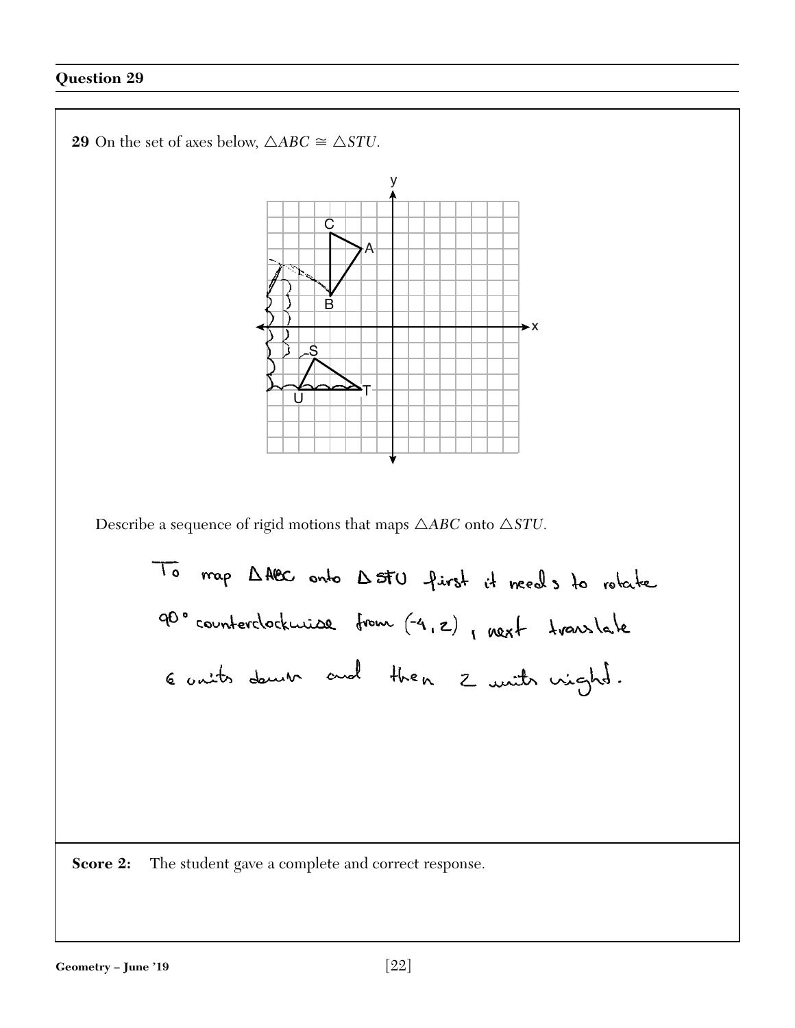## Question 29

**29** On the set of axes below, $\triangle ABC \cong \triangle STU$.

Describe a sequence of rigid motions that maps $\triangle ABC$ onto $\triangle STU$.

To map ΔABC onto ΔSTU first it needs to rotate 90° counterclockwise from (-4, 2), next translate 6 units down and then 2 units right.

**Score 2:** The student gave a complete and correct response.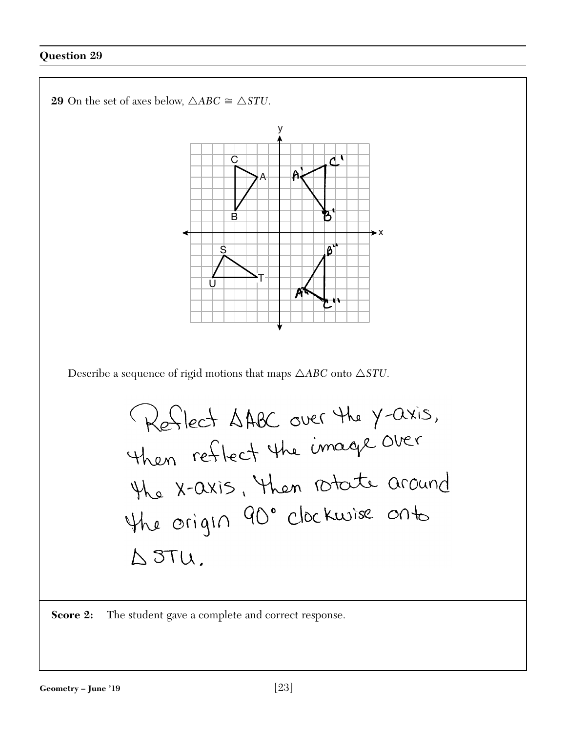## Question 29

**29** On the set of axes below, $\triangle ABC \cong \triangle STU$.

Describe a sequence of rigid motions that maps $\triangle ABC$ onto $\triangle STU$.

Reflect $\triangle ABC$ over the y-axis, then reflect the image over the x-axis, then rotate around the origin 90° clockwise onto $\triangle STU$.

**Score 2:** The student gave a complete and correct response.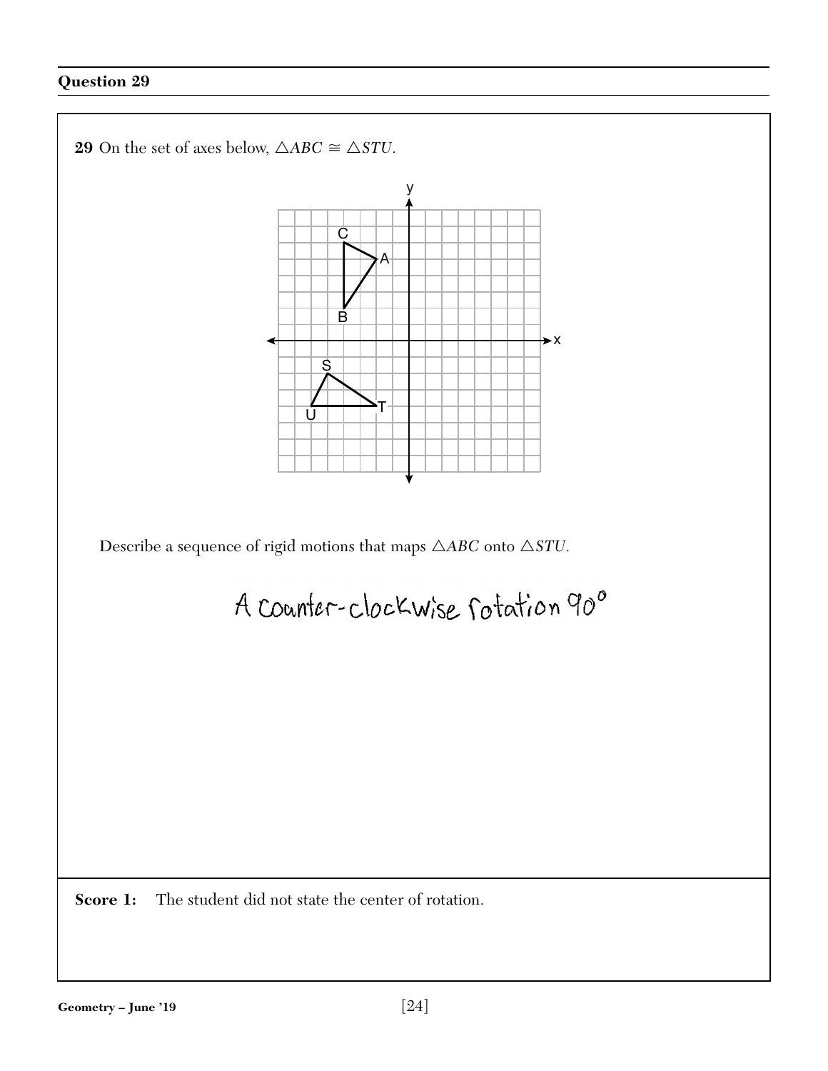## Question 29

**29** On the set of axes below, $\triangle ABC \cong \triangle STU$.

Describe a sequence of rigid motions that maps $\triangle ABC$ onto $\triangle STU$.

A counter-clockwise rotation 90°

**Score 1:** The student did not state the center of rotation.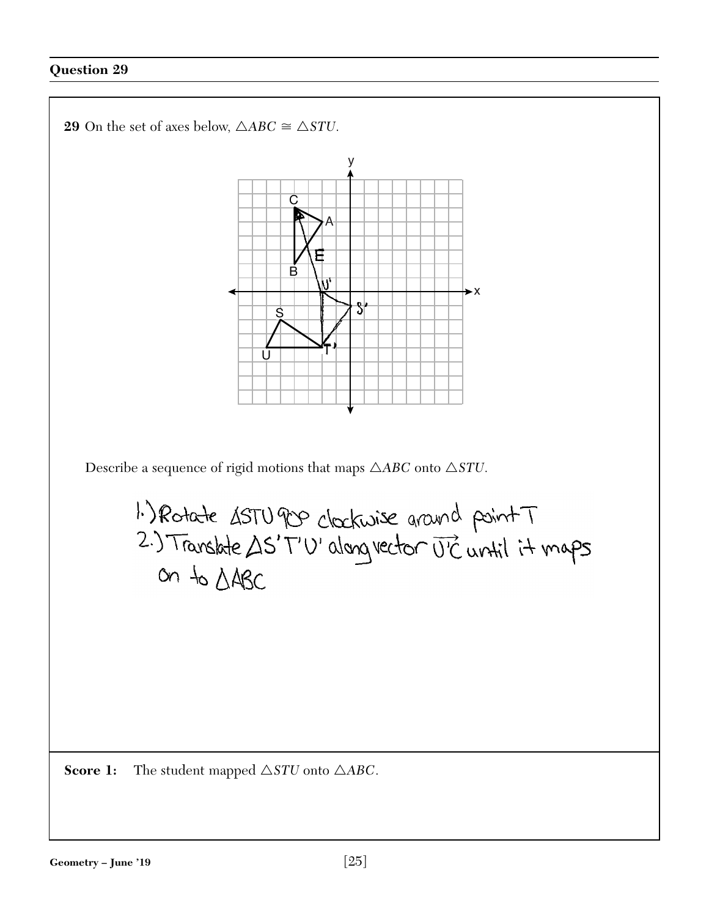## Question 29

**29** On the set of axes below, $\triangle ABC \cong \triangle STU$.

Describe a sequence of rigid motions that maps $\triangle ABC$ onto $\triangle STU$.

1.) Rotate $\triangle STU$ 90° clockwise around point T
2.) Translate $\triangle S'T'U'$ along vector $\overrightarrow{U'C}$ until it maps on to $\triangle ABC$

**Score 1:** The student mapped $\triangle STU$ onto $\triangle ABC$.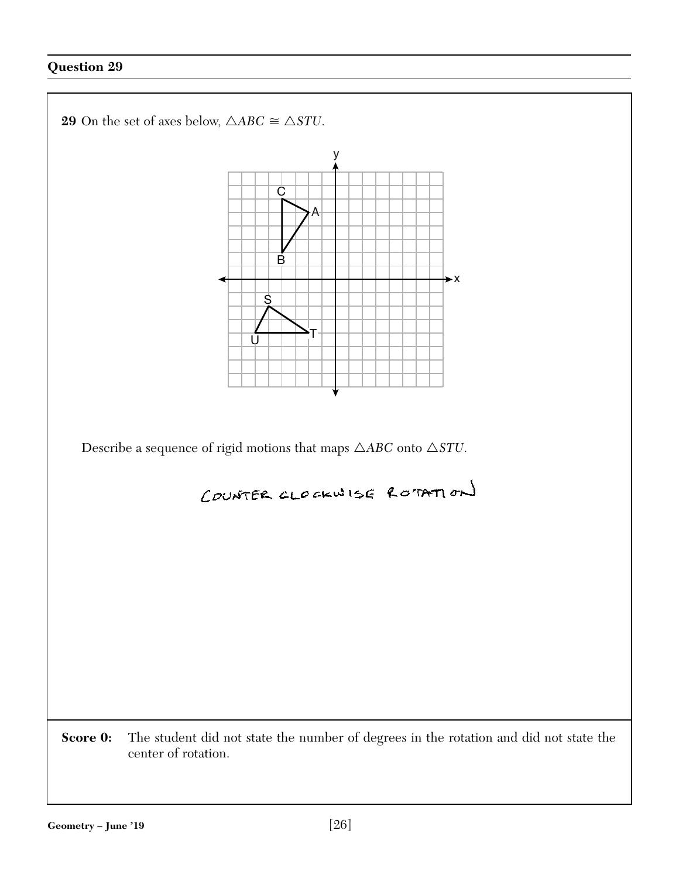## Question 29

**29** On the set of axes below, $\triangle ABC \cong \triangle STU$.

Describe a sequence of rigid motions that maps $\triangle ABC$ onto $\triangle STU$.

COUNTER CLOCKWISE ROTATION

**Score 0:** The student did not state the number of degrees in the rotation and did not state the center of rotation.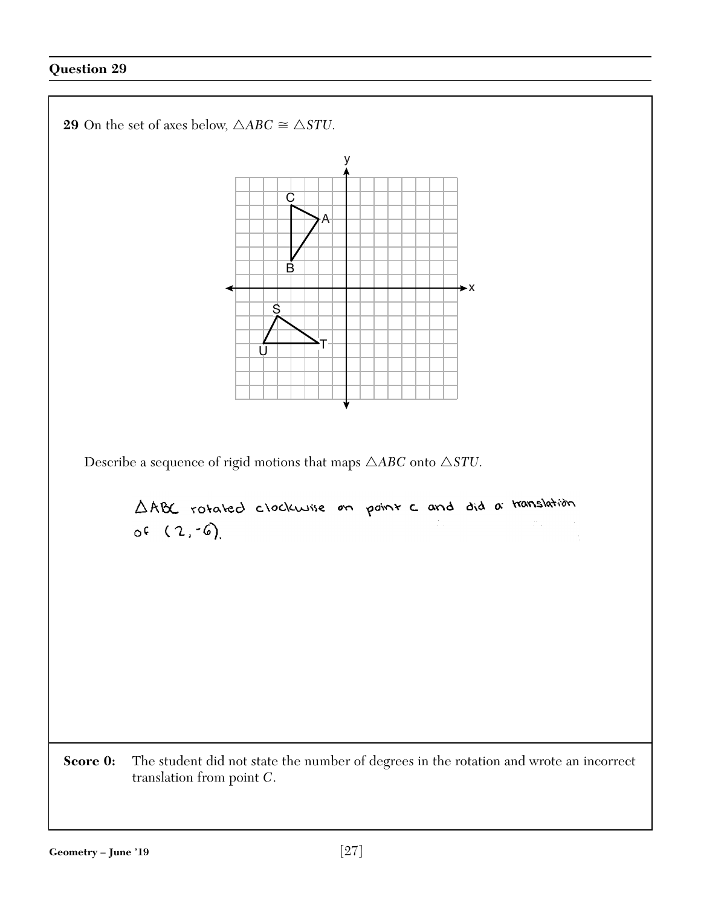## Question 29

**29** On the set of axes below, $\triangle ABC \cong \triangle STU$.

Describe a sequence of rigid motions that maps $\triangle ABC$ onto $\triangle STU$.

$\triangle ABC$ rotated clockwise on point C and did a translation of $(2, -6)$.

**Score 0:** The student did not state the number of degrees in the rotation and wrote an incorrect translation from point $C$.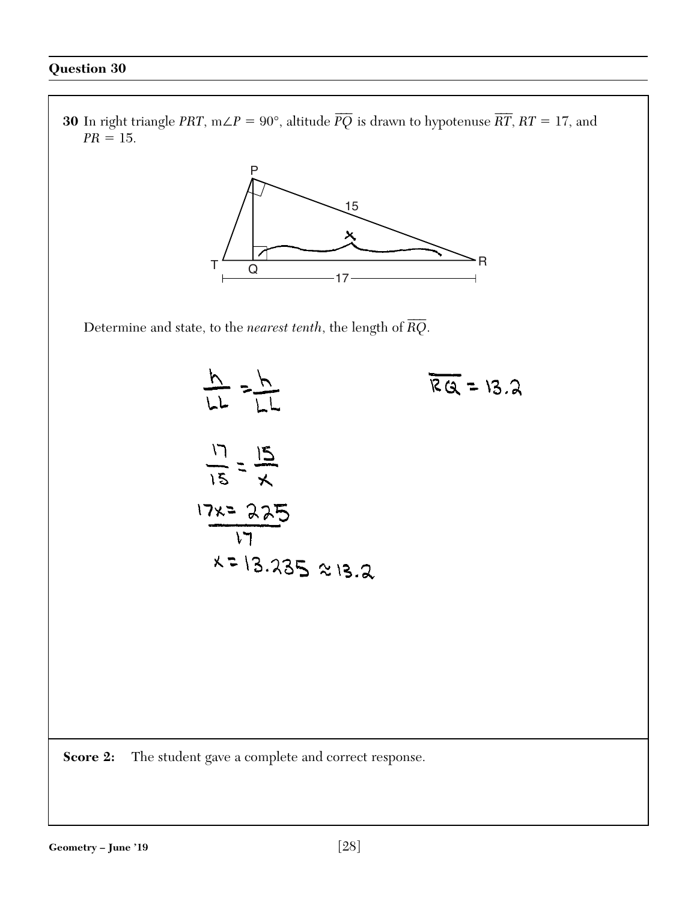## Question 30

**30** In right triangle $PRT$, $m\angle P = 90°$, altitude $\overline{PQ}$ is drawn to hypotenuse $\overline{RT}$, $RT = 17$, and $PR = 15$.

Determine and state, to the *nearest tenth*, the length of $\overline{RQ}$.

$$\frac{h}{LL} = \frac{h}{LL}$$

$$\frac{17}{15} = \frac{15}{x}$$

$$17x = 225$$

$$x = 13.235 \approx 13.2$$

$\overline{RQ} = 13.2$

**Score 2:** The student gave a complete and correct response.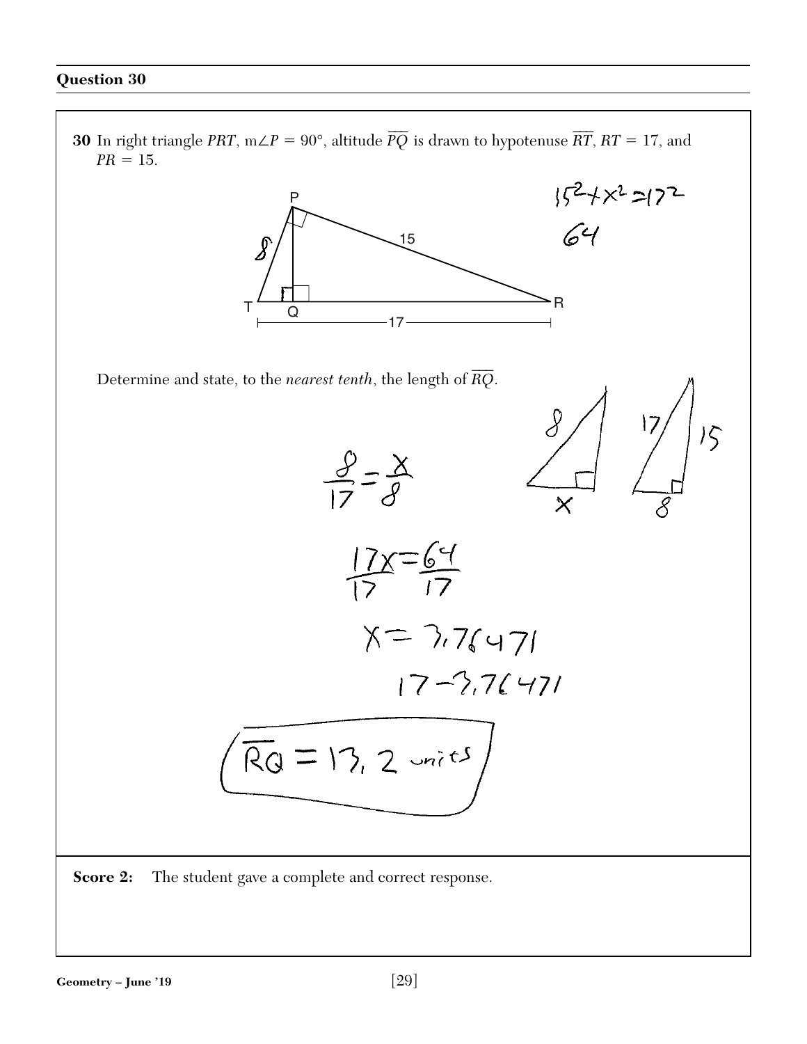## Question 30

**30** In right triangle $PRT$, $m\angle P = 90°$, altitude $\overline{PQ}$ is drawn to hypotenuse $\overline{RT}$, $RT = 17$, and $PR = 15$.

$15^2 + x^2 = 17^2$

$64$

Determine and state, to the *nearest tenth*, the length of $\overline{RQ}$.

$$\frac{8}{17} = \frac{x}{8}$$

$$\frac{17x}{17} = \frac{64}{17}$$

$$x = 3.76471$$

$$17 - 3.76471$$

$$\overline{RQ} = 13.2 \text{ units}$$

**Score 2:** The student gave a complete and correct response.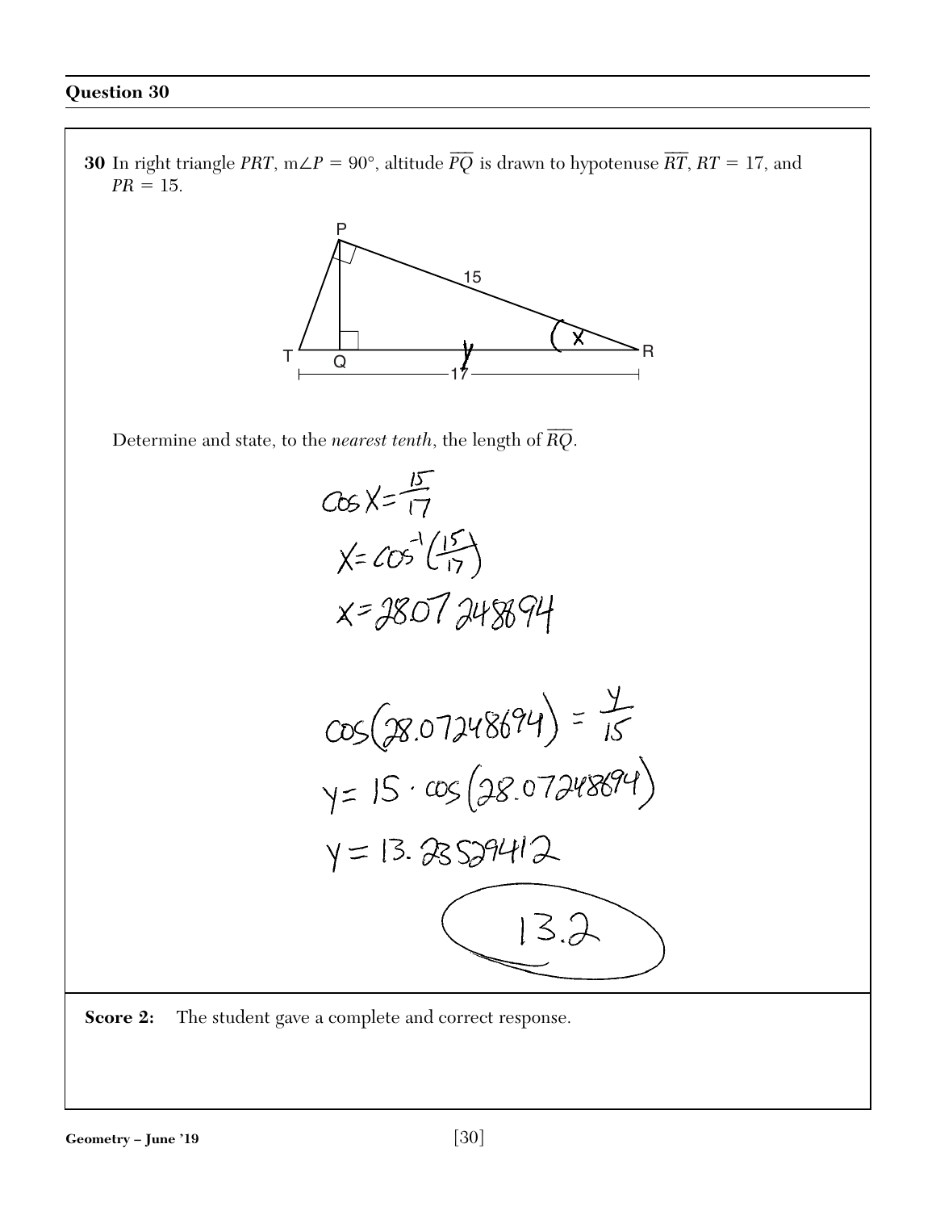## Question 30

**30** In right triangle *PRT*, m$\angle P = 90°$, altitude $\overline{PQ}$ is drawn to hypotenuse $\overline{RT}$, $RT = 17$, and $PR = 15$.

Determine and state, to the *nearest tenth*, the length of $\overline{RQ}$.

$\cos X = \frac{15}{17}$

$X = \cos^{-1}\left(\frac{15}{17}\right)$

$x = 28.07248694$

$\cos(28.07248694) = \frac{y}{15}$

$y = 15 \cdot \cos(28.07248694)$

$y = 13.23529412$

13.2

**Score 2:** The student gave a complete and correct response.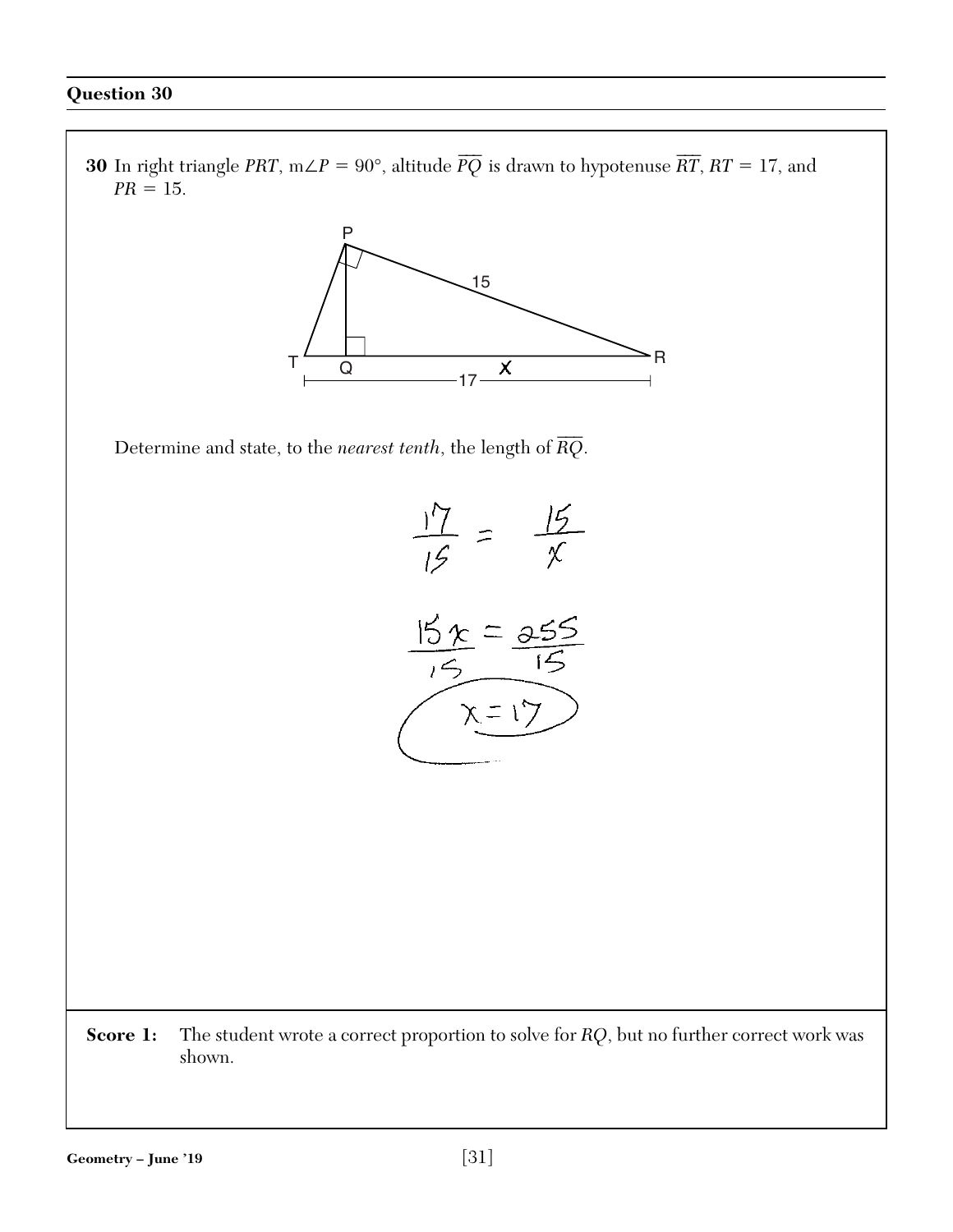## Question 30

**30** In right triangle $PRT$, $m\angle P = 90°$, altitude $\overline{PQ}$ is drawn to hypotenuse $\overline{RT}$, $RT = 17$, and $PR = 15$.

Determine and state, to the *nearest tenth*, the length of $\overline{RQ}$.

$$\frac{17}{15} = \frac{15}{x}$$

$$\frac{15x}{15} = \frac{255}{15}$$

$$x = 17$$

**Score 1:** The student wrote a correct proportion to solve for $RQ$, but no further correct work was shown.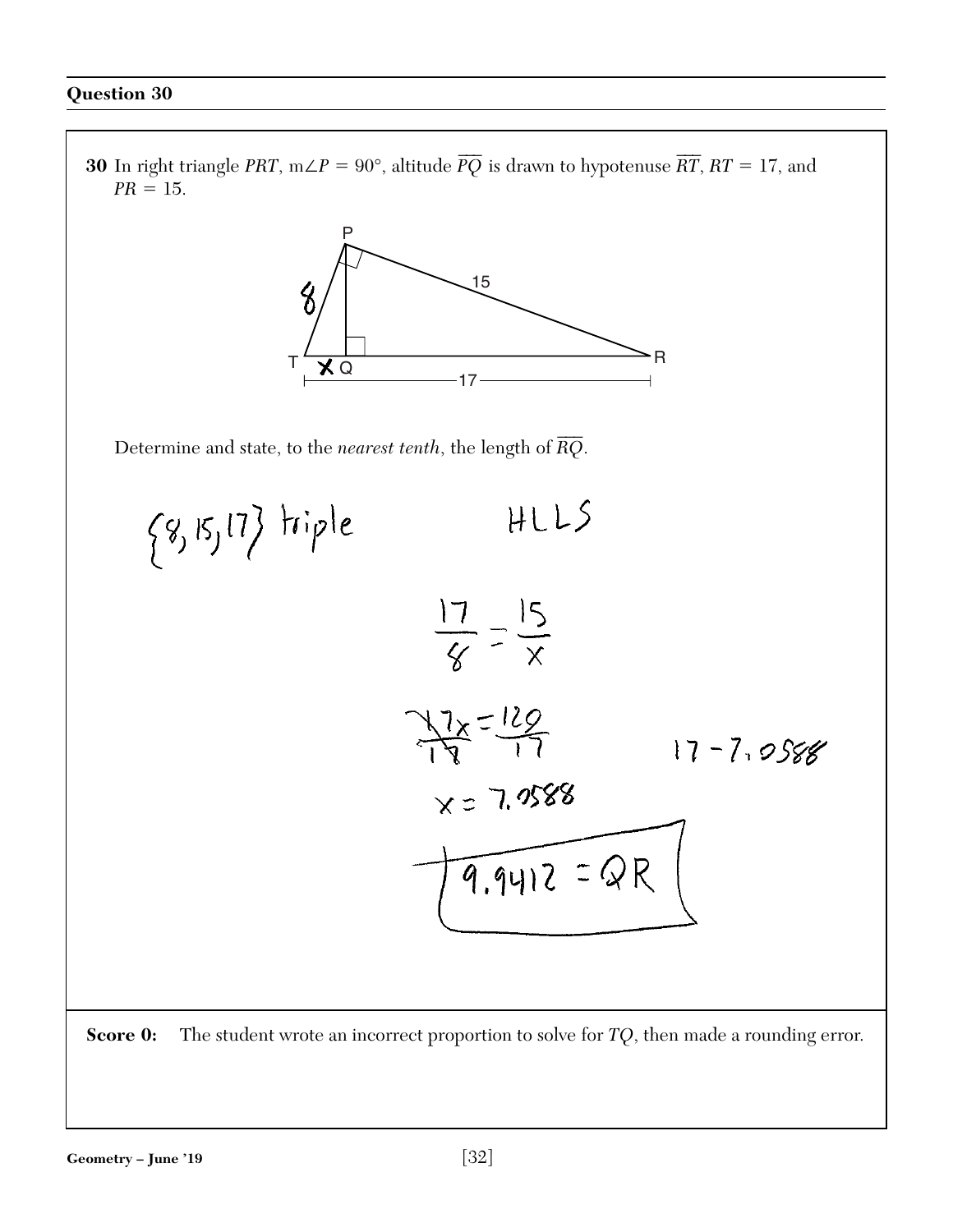## Question 30

**30** In right triangle $PRT$, $m\angle P = 90°$, altitude $\overline{PQ}$ is drawn to hypotenuse $\overline{RT}$, $RT = 17$, and $PR = 15$.

Determine and state, to the *nearest tenth*, the length of $\overline{RQ}$.

$\{8, 15, 17\}$ triple

HLLS

$$\frac{17}{8} = \frac{15}{x}$$

$$\frac{17x}{17} = \frac{120}{17}$$

$$x = 7.0588$$

$17 - 7.0588$

$$9.9412 = QR$$

**Score 0:** The student wrote an incorrect proportion to solve for $TQ$, then made a rounding error.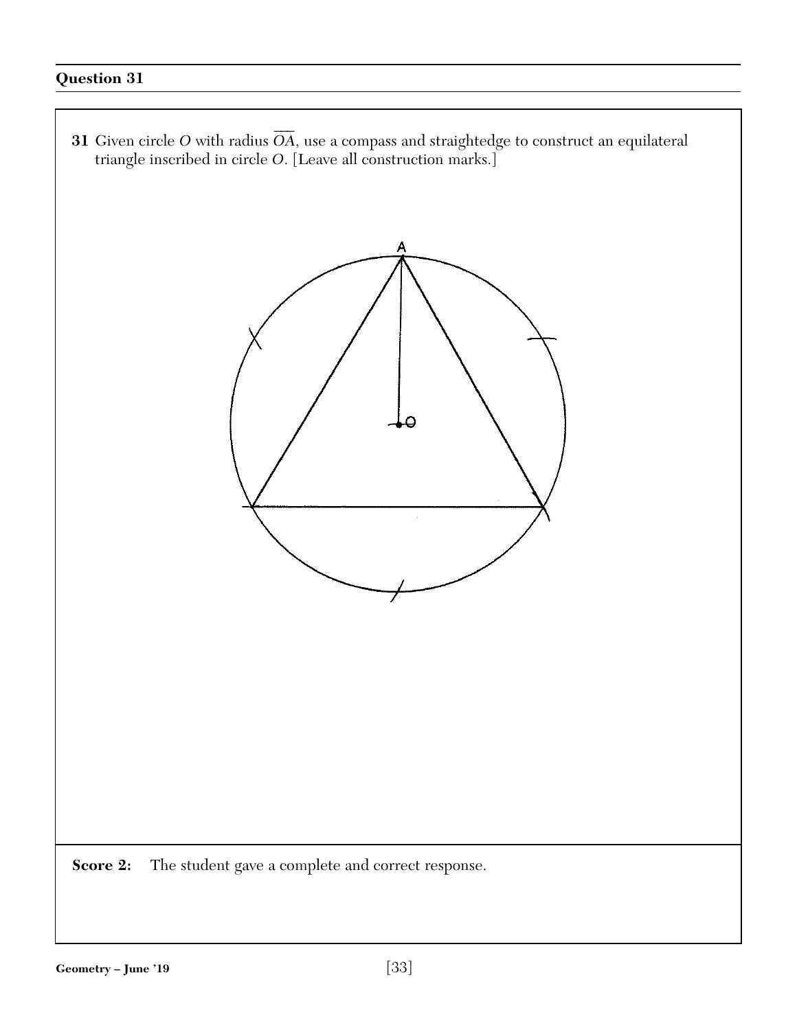## Question 31

**31** Given circle *O* with radius $\overline{OA}$, use a compass and straightedge to construct an equilateral triangle inscribed in circle *O*. [Leave all construction marks.]

**Score 2:** The student gave a complete and correct response.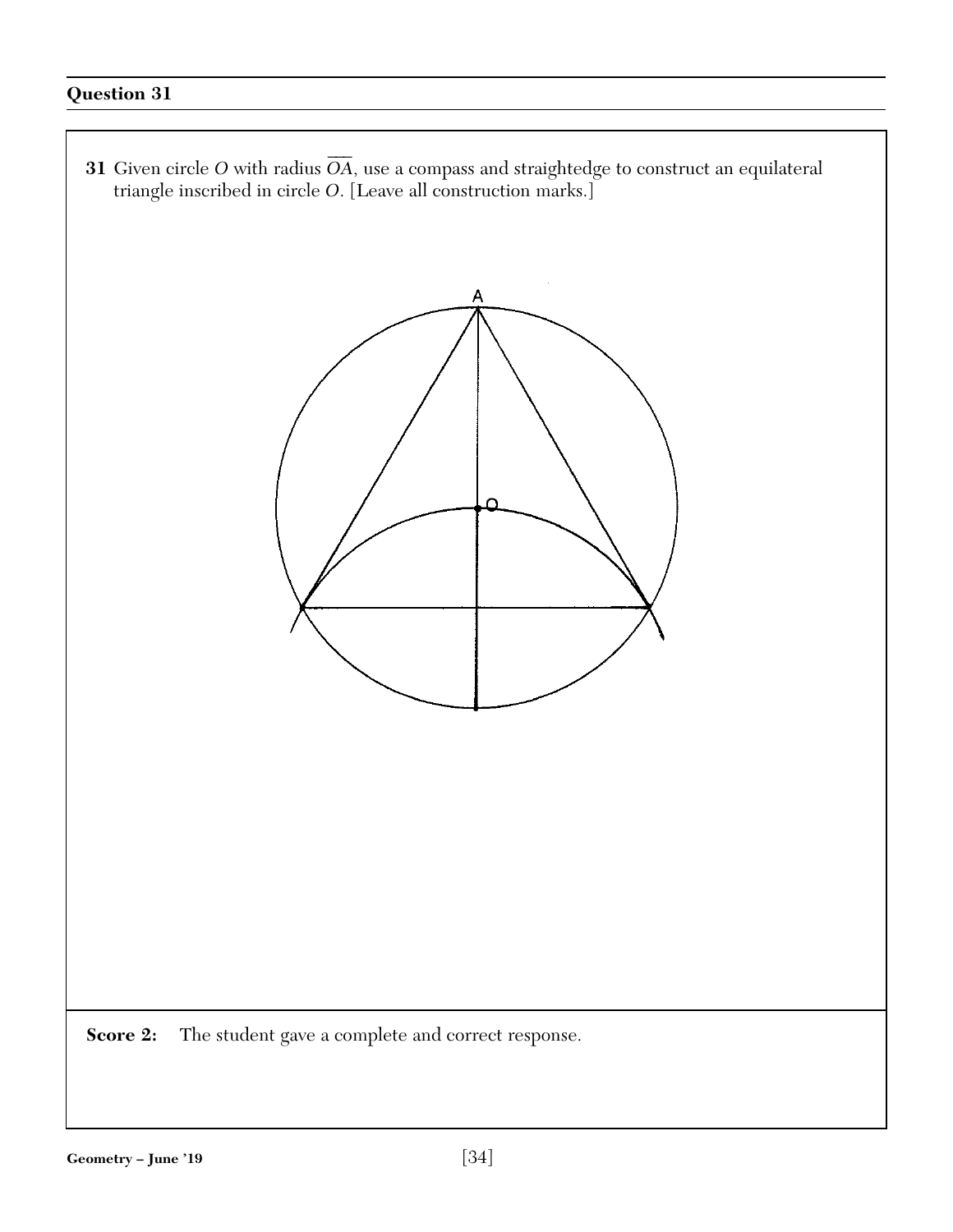## Question 31

**31** Given circle $O$ with radius $\overline{OA}$, use a compass and straightedge to construct an equilateral triangle inscribed in circle $O$. [Leave all construction marks.]

**Score 2:** The student gave a complete and correct response.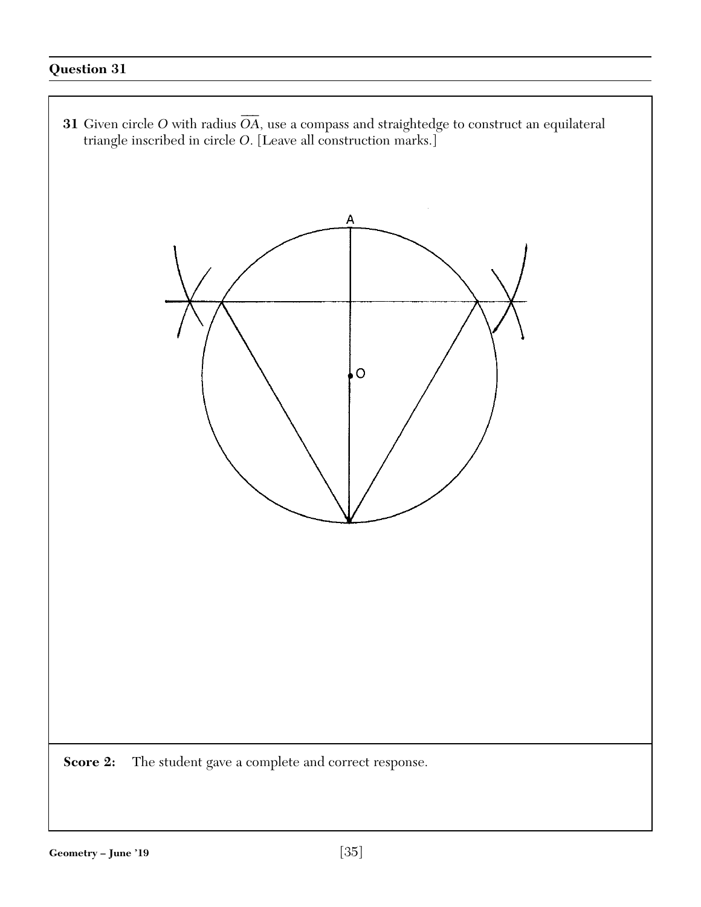## Question 31

**31** Given circle $O$ with radius $\overline{OA}$, use a compass and straightedge to construct an equilateral triangle inscribed in circle $O$. [Leave all construction marks.]

**Score 2:** The student gave a complete and correct response.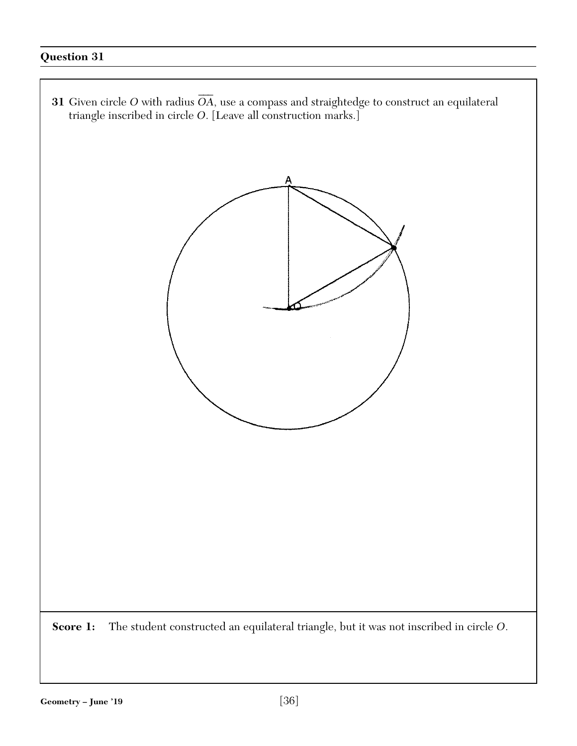## Question 31

**31** Given circle $O$ with radius $\overline{OA}$, use a compass and straightedge to construct an equilateral triangle inscribed in circle $O$. [Leave all construction marks.]

**Score 1:** The student constructed an equilateral triangle, but it was not inscribed in circle $O$.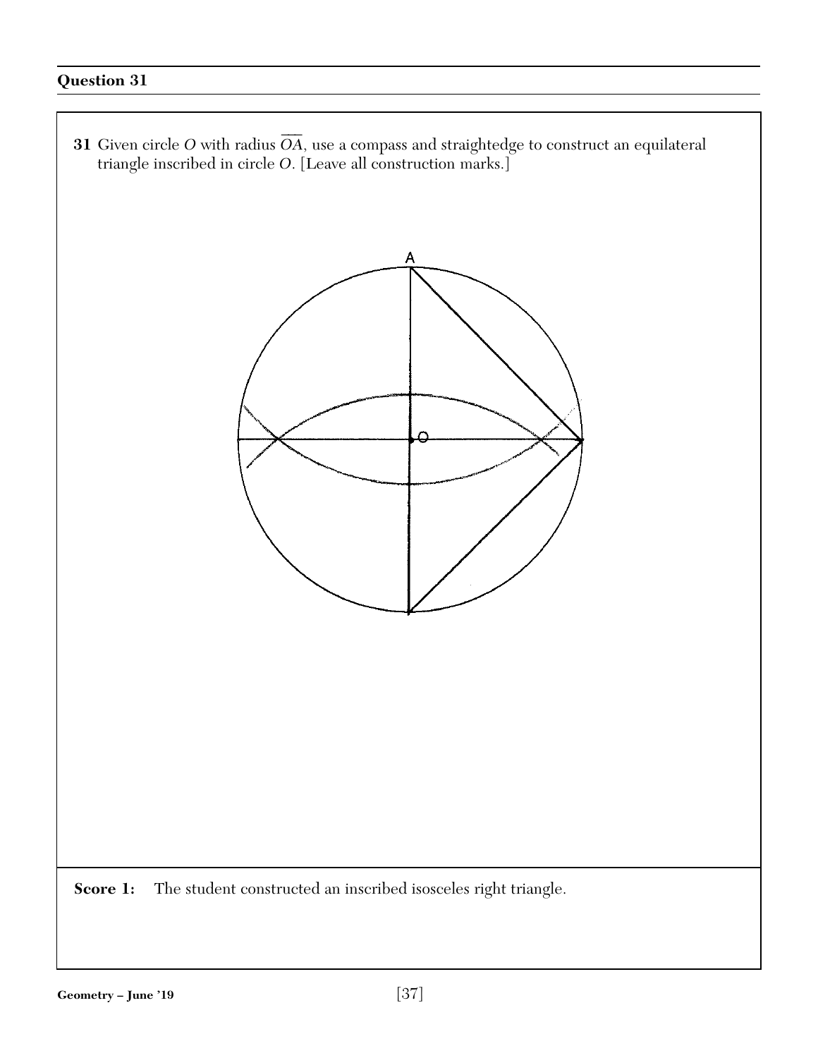## Question 31

**31** Given circle *O* with radius $\overline{OA}$, use a compass and straightedge to construct an equilateral triangle inscribed in circle *O*. [Leave all construction marks.]

**Score 1:** The student constructed an inscribed isosceles right triangle.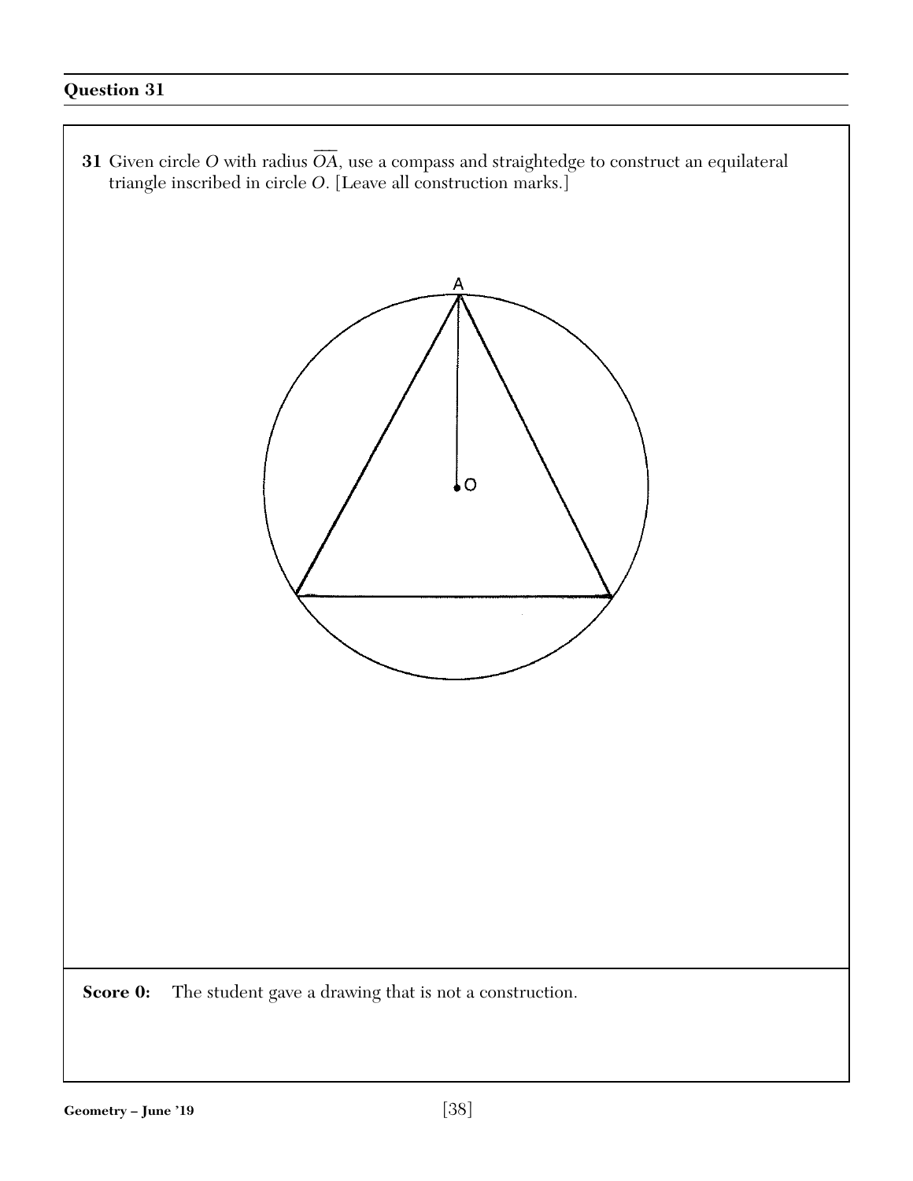## Question 31

**31** Given circle $O$ with radius $\overline{OA}$, use a compass and straightedge to construct an equilateral triangle inscribed in circle $O$. [Leave all construction marks.]

**Score 0:** The student gave a drawing that is not a construction.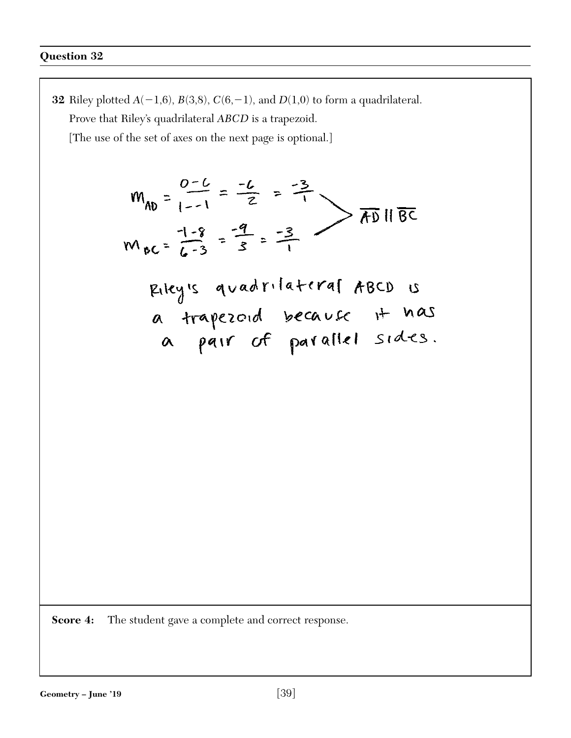## Question 32

**32** Riley plotted $A(-1,6)$, $B(3,8)$, $C(6,-1)$, and $D(1,0)$ to form a quadrilateral.

Prove that Riley's quadrilateral *ABCD* is a trapezoid.

[The use of the set of axes on the next page is optional.]

$$m_{AD} = \frac{0-6}{1--1} = \frac{-6}{2} = \frac{-3}{1}$$

$$m_{BC} = \frac{-1-8}{6-3} = \frac{-9}{3} = \frac{-3}{1}$$

$\overline{AD} \parallel \overline{BC}$

Riley's quadrilateral ABCD is a trapezoid because it has a pair of parallel sides.

**Score 4:** The student gave a complete and correct response.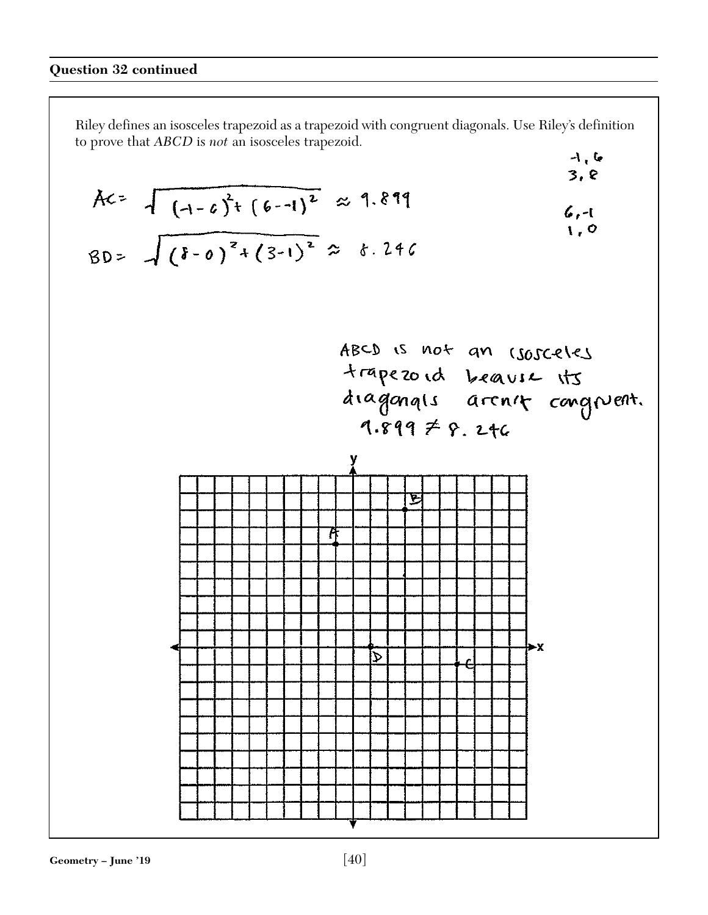**Question 32 continued**

Riley defines an isosceles trapezoid as a trapezoid with congruent diagonals. Use Riley's definition to prove that *ABCD* is *not* an isosceles trapezoid.

-1, 6
3, 8

6, -1
1, 0

$AC = \sqrt{(-1-6)^2 + (6--1)^2} \approx 9.899$

$BD = \sqrt{(8-0)^2 + (3-1)^2} \approx 8.246$

ABCD is not an isosceles trapezoid beause its diagonals aren't congruent.
$9.899 \neq 8.246$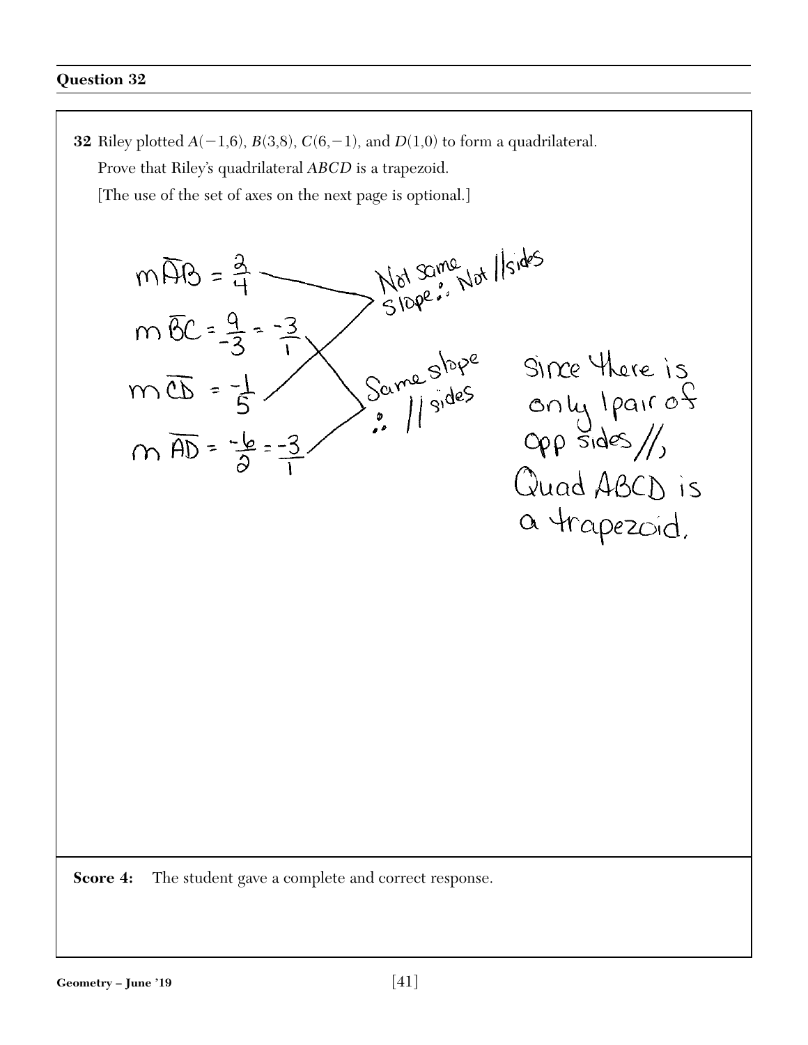## Question 32

**32** Riley plotted $A(-1,6)$, $B(3,8)$, $C(6,-1)$, and $D(1,0)$ to form a quadrilateral. Prove that Riley's quadrilateral $ABCD$ is a trapezoid.

[The use of the set of axes on the next page is optional.]

$m\overline{AB} = \frac{2}{4}$

$m\overline{BC} = \frac{9}{-3} = \frac{-3}{1}$

$m\overline{CD} = \frac{-1}{5}$

$m\overline{AD} = \frac{-6}{2} = \frac{-3}{1}$

Not same slope ∴ Not // sides

Same slope ∴ // sides

Since there is only 1 pair of opp sides //, Quad ABCD is a trapezoid.

**Score 4:** The student gave a complete and correct response.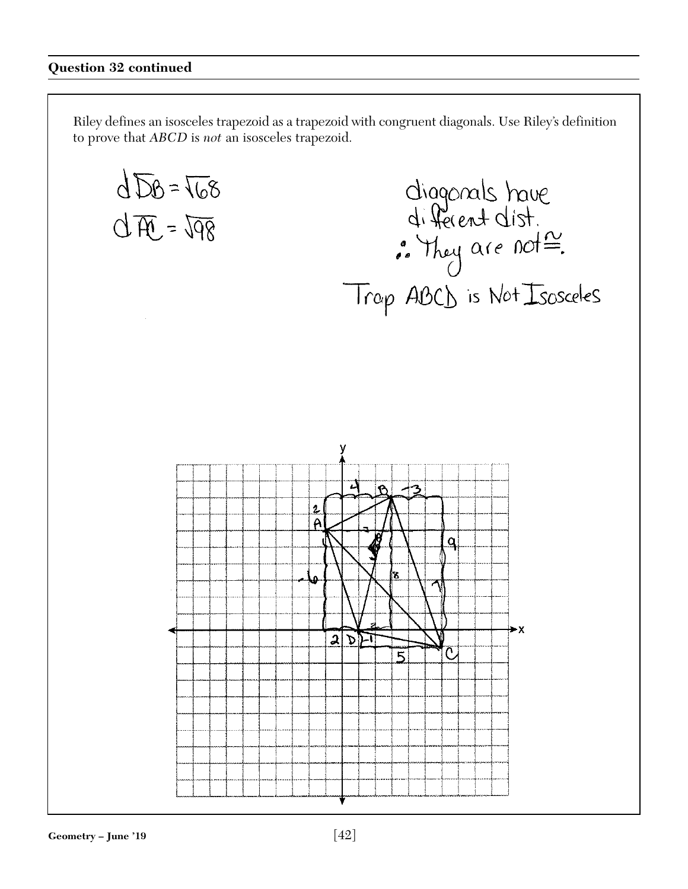**Question 32 continued**

Riley defines an isosceles trapezoid as a trapezoid with congruent diagonals. Use Riley's definition to prove that *ABCD* is *not* an isosceles trapezoid.

$d\,\overline{DB} = \sqrt{68}$

$d\,\overline{AC} = \sqrt{98}$

diagonals have different dist.

$\therefore$ They are not $\cong$.

Trap ABCD is Not Isosceles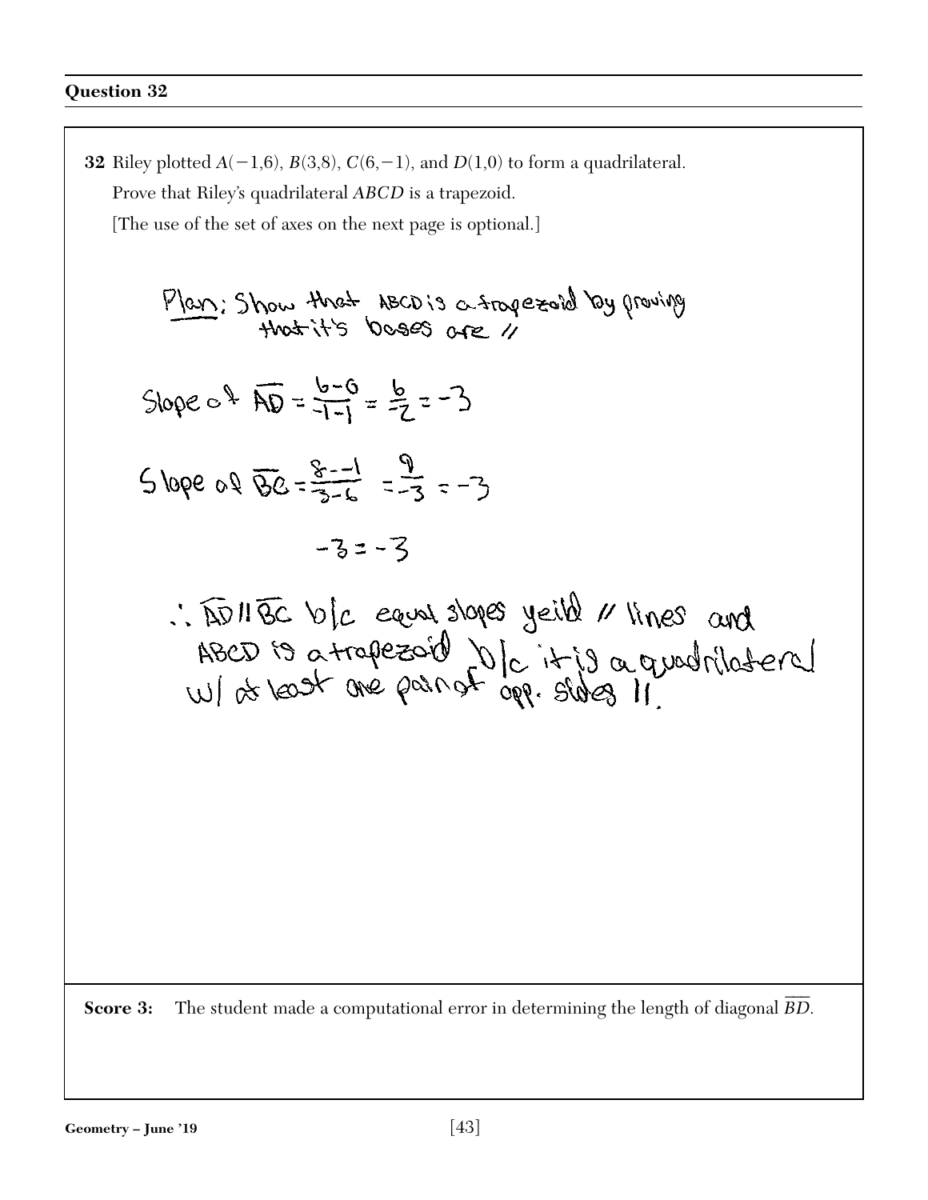## Question 32

**32** Riley plotted $A(-1,6)$, $B(3,8)$, $C(6,-1)$, and $D(1,0)$ to form a quadrilateral.

Prove that Riley's quadrilateral $ABCD$ is a trapezoid.

[The use of the set of axes on the next page is optional.]

Plan: Show that ABCD is a trapezoid by proving that it's bases are //

Slope of $\overline{AD} = \frac{6-0}{-1-1} = \frac{6}{-2} = -3$

Slope of $\overline{BC} = \frac{8--1}{3-6} = \frac{9}{-3} = -3$

$-3 = -3$

$\therefore \overline{AD} \parallel \overline{BC}$ b/c equal slopes yeild // lines and ABCD is a trapezoid b/c it is a quadrilateral w/ at least one pair of opp. sides $\parallel$.

**Score 3:** The student made a computational error in determining the length of diagonal $\overline{BD}$.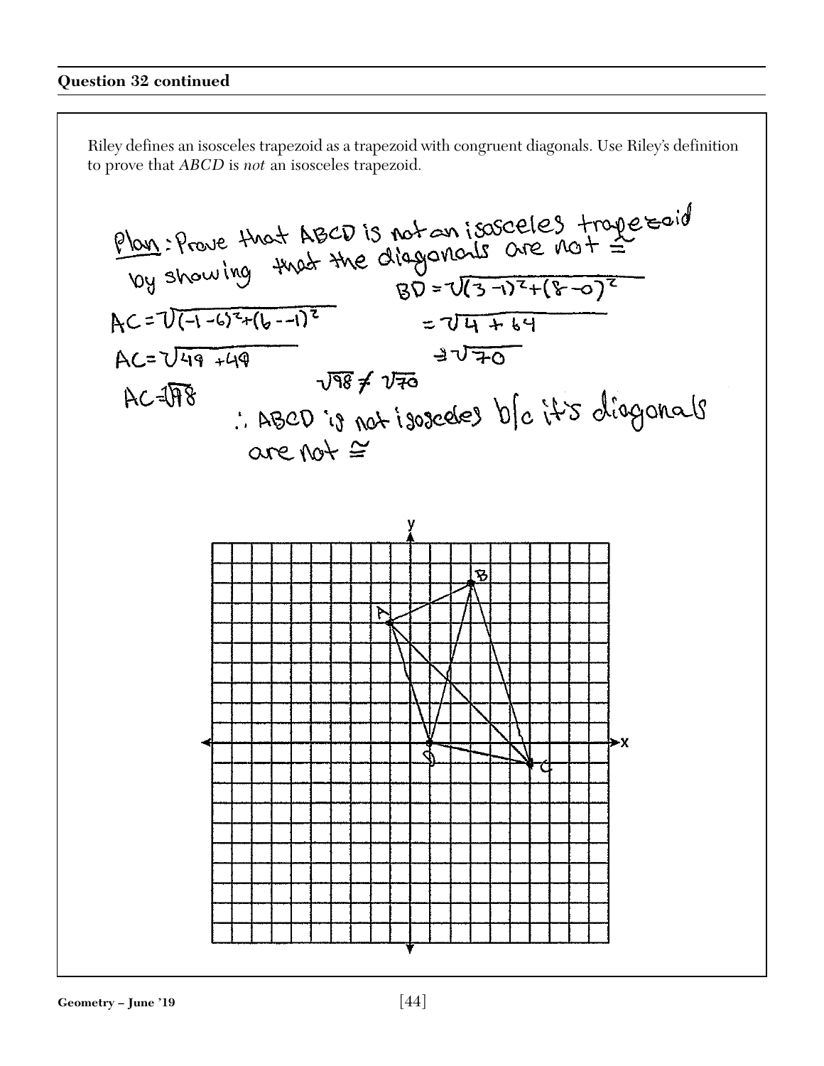## Question 32 continued

Riley defines an isosceles trapezoid as a trapezoid with congruent diagonals. Use Riley's definition to prove that *ABCD* is *not* an isosceles trapezoid.

Plan: Prove that ABCD is not an isosceles trapezoid by showing that the diagonals are not $\cong$

$AC = \sqrt{(-1-6)^2+(6--1)^2}$

$AC = \sqrt{49+49}$

$AC = \sqrt{98}$

$BD = \sqrt{(3-1)^2+(8-0)^2}$

$= \sqrt{4+64}$

$= \sqrt{70}$

$\sqrt{98} \neq \sqrt{70}$

$\therefore$ ABCD is not isosceles b/c it's diagonals are not $\cong$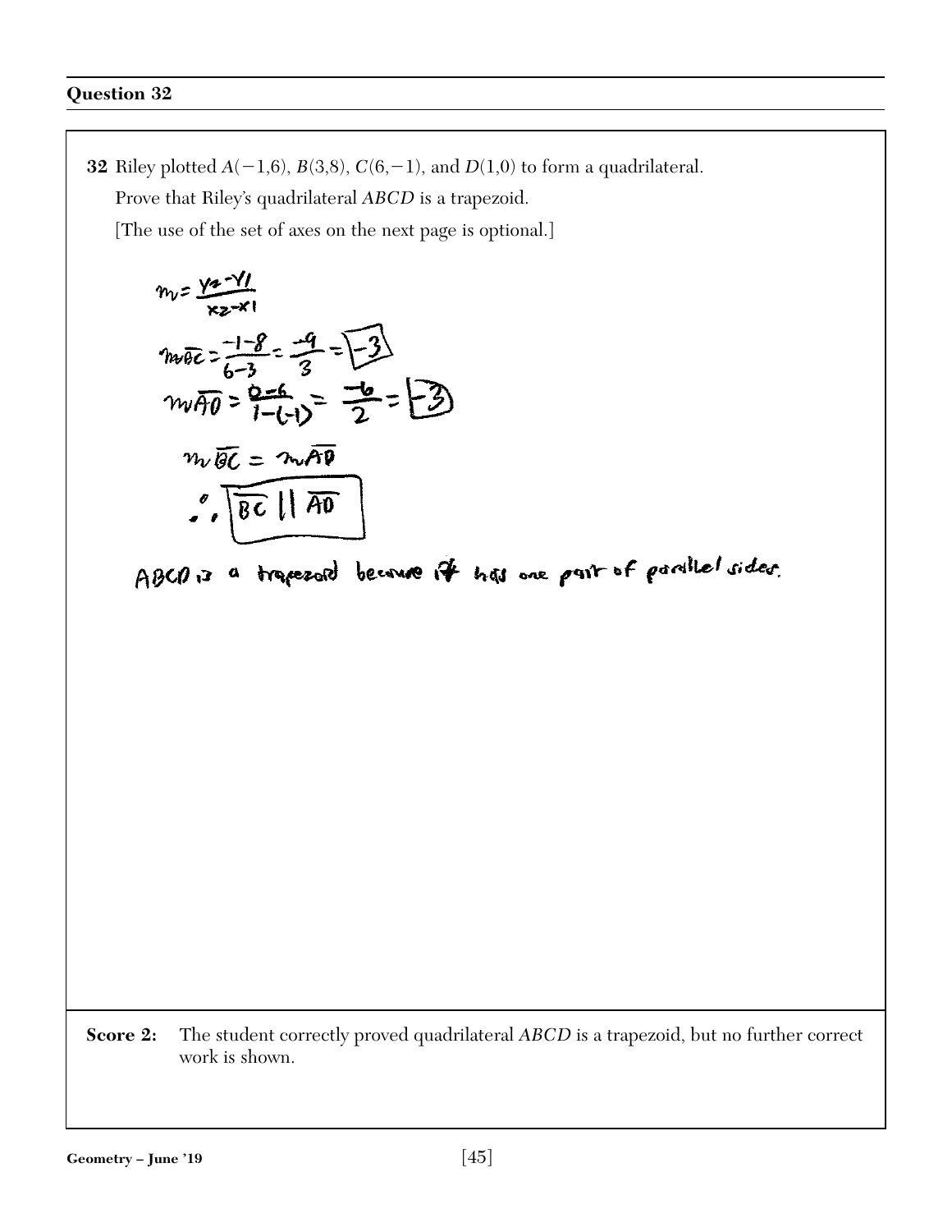## Question 32

**32** Riley plotted $A(-1,6)$, $B(3,8)$, $C(6,-1)$, and $D(1,0)$ to form a quadrilateral.

Prove that Riley's quadrilateral $ABCD$ is a trapezoid.

[The use of the set of axes on the next page is optional.]

$$m = \frac{y_2 - y_1}{x_2 - x_1}$$

$$m\overline{BC} = \frac{-1-8}{6-3} = \frac{-9}{3} = \boxed{-3}$$

$$m\overline{AD} = \frac{0-6}{1-(-1)} = \frac{-6}{2} = \boxed{-3}$$

$$m\overline{BC} = m\overline{AD}$$

$$\therefore \boxed{\overline{BC} \parallel \overline{AD}}$$

ABCD is a trapezoid because it has one pair of parallel sides.

**Score 2:** The student correctly proved quadrilateral *ABCD* is a trapezoid, but no further correct work is shown.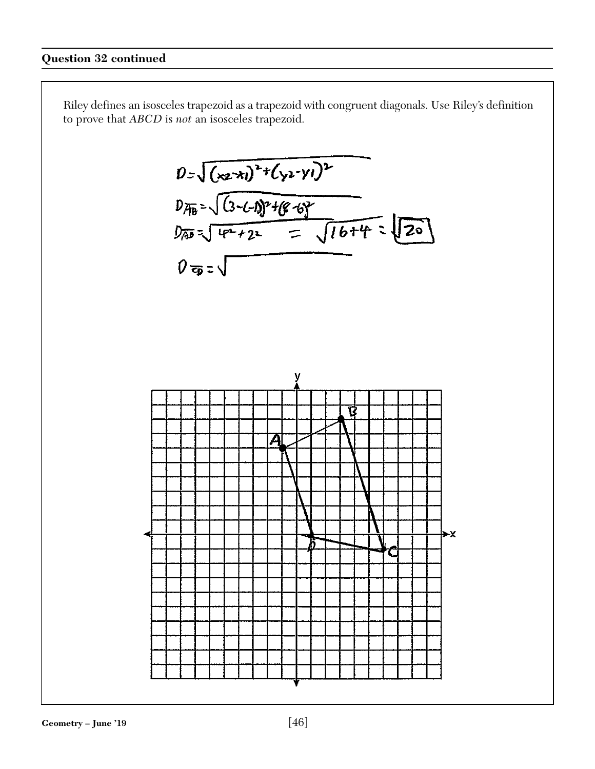## Question 32 continued

Riley defines an isosceles trapezoid as a trapezoid with congruent diagonals. Use Riley's definition to prove that *ABCD* is *not* an isosceles trapezoid.

$$D = \sqrt{(x_2 - x_1)^2 + (y_2 - y_1)^2}$$

$$D_{\overline{AB}} = \sqrt{(3-(-1))^2 + (8-6)^2}$$

$$D_{\overline{AB}} = \sqrt{4^2 + 2^2} = \sqrt{16+4} = \boxed{\sqrt{20}}$$

$$D_{\overline{CD}} = \sqrt{\phantom{x}}$$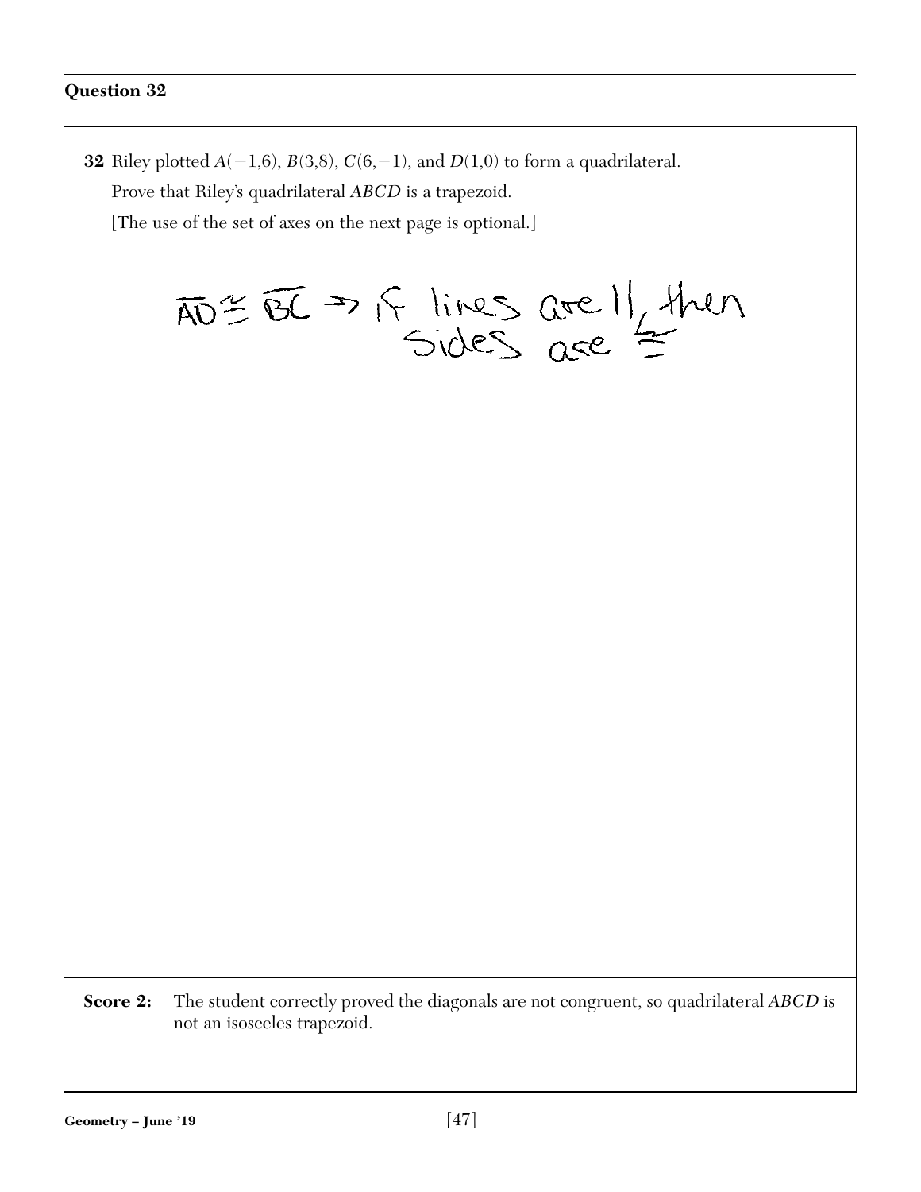## Question 32

**32** Riley plotted $A(-1,6)$, $B(3,8)$, $C(6,-1)$, and $D(1,0)$ to form a quadrilateral.

Prove that Riley's quadrilateral *ABCD* is a trapezoid.

[The use of the set of axes on the next page is optional.]

$\overline{AD} \cong \overline{BC} \rightarrow$ if lines are $\parallel$, then sides are $\cong$

**Score 2:** The student correctly proved the diagonals are not congruent, so quadrilateral *ABCD* is not an isosceles trapezoid.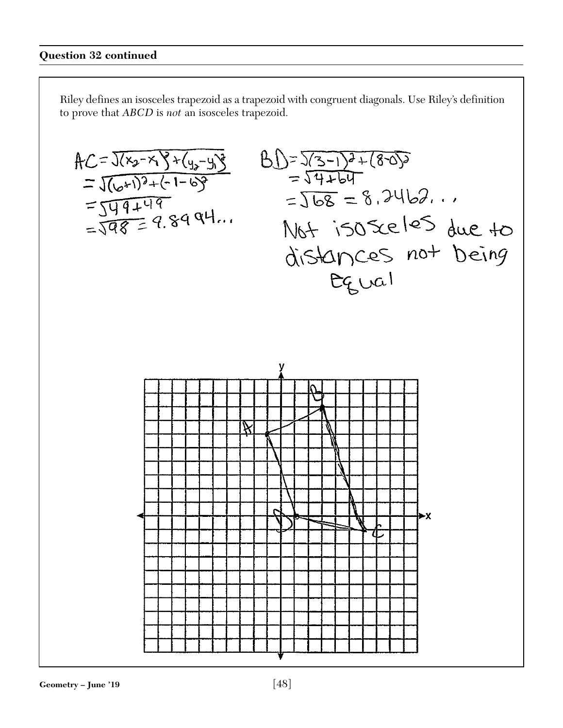**Question 32 continued**

Riley defines an isosceles trapezoid as a trapezoid with congruent diagonals. Use Riley's definition to prove that *ABCD* is *not* an isosceles trapezoid.

$AC = \sqrt{(x_2-x_1)^2+(y_2-y_1)^2}$
$= \sqrt{(6+1)^2+(-1-6)^2}$
$= \sqrt{49+49}$
$= \sqrt{98} = 9.8994...$

$BD = \sqrt{(3-1)^2+(8-0)^2}$
$= \sqrt{4+64}$
$= \sqrt{68} = 8.2462...$

Not isosceles due to distances not being Equal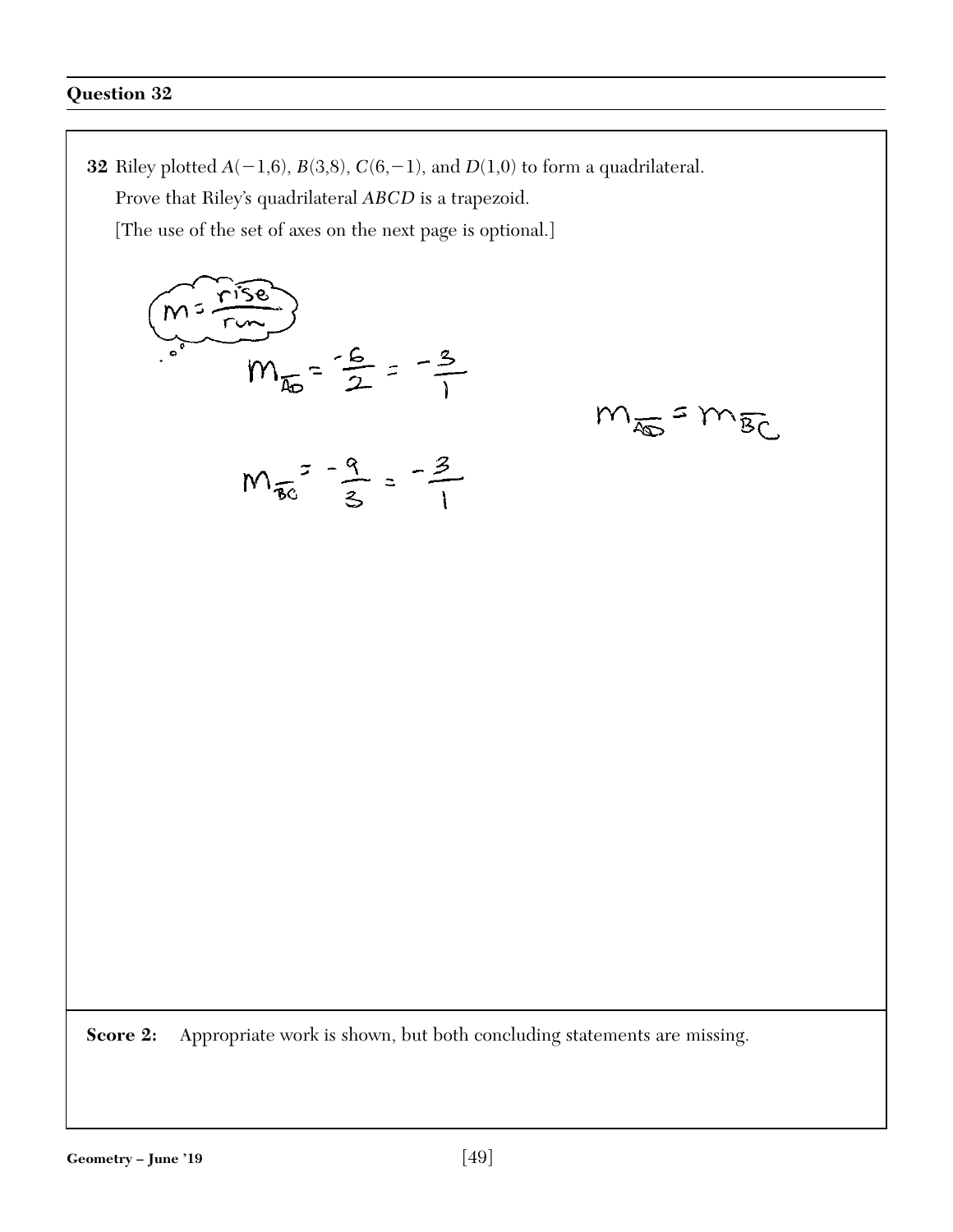### Question 32

**32** Riley plotted $A(-1,6)$, $B(3,8)$, $C(6,-1)$, and $D(1,0)$ to form a quadrilateral.

Prove that Riley's quadrilateral $ABCD$ is a trapezoid.

[The use of the set of axes on the next page is optional.]

$m = \frac{rise}{run}$

$m_{\overline{AD}} = \frac{-6}{2} = -\frac{3}{1}$

$m_{\overline{BC}} = -\frac{9}{3} = -\frac{3}{1}$

$m_{\overline{AD}} = m_{\overline{BC}}$

**Score 2:** Appropriate work is shown, but both concluding statements are missing.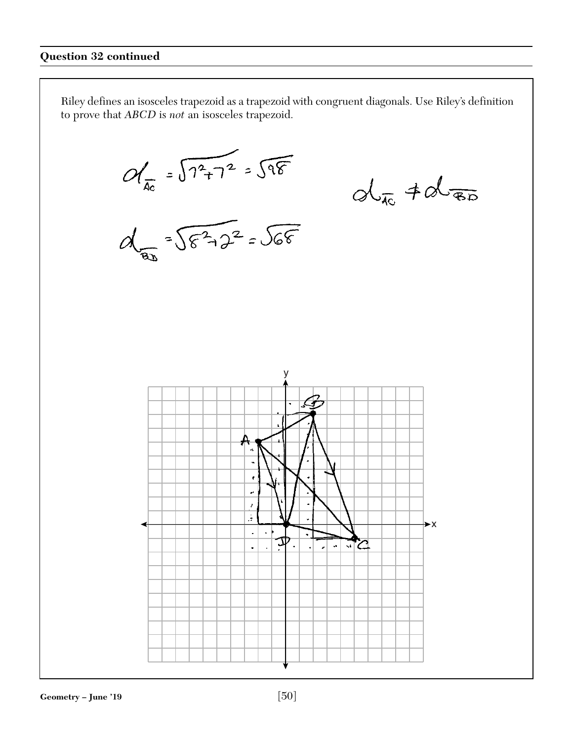## Question 32 continued

Riley defines an isosceles trapezoid as a trapezoid with congruent diagonals. Use Riley's definition to prove that *ABCD* is *not* an isosceles trapezoid.

$d_{\overline{AC}} = \sqrt{7^2+7^2} = \sqrt{98}$

$d_{\overline{AC}} \neq d_{\overline{BD}}$

$d_{\overline{BD}} = \sqrt{8^2+2^2} = \sqrt{68}$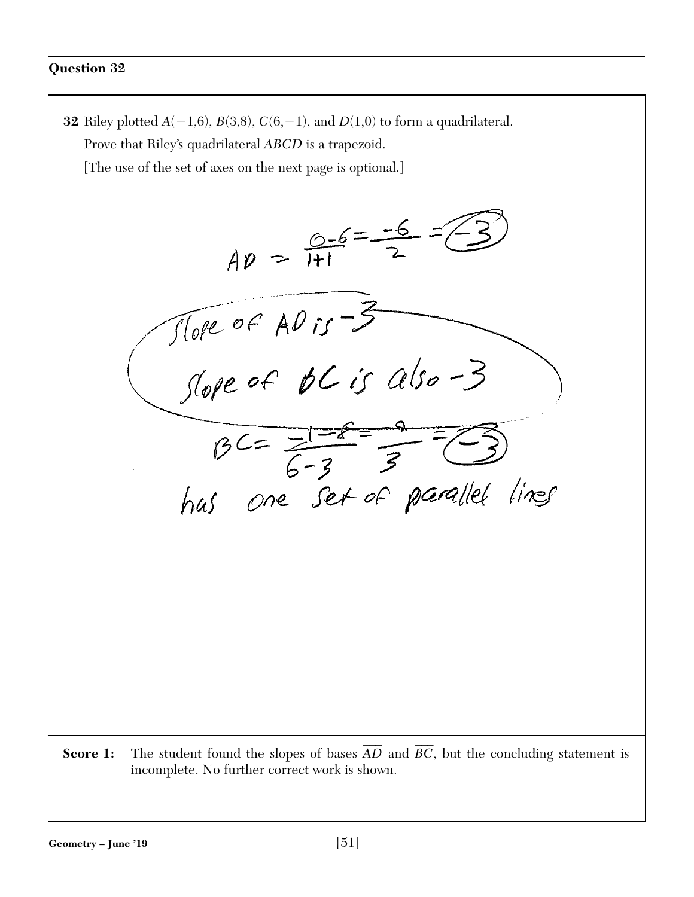## Question 32

**32** Riley plotted $A(-1,6)$, $B(3,8)$, $C(6,-1)$, and $D(1,0)$ to form a quadrilateral.

Prove that Riley's quadrilateral $ABCD$ is a trapezoid.

[The use of the set of axes on the next page is optional.]

$$AD = \frac{0-6}{1+1} = \frac{-6}{2} = -3$$

Slope of AD is $-3$

Slope of BC is also $-3$

$$BC = \frac{-1-8}{6-3} = \frac{-9}{3} = -3$$

has one set of parallel lines

**Score 1:** The student found the slopes of bases $\overline{AD}$ and $\overline{BC}$, but the concluding statement is incomplete. No further correct work is shown.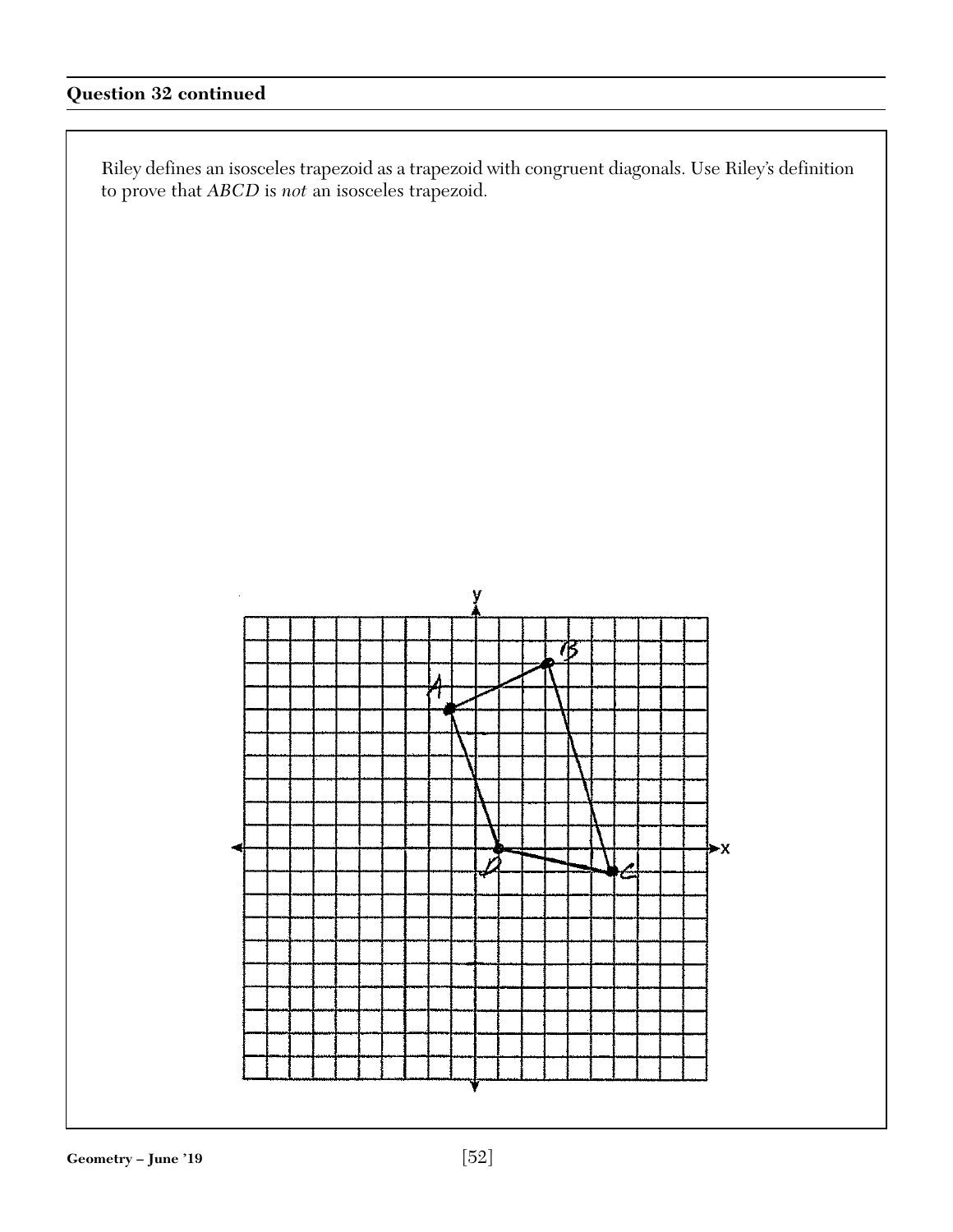**Question 32 continued**

Riley defines an isosceles trapezoid as a trapezoid with congruent diagonals. Use Riley's definition to prove that *ABCD* is *not* an isosceles trapezoid.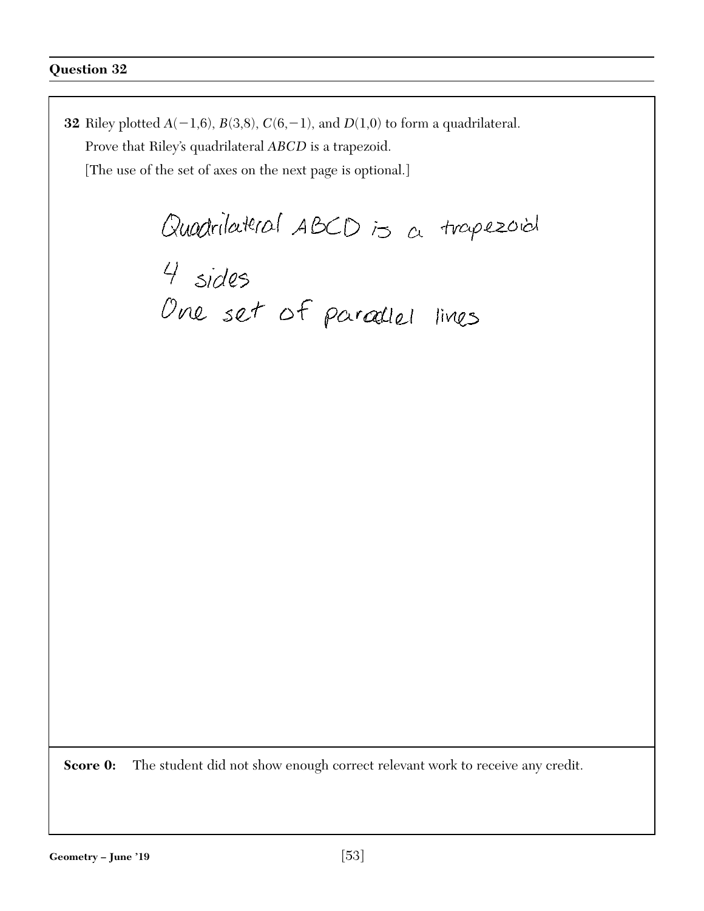## Question 32

**32** Riley plotted $A(-1,6)$, $B(3,8)$, $C(6,-1)$, and $D(1,0)$ to form a quadrilateral.

Prove that Riley's quadrilateral *ABCD* is a trapezoid.

[The use of the set of axes on the next page is optional.]

Quadrilateral ABCD is a trapezoid

4 sides

One set of parallel lines

**Score 0:** The student did not show enough correct relevant work to receive any credit.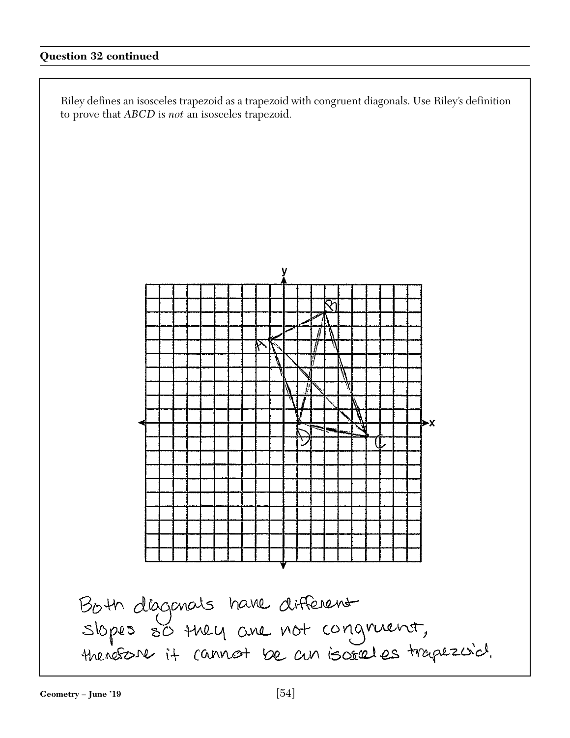**Question 32 continued**

Riley defines an isosceles trapezoid as a trapezoid with congruent diagonals. Use Riley's definition to prove that *ABCD* is *not* an isosceles trapezoid.

Both diagonals have different slopes so they are not congruent, therefore it cannot be an isosceles trapezoid.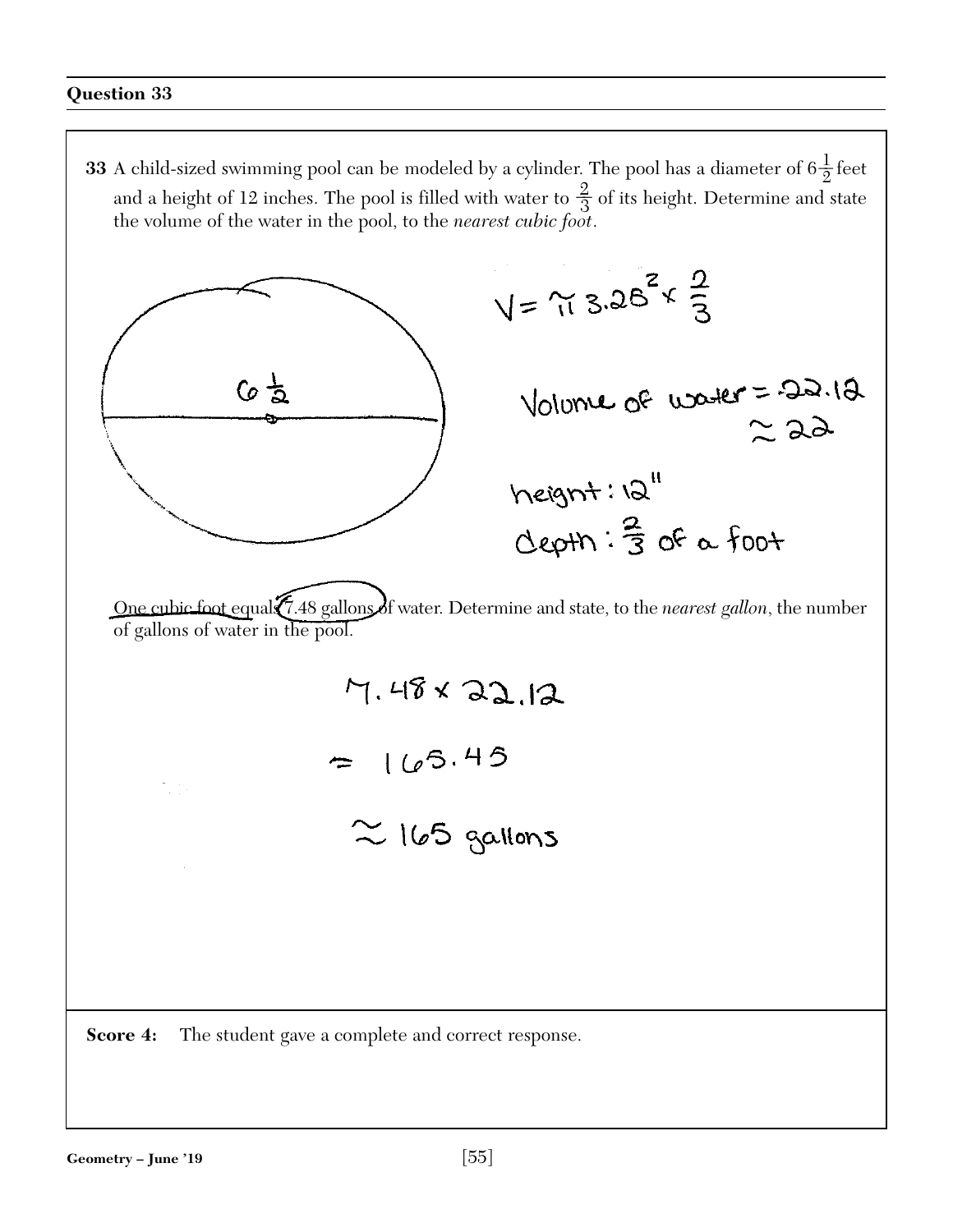## Question 33

**33** A child-sized swimming pool can be modeled by a cylinder. The pool has a diameter of $6\frac{1}{2}$ feet and a height of 12 inches. The pool is filled with water to $\frac{2}{3}$ of its height. Determine and state the volume of the water in the pool, to the *nearest cubic foot*.

$6\frac{1}{2}$

$V = \pi 3.25^2 \times \frac{2}{3}$

Volume of water = 22.12
$\approx 22$

height: 12"
depth: $\frac{2}{3}$ of a foot

One cubic foot equals 7.48 gallons of water. Determine and state, to the *nearest gallon*, the number of gallons of water in the pool.

$7.48 \times 22.12$

$= 165.45$

$\approx 165$ gallons

**Score 4:** The student gave a complete and correct response.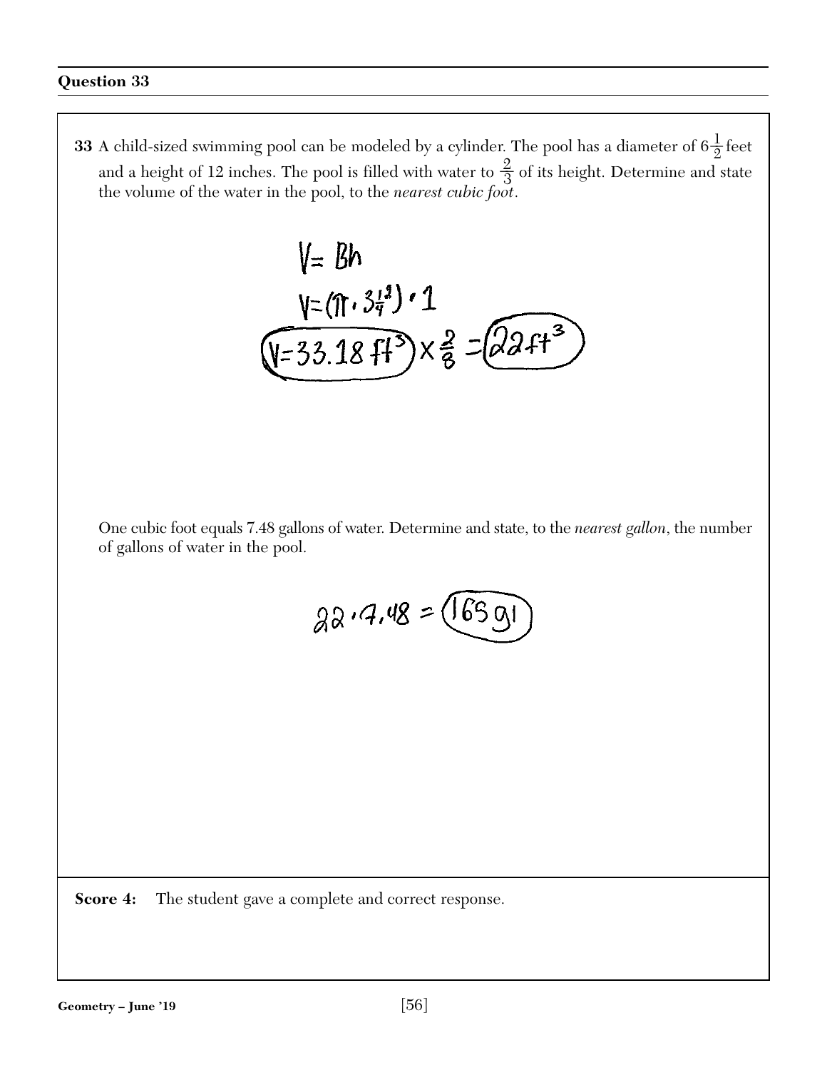## Question 33

**33** A child-sized swimming pool can be modeled by a cylinder. The pool has a diameter of $6\frac{1}{2}$ feet and a height of 12 inches. The pool is filled with water to $\frac{2}{3}$ of its height. Determine and state the volume of the water in the pool, to the *nearest cubic foot*.

$V = Bh$

$V = (\pi \cdot 3\frac{1}{4}^2) \cdot 1$

$V = 33.18\ ft^3 \times \frac{2}{3} = 22\ ft^3$

One cubic foot equals 7.48 gallons of water. Determine and state, to the *nearest gallon*, the number of gallons of water in the pool.

$22 \cdot 7.48 = 165\ gl$

**Score 4:** The student gave a complete and correct response.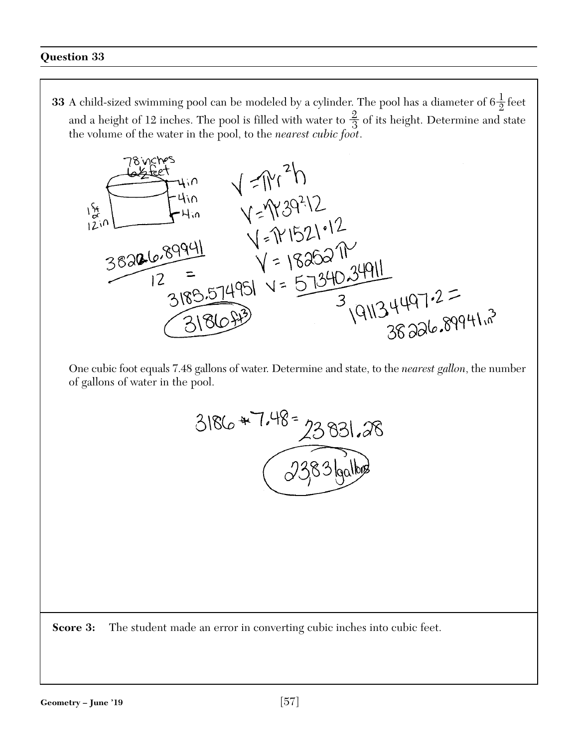## Question 33

**33** A child-sized swimming pool can be modeled by a cylinder. The pool has a diameter of $6\frac{1}{2}$ feet and a height of 12 inches. The pool is filled with water to $\frac{2}{3}$ of its height. Determine and state the volume of the water in the pool, to the *nearest cubic foot*.

78 inches
$6\frac{1}{2}$ feet
4 in
4 in
4 in
1 ft or 12 in

$V = \pi r^2 h$

$V = \pi 39^2 \cdot 12$

$V = \pi 1521 \cdot 12$

$V = 18252\pi$

$V = \frac{57340.34911}{3}$

$191134497.2 = 38226.89941 \text{ in}^3$

$\frac{38226.89941}{12} = 3185.574951$

$3186 \text{ ft}^3$

One cubic foot equals 7.48 gallons of water. Determine and state, to the *nearest gallon*, the number of gallons of water in the pool.

$3186 * 7.48 = 23831.28$

23,831 gallons

**Score 3:** The student made an error in converting cubic inches into cubic feet.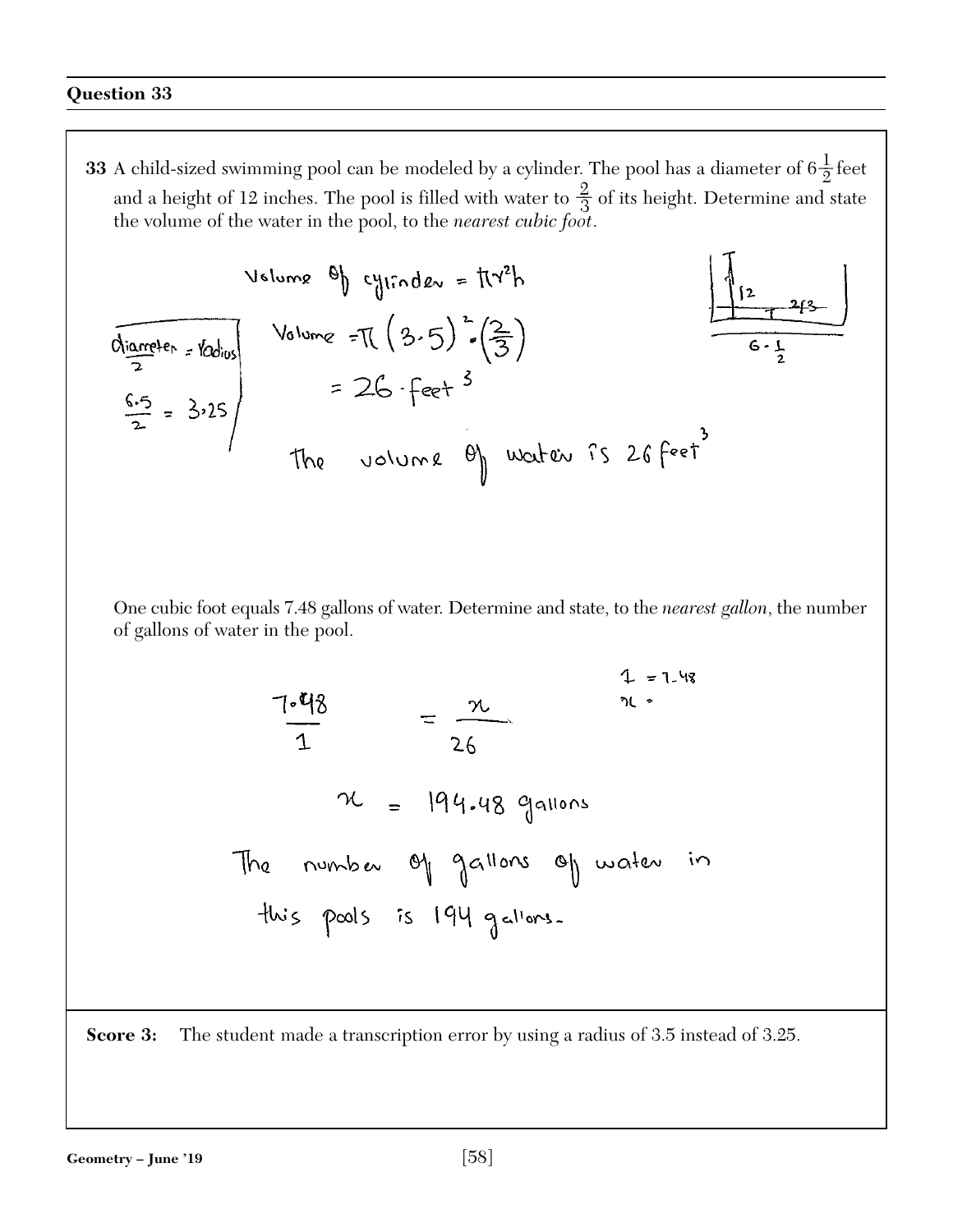## Question 33

**33** A child-sized swimming pool can be modeled by a cylinder. The pool has a diameter of $6\frac{1}{2}$ feet and a height of 12 inches. The pool is filled with water to $\frac{2}{3}$ of its height. Determine and state the volume of the water in the pool, to the *nearest cubic foot*.

Volume of cylinder = $\pi r^2 h$

$\frac{\text{diameter}}{2}$ = radius

$\frac{6.5}{2} = 3.25$

Volume $= \pi (3.5)^2 \cdot \left(\frac{2}{3}\right)$

$= 26 \cdot \text{feet}^3$

The volume of water is 26 feet$^3$

12, 2/3, $6 \cdot \frac{1}{2}$

One cubic foot equals 7.48 gallons of water. Determine and state, to the *nearest gallon*, the number of gallons of water in the pool.

$\frac{7.48}{1} = \frac{x}{26}$

$1 = 7.48$
$x =$

$x = 194.48$ gallons

The number of gallons of water in this pools is 194 gallons.

**Score 3:** The student made a transcription error by using a radius of 3.5 instead of 3.25.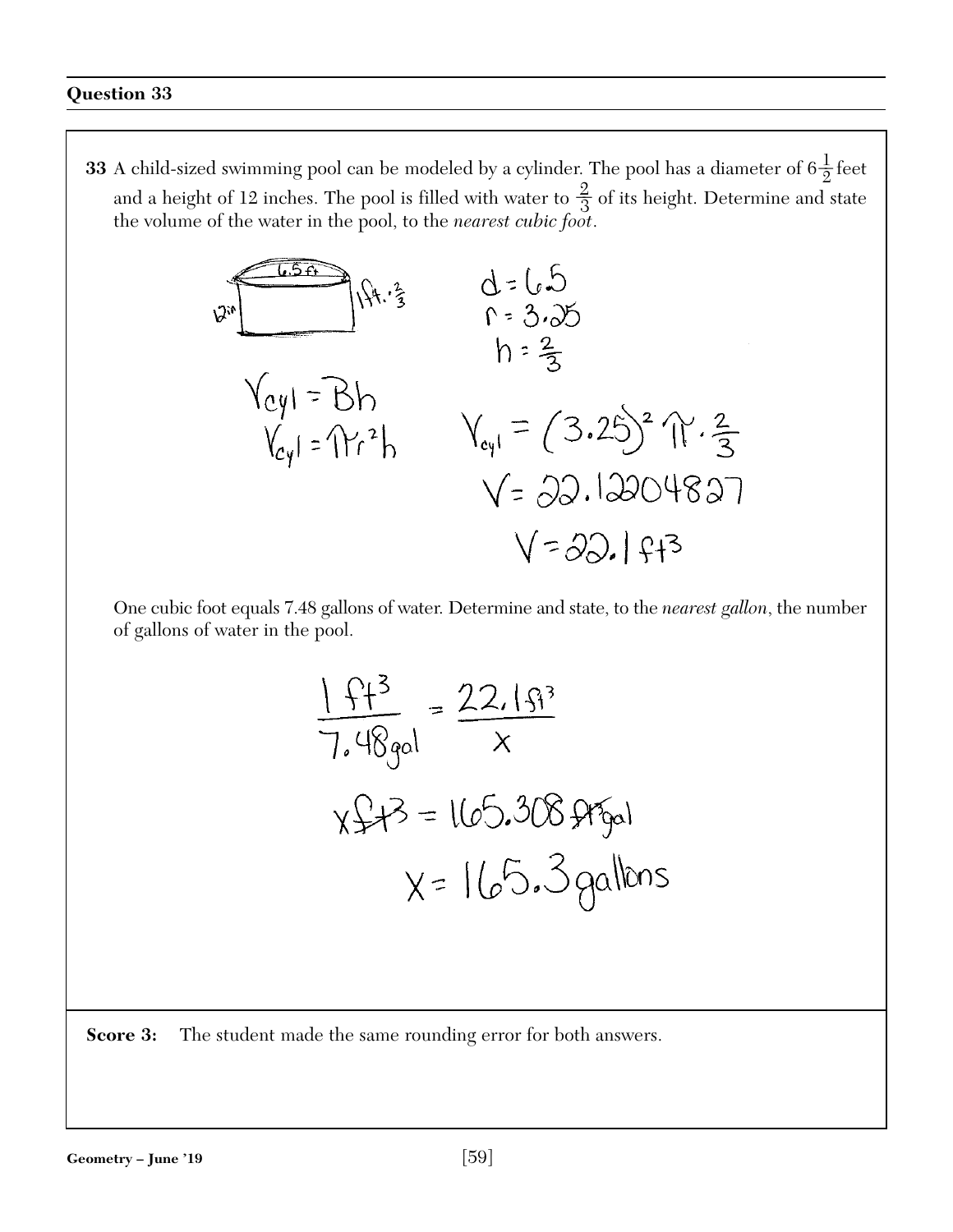## Question 33

**33** A child-sized swimming pool can be modeled by a cylinder. The pool has a diameter of $6\frac{1}{2}$ feet and a height of 12 inches. The pool is filled with water to $\frac{2}{3}$ of its height. Determine and state the volume of the water in the pool, to the *nearest cubic foot*.

6.5 ft

12 in

1 ft. $\cdot \frac{2}{3}$

$d = 6.5$

$r = 3.25$

$h = \frac{2}{3}$

$V_{cyl} = Bh$

$V_{cyl} = \pi r^2 h$

$V_{cyl} = (3.25)^2 \pi \cdot \frac{2}{3}$

$V = 22.12204827$

$V = 22.1 \text{ ft}^3$

One cubic foot equals 7.48 gallons of water. Determine and state, to the *nearest gallon*, the number of gallons of water in the pool.

$$\frac{1 \text{ ft}^3}{7.48 \text{ gal}} = \frac{22.1 \text{ ft}^3}{x}$$

$$x \text{ ft}^3 = 165.308 \text{ ft}^3 \text{gal}$$

$$x = 165.3 \text{ gallons}$$

**Score 3:** The student made the same rounding error for both answers.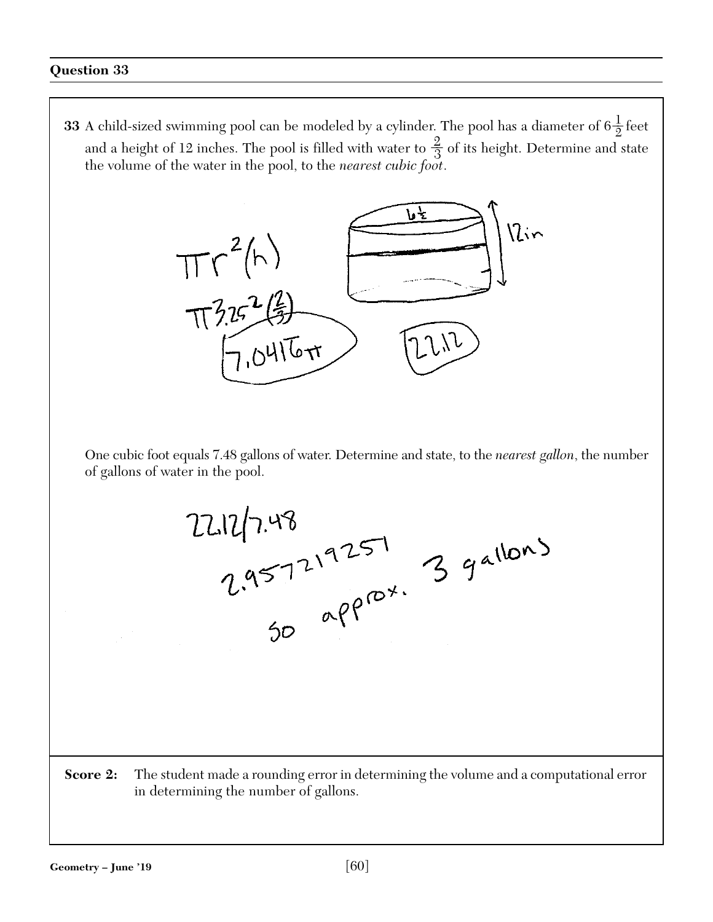**Question 33**

**33** A child-sized swimming pool can be modeled by a cylinder. The pool has a diameter of $6\frac{1}{2}$ feet and a height of 12 inches. The pool is filled with water to $\frac{2}{3}$ of its height. Determine and state the volume of the water in the pool, to the *nearest cubic foot*.

$\pi r^2(h)$

$\pi 3.25^2\left(\frac{2}{3}\right)$

$7.0416\pi$

$22.12$

$6\frac{1}{2}$ 12in

One cubic foot equals 7.48 gallons of water. Determine and state, to the *nearest gallon*, the number of gallons of water in the pool.

$22.12/7.48$

$2.957219251$

so approx. 3 gallons

**Score 2:** The student made a rounding error in determining the volume and a computational error in determining the number of gallons.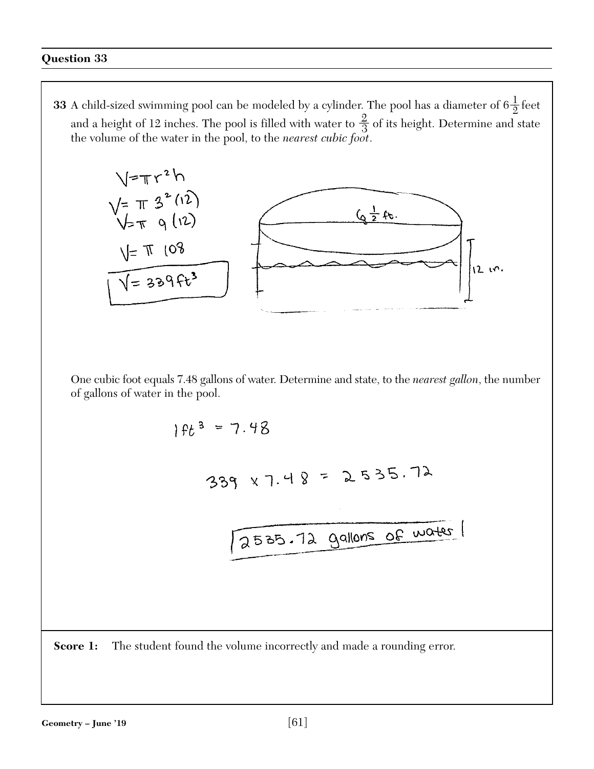## Question 33

**33** A child-sized swimming pool can be modeled by a cylinder. The pool has a diameter of $6\frac{1}{2}$ feet and a height of 12 inches. The pool is filled with water to $\frac{2}{3}$ of its height. Determine and state the volume of the water in the pool, to the *nearest cubic foot*.

$V = \pi r^2 h$

$V = \pi\, 3^2 (12)$

$V = \pi\, 9 (12)$

$V = \pi\, 108$

$V = 339 \text{ ft}^3$

$6\frac{1}{2}$ ft.

12 in.

One cubic foot equals 7.48 gallons of water. Determine and state, to the *nearest gallon*, the number of gallons of water in the pool.

$1 \text{ ft}^3 = 7.48$

$339 \times 7.48 = 2535.72$

2535.72 gallons of water

**Score 1:** The student found the volume incorrectly and made a rounding error.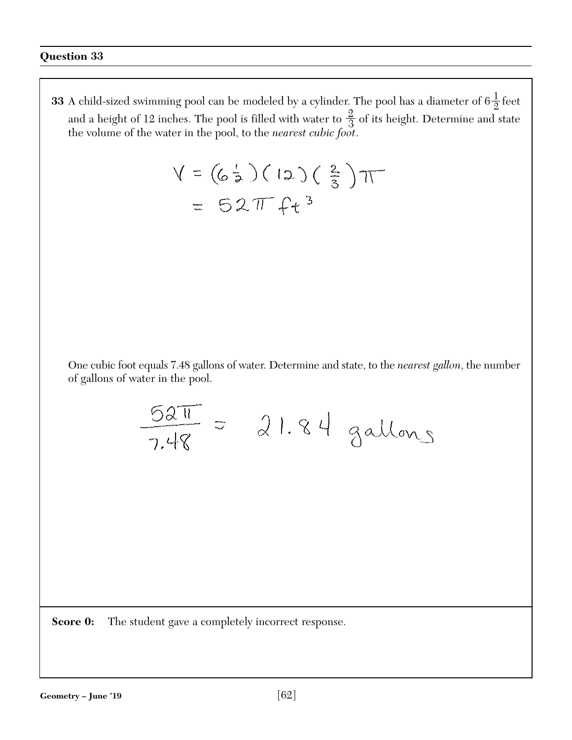## Question 33

**33** A child-sized swimming pool can be modeled by a cylinder. The pool has a diameter of $6\frac{1}{2}$ feet and a height of 12 inches. The pool is filled with water to $\frac{2}{3}$ of its height. Determine and state the volume of the water in the pool, to the *nearest cubic foot*.

$$V = (6\tfrac{1}{2})(12)(\tfrac{2}{3})\pi$$
$$= 52\pi \text{ ft}^3$$

One cubic foot equals 7.48 gallons of water. Determine and state, to the *nearest gallon*, the number of gallons of water in the pool.

$$\frac{52\pi}{7.48} = 21.84 \text{ gallons}$$

**Score 0:** The student gave a completely incorrect response.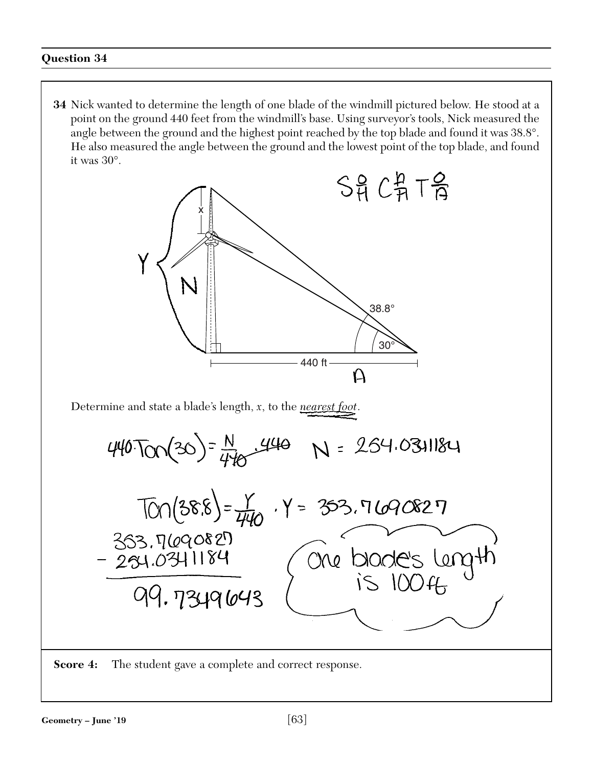## Question 34

**34** Nick wanted to determine the length of one blade of the windmill pictured below. He stood at a point on the ground 440 feet from the windmill's base. Using surveyor's tools, Nick measured the angle between the ground and the highest point reached by the top blade and found it was 38.8°. He also measured the angle between the ground and the lowest point of the top blade, and found it was 30°.

SOH CAH TOA

Determine and state a blade's length, $x$, to the *nearest foot*.

$440 \cdot \text{Tan}(30) = \frac{N}{440} \cdot 440 \quad N = 254.0341184$

$\text{Tan}(38.8) = \frac{Y}{440} \cdot Y = 353.7690827$

$353.7690827$
$- 254.0341184$
$99.7349643$

One blade's length is 100ft

**Score 4:** The student gave a complete and correct response.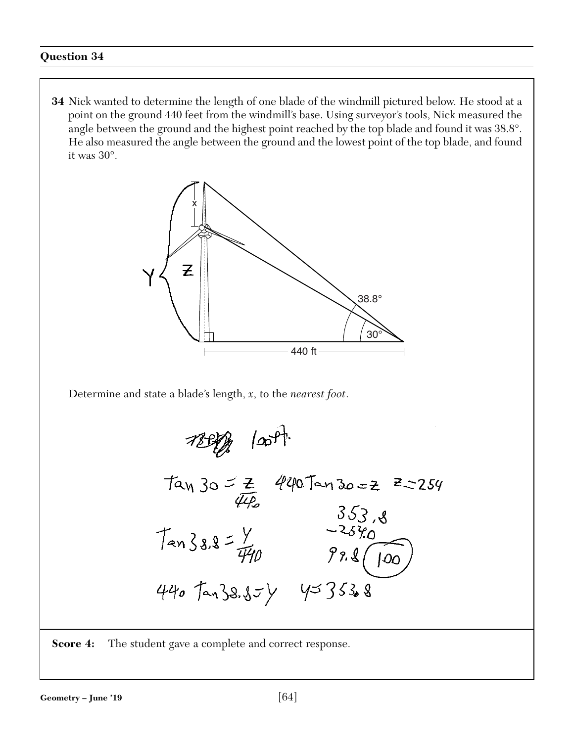## Question 34

**34** Nick wanted to determine the length of one blade of the windmill pictured below. He stood at a point on the ground 440 feet from the windmill's base. Using surveyor's tools, Nick measured the angle between the ground and the highest point reached by the top blade and found it was 38.8°. He also measured the angle between the ground and the lowest point of the top blade, and found it was 30°.

Determine and state a blade's length, $x$, to the *nearest foot*.

100 ft.

$\tan 30 = \frac{z}{440}$ $\quad 440 \tan 30 = z \quad z \approx 254$

$\tan 38.8 = \frac{y}{440}$

$440 \tan 38.8 = y \quad y \approx 353.8$

$353.8 - 254.0 = 99.8$ (100)

**Score 4:** The student gave a complete and correct response.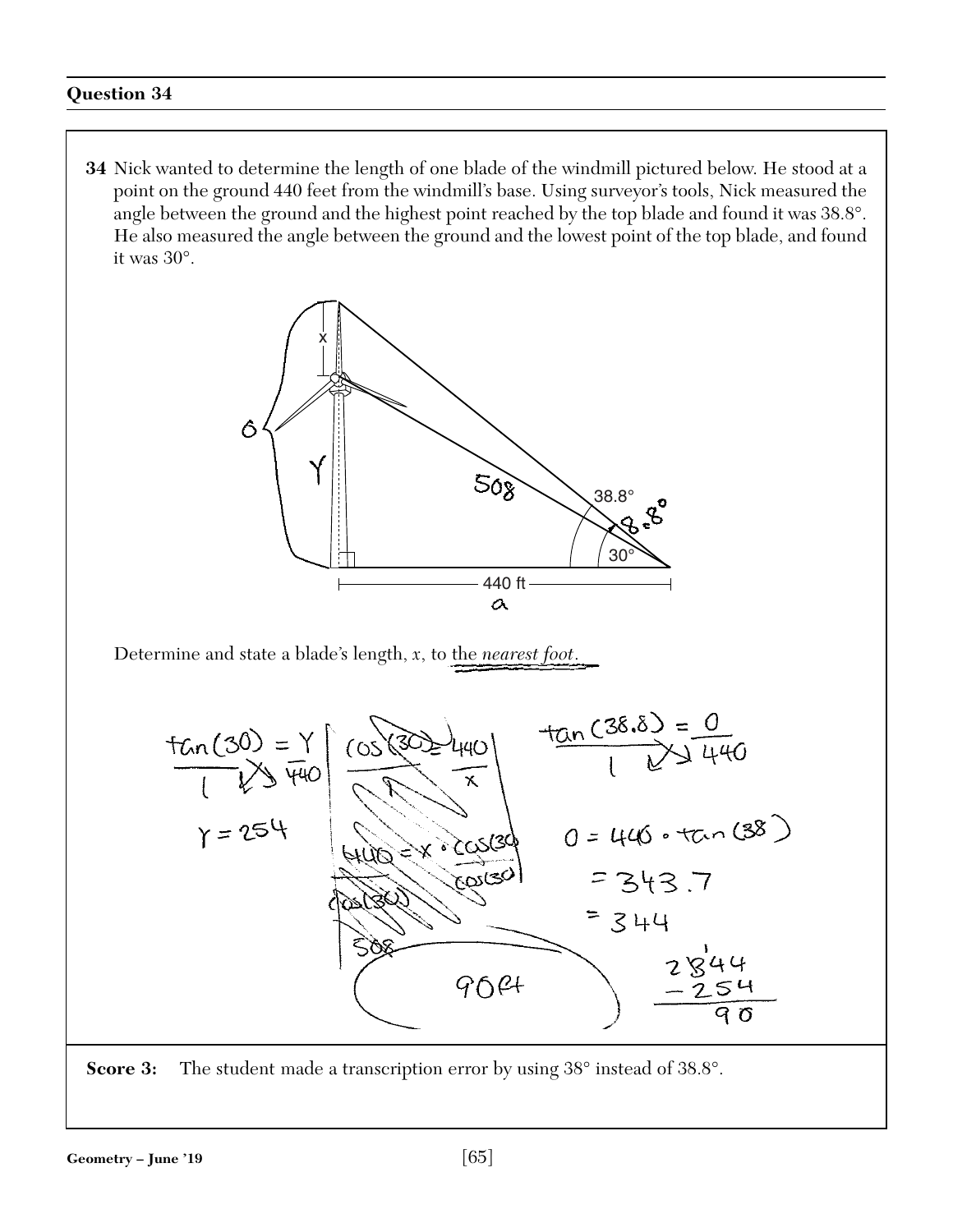## Question 34

**34** Nick wanted to determine the length of one blade of the windmill pictured below. He stood at a point on the ground 440 feet from the windmill's base. Using surveyor's tools, Nick measured the angle between the ground and the highest point reached by the top blade and found it was 38.8°. He also measured the angle between the ground and the lowest point of the top blade, and found it was 30°.

Determine and state a blade's length, $x$, to the *nearest foot*.

$\frac{\tan(30)}{1} = \frac{Y}{440}$

$Y = 254$

~~$\cos(30) = \frac{440}{x}$~~

~~$440 = x \cdot \cos(30)$~~

~~$508$~~

$\frac{\tan(38.8)}{1} = \frac{O}{440}$

$O = 440 \cdot \tan(38)$

$= 343.7$

$= 344$

$344 - 254 = 90$

90 ft

**Score 3:** The student made a transcription error by using 38° instead of 38.8°.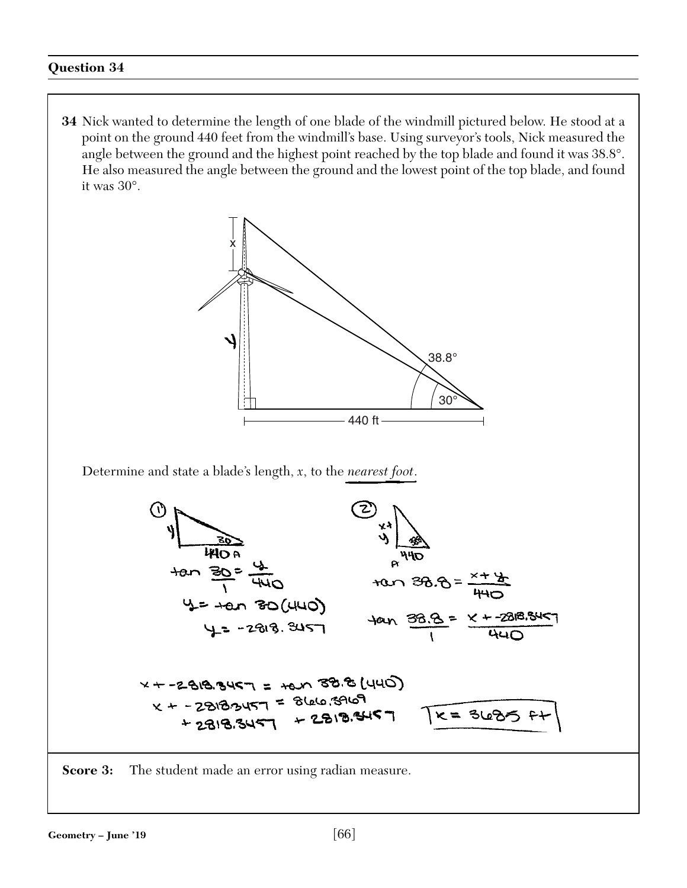## Question 34

**34** Nick wanted to determine the length of one blade of the windmill pictured below. He stood at a point on the ground 440 feet from the windmill's base. Using surveyor's tools, Nick measured the angle between the ground and the highest point reached by the top blade and found it was 38.8°. He also measured the angle between the ground and the lowest point of the top blade, and found it was 30°.

x

y

38.8°

30°

440 ft

Determine and state a blade's length, *x*, to the *nearest foot*.

① 

$\tan \frac{30}{1} = \frac{y}{440}$

$y = \tan 30(440)$

$y = -2818.3457$

② 

$\tan 38.8 = \frac{x+y}{440}$

$\tan \frac{38.8}{1} = \frac{x + -2818.3457}{440}$

$x + -2818.3457 = \tan 38.8(440)$

$x + -2818.3457 = 8660.3969$

$+2818.3457 \quad + 2818.3457$

$x = 3685$ ft

**Score 3:** The student made an error using radian measure.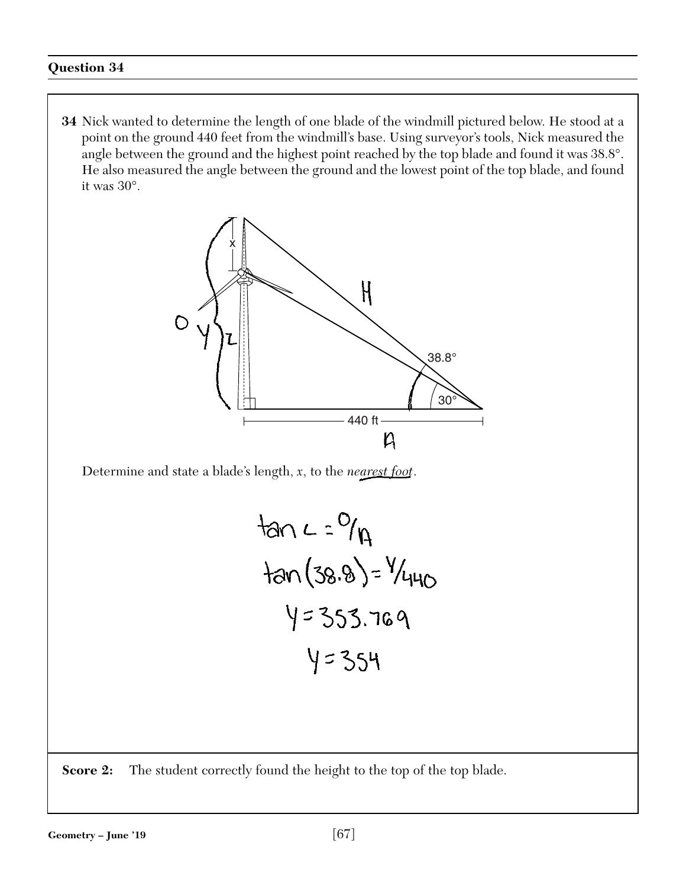## Question 34

**34** Nick wanted to determine the length of one blade of the windmill pictured below. He stood at a point on the ground 440 feet from the windmill's base. Using surveyor's tools, Nick measured the angle between the ground and the highest point reached by the top blade and found it was 38.8°. He also measured the angle between the ground and the lowest point of the top blade, and found it was 30°.

Determine and state a blade's length, $x$, to the *nearest foot*.

$$\tan \angle = O/A$$

$$\tan(38.8) = y/440$$

$$y = 353.769$$

$$y = 354$$

**Score 2:** The student correctly found the height to the top of the top blade.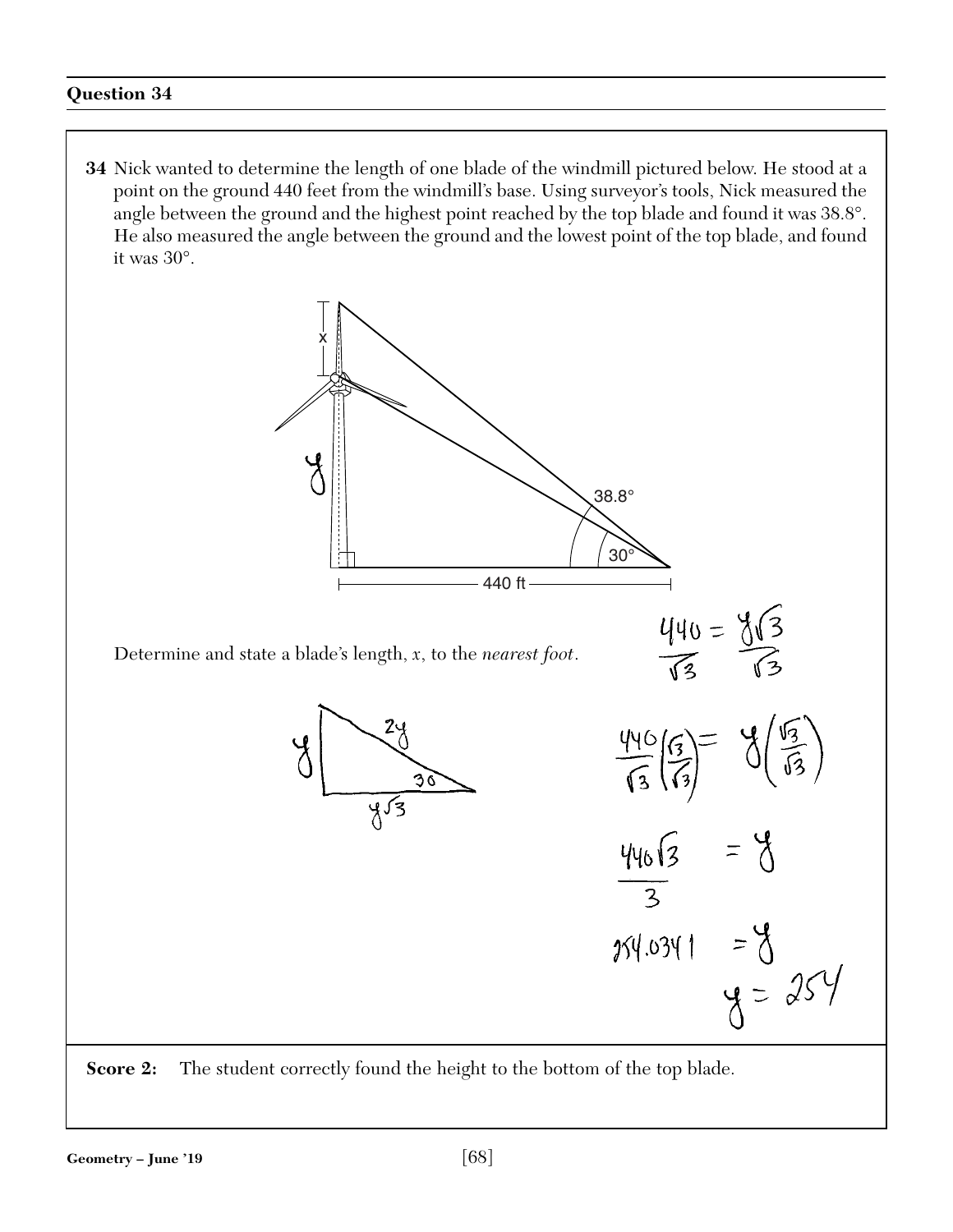## Question 34

**34** Nick wanted to determine the length of one blade of the windmill pictured below. He stood at a point on the ground 440 feet from the windmill's base. Using surveyor's tools, Nick measured the angle between the ground and the highest point reached by the top blade and found it was 38.8°. He also measured the angle between the ground and the lowest point of the top blade, and found it was 30°.

Determine and state a blade's length, $x$, to the *nearest foot*.

$$\frac{440}{\sqrt{3}} = \frac{y\sqrt{3}}{\sqrt{3}}$$

$$\frac{440}{\sqrt{3}}\left(\frac{\sqrt{3}}{\sqrt{3}}\right) = y\left(\frac{\sqrt{3}}{\sqrt{3}}\right)$$

$$\frac{440\sqrt{3}}{3} = y$$

$$254.0341 = y$$

$$y = 254$$

**Score 2:** The student correctly found the height to the bottom of the top blade.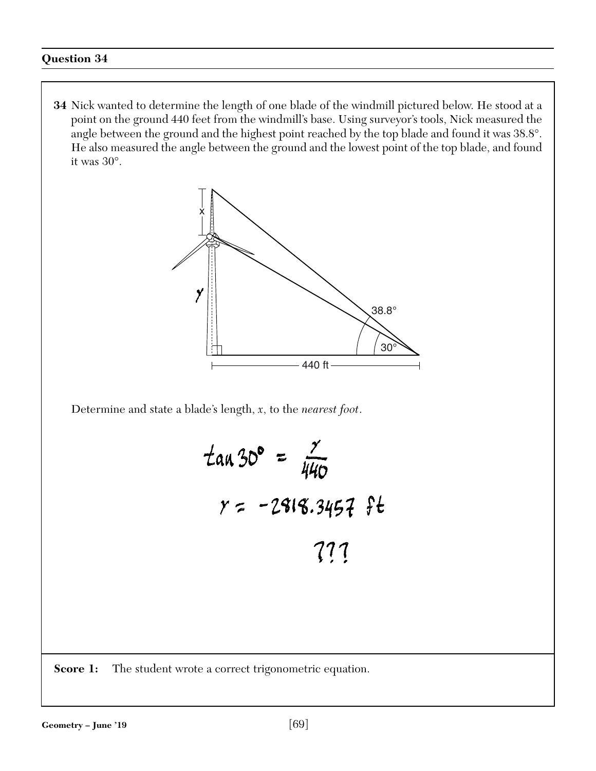### Question 34

**34** Nick wanted to determine the length of one blade of the windmill pictured below. He stood at a point on the ground 440 feet from the windmill's base. Using surveyor's tools, Nick measured the angle between the ground and the highest point reached by the top blade and found it was 38.8°. He also measured the angle between the ground and the lowest point of the top blade, and found it was 30°.

Determine and state a blade's length, $x$, to the *nearest foot*.

$$\tan 30° = \frac{y}{440}$$

$$y = -2818.3457 \text{ ft}$$

???

**Score 1:** The student wrote a correct trigonometric equation.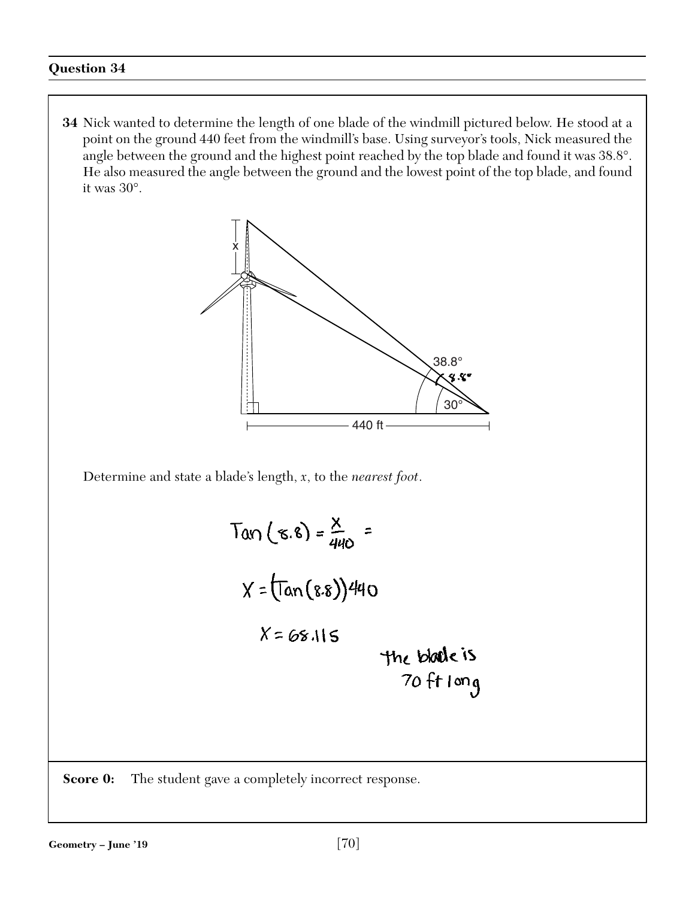## Question 34

**34** Nick wanted to determine the length of one blade of the windmill pictured below. He stood at a point on the ground 440 feet from the windmill's base. Using surveyor's tools, Nick measured the angle between the ground and the highest point reached by the top blade and found it was 38.8°. He also measured the angle between the ground and the lowest point of the top blade, and found it was 30°.

Determine and state a blade's length, $x$, to the *nearest foot*.

$$\tan(8.8) = \frac{x}{440} =$$

$$x = (\tan(8.8))440$$

$$x = 68.115$$

the blade is 70 ft long

**Score 0:** The student gave a completely incorrect response.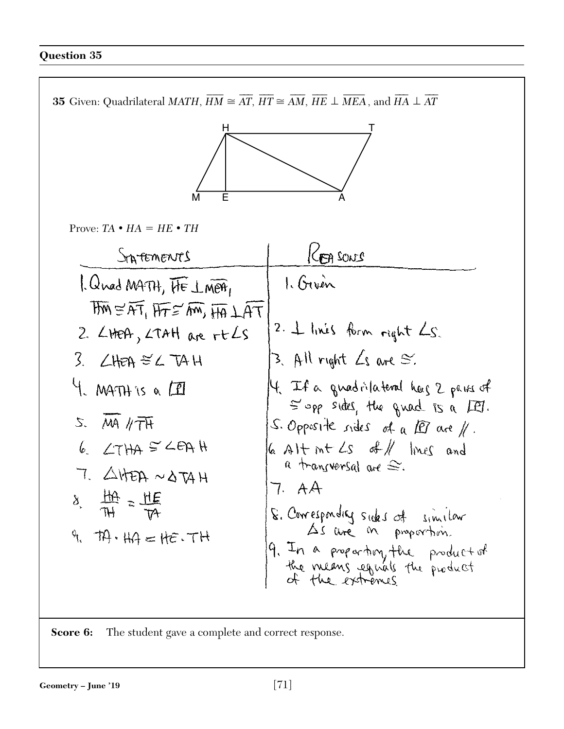## Question 35

**35** Given: Quadrilateral *MATH*, $\overline{HM} \cong \overline{AT}$, $\overline{HT} \cong \overline{AM}$, $\overline{HE} \perp \overline{MEA}$, and $\overline{HA} \perp \overline{AT}$

Prove: $TA \cdot HA = HE \cdot TH$

| STATEMENTS | REASONS |
|---|---|
| 1. Quad MATH, $\overline{HE} \perp \overline{MEA}$, $\overline{HM} \cong \overline{AT}$, $\overline{HT} \cong \overline{AM}$, $\overline{HA} \perp \overline{AT}$ | 1. Given |
| 2. $\angle HEA$, $\angle TAH$ are rt $\angle$s | 2. $\perp$ lines form right $\angle$s. |
| 3. $\angle HEA \cong \angle TAH$ | 3. All right $\angle$s are $\cong$. |
| 4. MATH is a ▱ | 4. If a quadrilateral has 2 pairs of $\cong$ opp sides, the quad is a ▱. |
| 5. $\overline{MA} \parallel \overline{TH}$ | 5. Opposite sides of a ▱ are $\parallel$. |
| 6. $\angle THA \cong \angle EAH$ | 6. Alt int $\angle$s of $\parallel$ lines and a transversal are $\cong$. |
| 7. $\triangle HEA \sim \triangle TAH$ | 7. AA |
| 8. $\frac{HA}{TH} = \frac{HE}{TA}$ | 8. Corresponding sides of similar $\triangle$s are in proportion. |
| 9. $TA \cdot HA = HE \cdot TH$ | 9. In a proportion, the product of the means equals the product of the extremes. |

**Score 6:** The student gave a complete and correct response.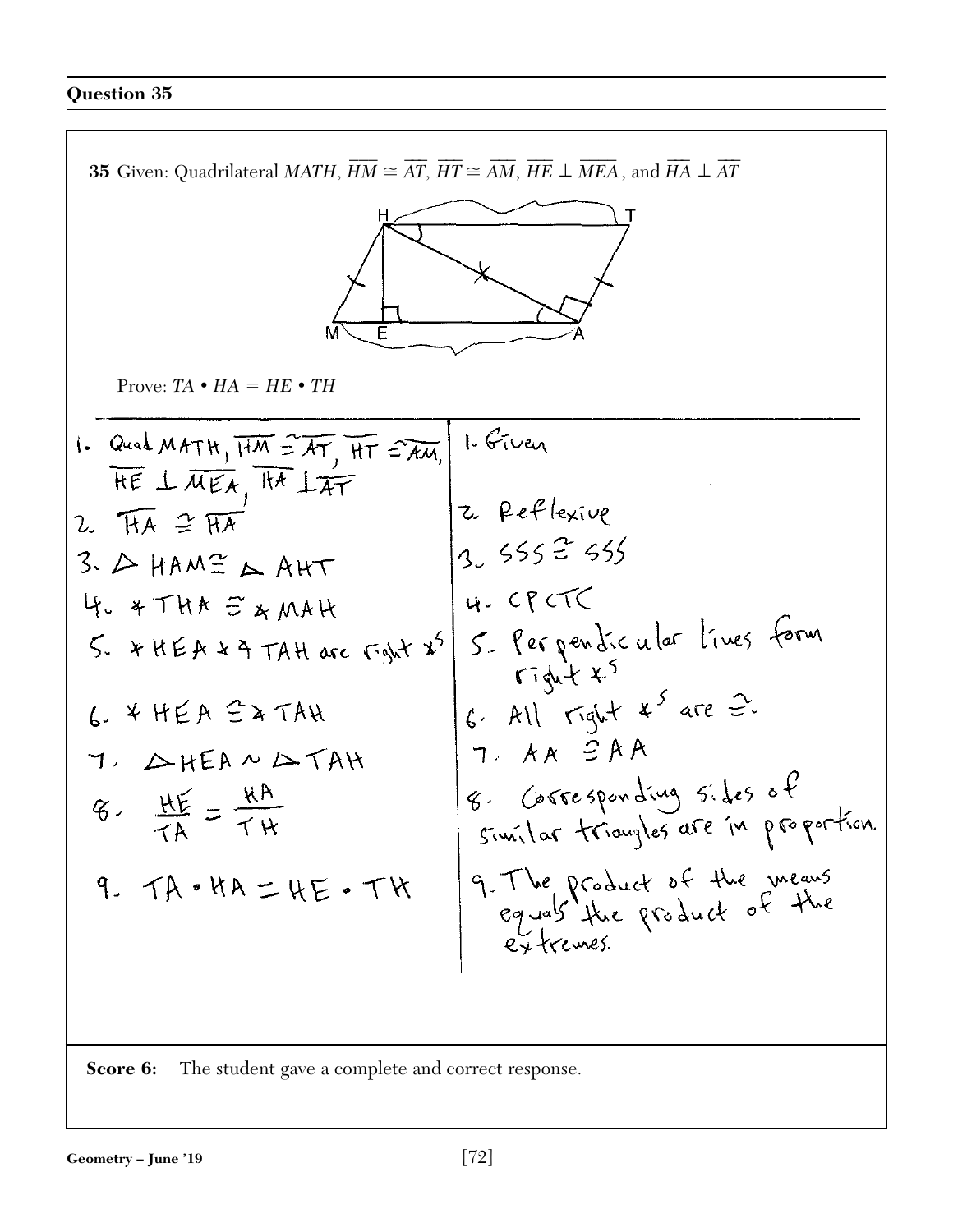## Question 35

**35** Given: Quadrilateral *MATH*, $\overline{HM} \cong \overline{AT}$, $\overline{HT} \cong \overline{AM}$, $\overline{HE} \perp \overline{MEA}$, and $\overline{HA} \perp \overline{AT}$

Prove: $TA \bullet HA = HE \bullet TH$

| Statements | Reasons |
|---|---|
| 1. Quad MATH, $\overline{HM} \cong \overline{AT}$, $\overline{HT} \cong \overline{AM}$, $\overline{HE} \perp \overline{MEA}$, $\overline{HA} \perp \overline{AT}$ | 1. Given |
| 2. $\overline{HA} \cong \overline{HA}$ | 2. Reflexive |
| 3. $\triangle HAM \cong \triangle AHT$ | 3. SSS ≅ SSS |
| 4. ∡THA ≅ ∡MAH | 4. CPCTC |
| 5. ∡HEA & ∡TAH are right ∡s | 5. Perpendicular lines form right ∡s |
| 6. ∡HEA ≅ ∡TAH | 6. All right ∡s are ≅. |
| 7. $\triangle HEA \sim \triangle TAH$ | 7. AA ≅ AA |
| 8. $\frac{HE}{TA} = \frac{HA}{TH}$ | 8. Corresponding sides of similar triangles are in proportion. |
| 9. $TA \bullet HA = HE \bullet TH$ | 9. The product of the means equals the product of the extremes. |

**Score 6:** The student gave a complete and correct response.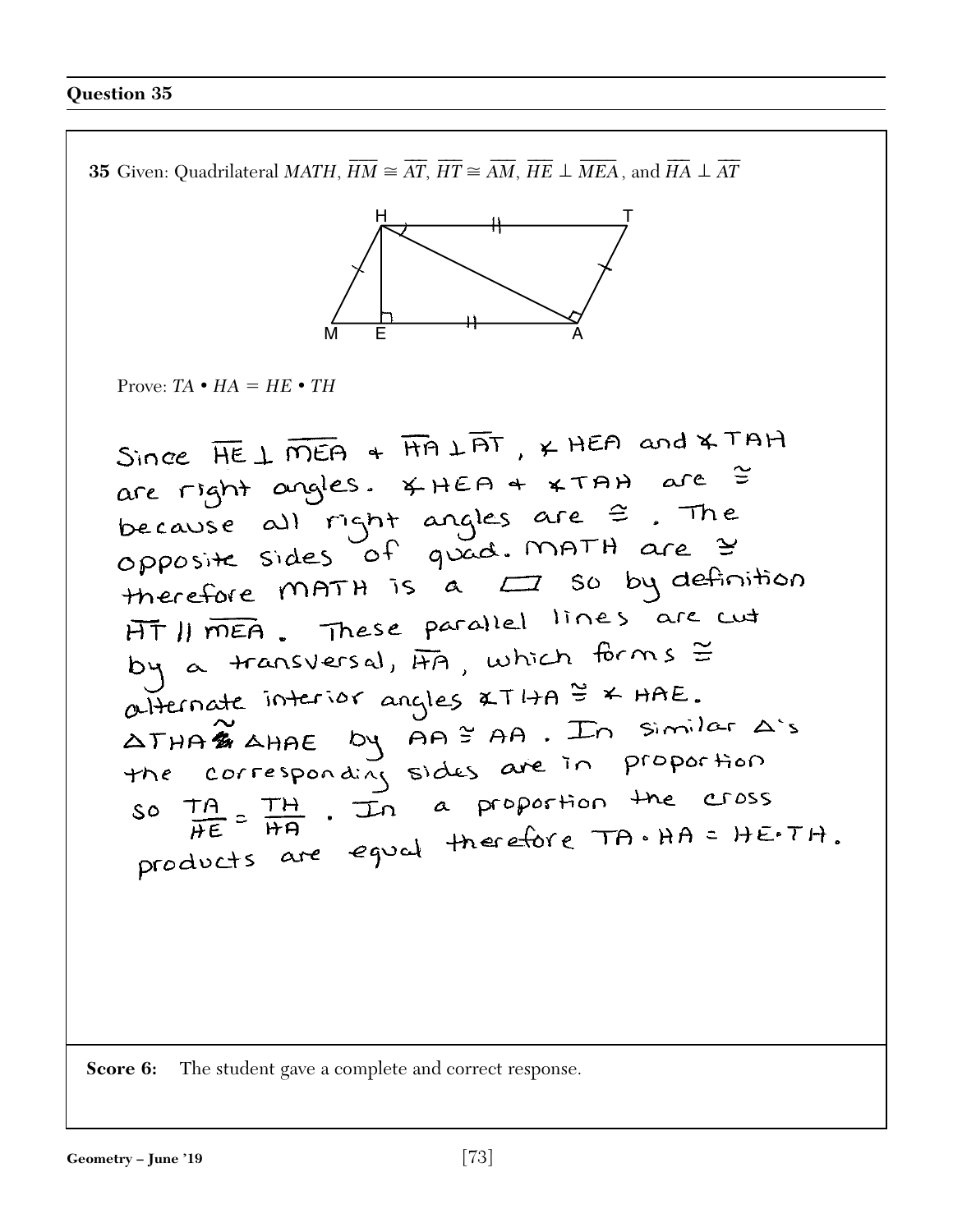## Question 35

**35** Given: Quadrilateral *MATH*, $\overline{HM} \cong \overline{AT}$, $\overline{HT} \cong \overline{AM}$, $\overline{HE} \perp \overline{MEA}$, and $\overline{HA} \perp \overline{AT}$

Prove: $TA \bullet HA = HE \bullet TH$

Since $\overline{HE} \perp \overline{MEA}$ + $\overline{HA} \perp \overline{AT}$, ∡HEA and ∡TAH are right angles. ∡HEA + ∡TAH are ≅ because all right angles are ≅. The opposite sides of quad. MATH are ≅ therefore MATH is a ▱ so by definition $\overline{HT} \parallel \overline{MEA}$. These parallel lines are cut by a transversal, $\overline{HA}$, which forms ≅ alternate interior angles ∡THA ≅ ∡HAE. △THA ~ △HAE by AA ≅ AA. In similar △'s the corresponding sides are in proportion so $\frac{TA}{HE} = \frac{TH}{HA}$. In a proportion the cross products are equal therefore TA • HA = HE • TH.

**Score 6:** The student gave a complete and correct response.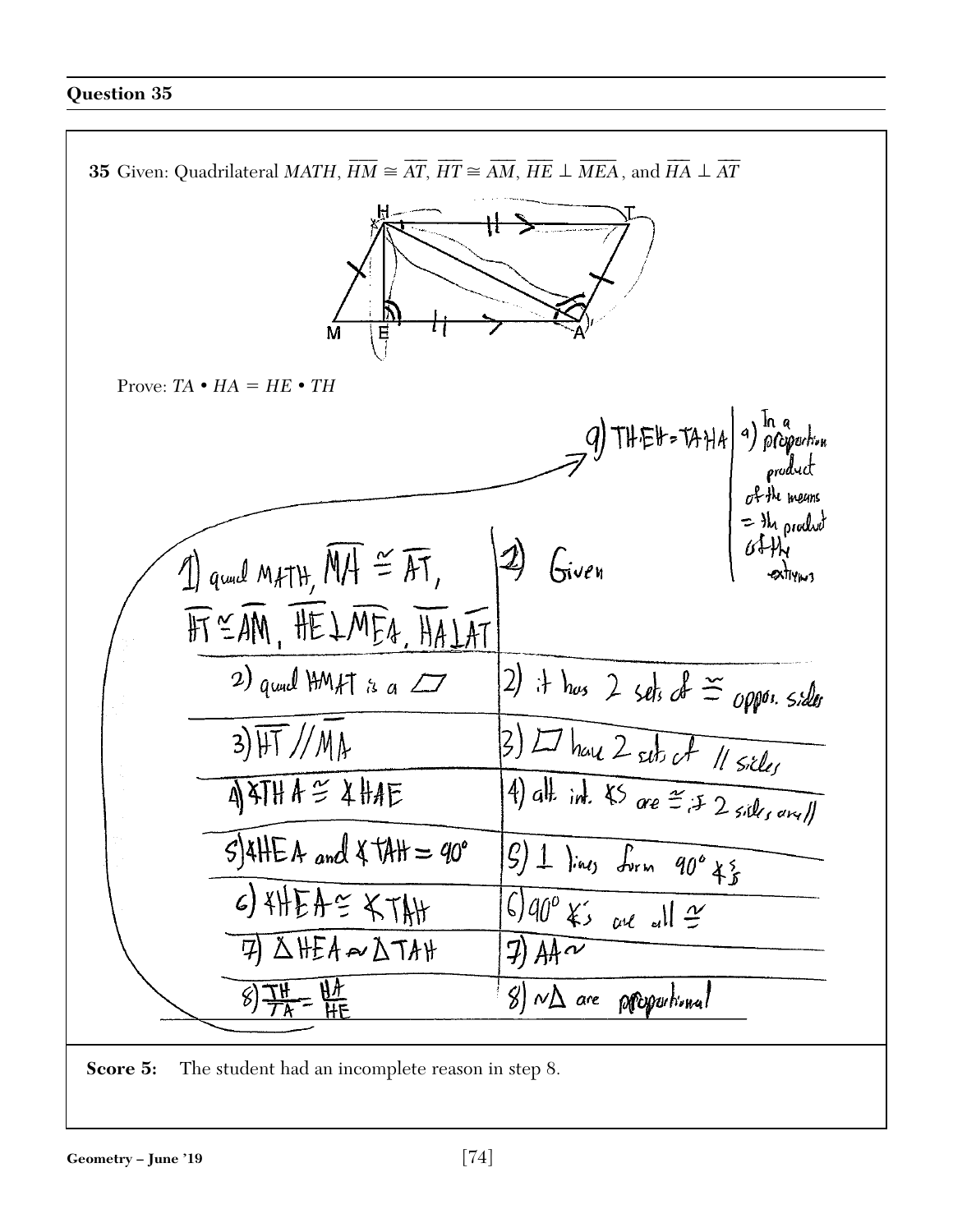## Question 35

**35** Given: Quadrilateral *MATH*, $\overline{HM} \cong \overline{AT}$, $\overline{HT} \cong \overline{AM}$, $\overline{HE} \perp \overline{MEA}$, and $\overline{HA} \perp \overline{AT}$

Prove: $TA \bullet HA = HE \bullet TH$

| Statements | Reasons |
|---|---|
| 1) quad MATH, $\overline{MA} \cong \overline{AT}$, $\overline{HT} \cong \overline{AM}$, $\overline{HE} \perp \overline{MEA}$, $\overline{HA} \perp \overline{AT}$ | 1) Given |
| 2) quad HMAT is a ▱ | 2) it has 2 sets of ≅ oppos. sides |
| 3) $\overline{HT} \parallel \overline{MA}$ | 3) ▱ have 2 sets of ∥ sides |
| 4) ∡THA ≅ ∡HAE | 4) alt. int. ∡s are ≅ if 2 sides are ∥ |
| 5) ∡HEA and ∡TAH = 90° | 5) ⊥ lines form 90° ∡s |
| 6) ∡HEA ≅ ∡TAH | 6) 90° ∡s are all ≅ |
| 7) △HEA ~ △TAH | 7) AA~ |
| 8) $\frac{TH}{TA} = \frac{HA}{HE}$ | 8) ~△ are proportional |
| 9) TH·EH = TA·HA | 9) In a proportion product of the means = the product of the extremes |

**Score 5:** The student had an incomplete reason in step 8.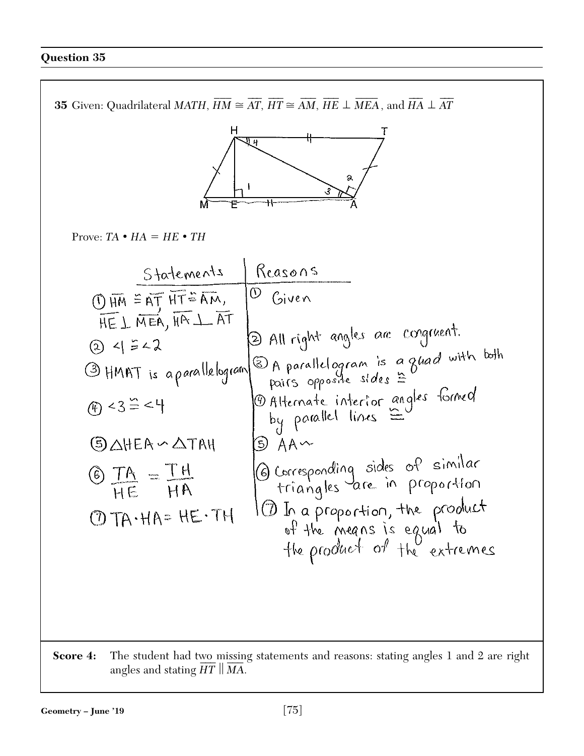## Question 35

**35** Given: Quadrilateral $MATH$, $\overline{HM} \cong \overline{AT}$, $\overline{HT} \cong \overline{AM}$, $\overline{HE} \perp \overline{MEA}$, and $\overline{HA} \perp \overline{AT}$

Prove: $TA \bullet HA = HE \bullet TH$

| Statements | Reasons |
| --- | --- |
| ① $\overline{HM} \cong \overline{AT}$, $\overline{HT} \cong \overline{AM}$, $\overline{HE} \perp \overline{MEA}$, $\overline{HA} \perp \overline{AT}$ | ① Given |
| ② $\angle 1 \cong \angle 2$ | ② All right angles are congruent. |
| ③ HMAT is a parallelogram | ③ A parallelogram is a quad with both pairs opposite sides ≅ |
| ④ $\angle 3 \cong \angle 4$ | ④ Alternate interior angles formed by parallel lines ≅ |
| ⑤ $\triangle HEA \sim \triangle TAH$ | ⑤ AA~ |
| ⑥ $\frac{TA}{HE} = \frac{TH}{HA}$ | ⑥ Corresponding sides of similar triangles are in proportion |
| ⑦ $TA \cdot HA = HE \cdot TH$ | ⑦ In a proportion, the product of the means is equal to the product of the extremes |

**Score 4:** The student had two missing statements and reasons: stating angles 1 and 2 are right angles and stating $\overline{HT} \parallel \overline{MA}$.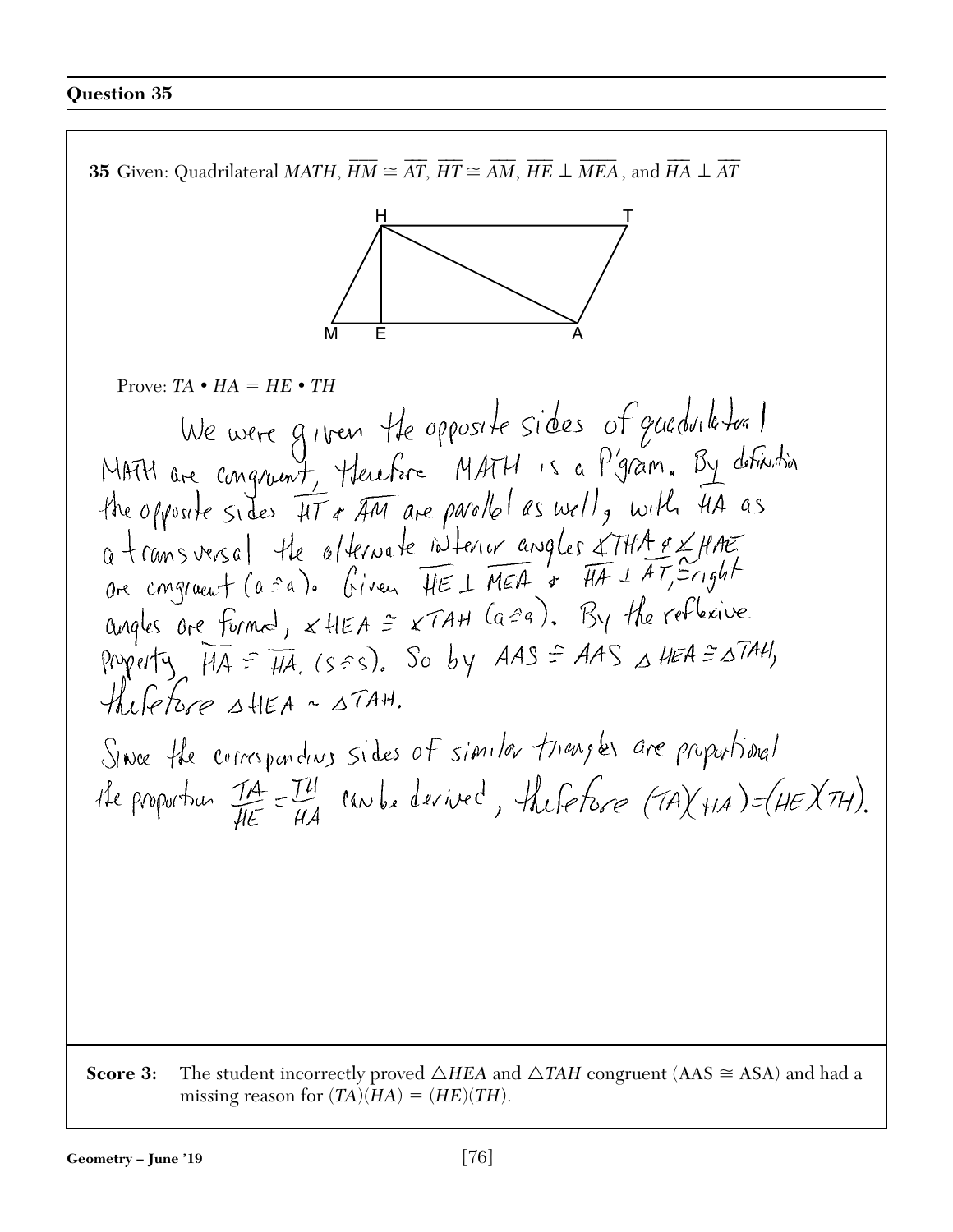## Question 35

**35** Given: Quadrilateral *MATH*, $\overline{HM} \cong \overline{AT}$, $\overline{HT} \cong \overline{AM}$, $\overline{HE} \perp \overline{MEA}$, and $\overline{HA} \perp \overline{AT}$

Prove: $TA \bullet HA = HE \bullet TH$

We were given the opposite sides of quadrilateral MATH are congruent, therefore MATH is a P'gram. By definition the opposite sides $\overline{HT}$ & $\overline{AM}$ are parallel as well, with $\overline{HA}$ as a transversal the alternate interior angles $\angle THA$ & $\angle HAE$ are congruent ($a \cong a$). Given $\overline{HE} \perp \overline{MEA}$ & $\overline{HA} \perp \overline{AT}$, $\cong$ right angles are formed, $\angle HEA \cong \angle TAH$ ($a \cong a$). By the reflexive property $\overline{HA} \cong \overline{HA}$. ($s \cong s$). So by AAS $\cong$ AAS $\triangle HEA \cong \triangle TAH$, therefore $\triangle HEA \sim \triangle TAH$.

Since the corresponding sides of similar triangles are proportional the proportion $\frac{TA}{HE} = \frac{TH}{HA}$ can be derived, therefore $(TA)(HA) = (HE)(TH)$.

**Score 3:** The student incorrectly proved $\triangle HEA$ and $\triangle TAH$ congruent (AAS $\cong$ ASA) and had a missing reason for $(TA)(HA) = (HE)(TH)$.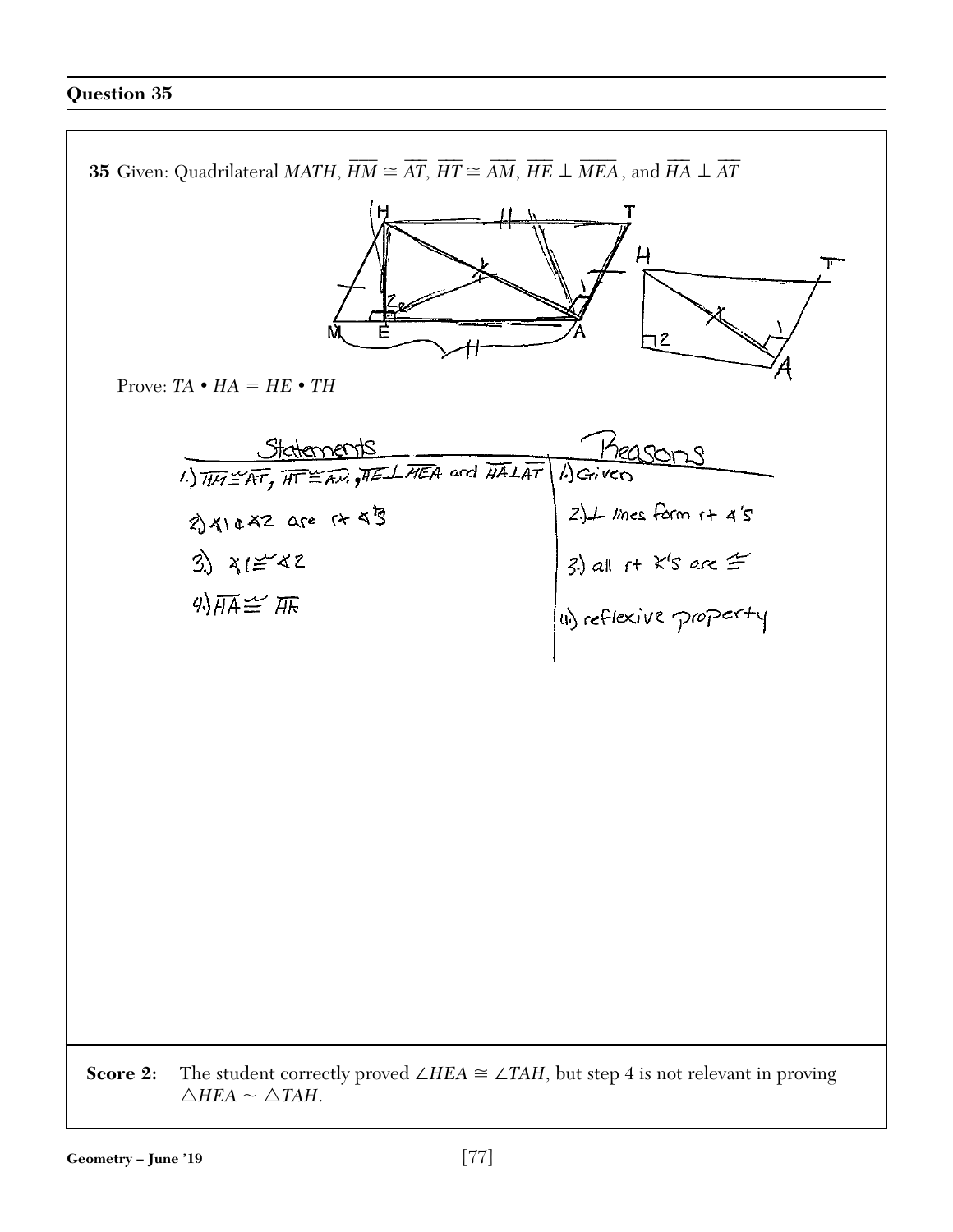## Question 35

**35** Given: Quadrilateral *MATH*, $\overline{HM} \cong \overline{AT}$, $\overline{HT} \cong \overline{AM}$, $\overline{HE} \perp \overline{MEA}$, and $\overline{HA} \perp \overline{AT}$

Prove: $TA \bullet HA = HE \bullet TH$

| Statements | Reasons |
|---|---|
| 1.) $\overline{HM} \cong \overline{AT}$, $\overline{HT} \cong \overline{AM}$, $\overline{HE} \perp \overline{MEA}$ and $\overline{HA} \perp \overline{AT}$ | 1.) Given |
| 2.) ∡1 & ∡2 are rt ∡'s | 2.) ⊥ lines form rt ∡'s |
| 3.) ∡1 ≅ ∡2 | 3.) all rt ∡'s are ≅ |
| 4.) $\overline{HA} \cong \overline{HA}$ | 4.) reflexive property |

**Score 2:** The student correctly proved ∠*HEA* ≅ ∠*TAH*, but step 4 is not relevant in proving △*HEA* ~ △*TAH*.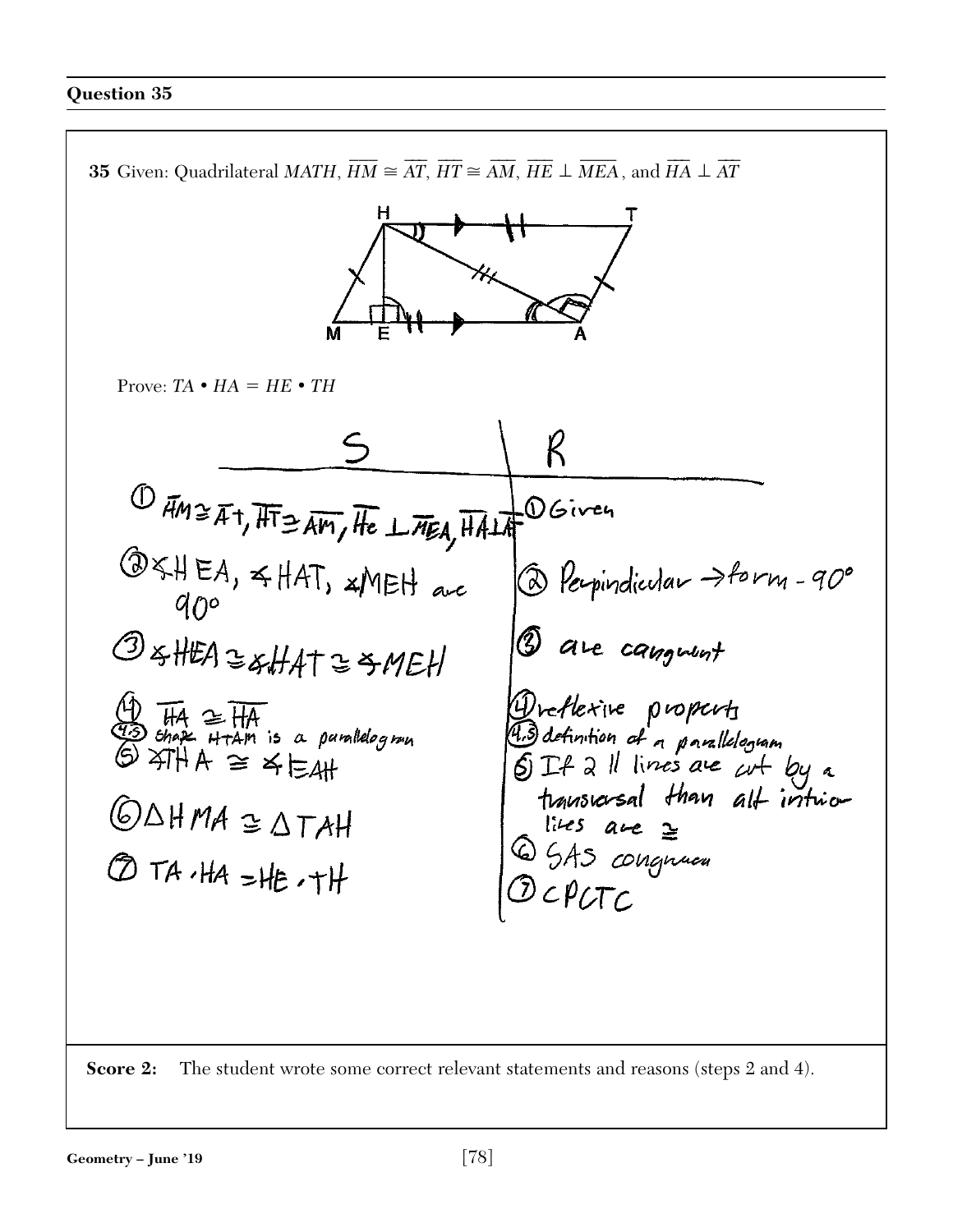## Question 35

**35** Given: Quadrilateral *MATH*, $\overline{HM} \cong \overline{AT}$, $\overline{HT} \cong \overline{AM}$, $\overline{HE} \perp \overline{MEA}$, and $\overline{HA} \perp \overline{AT}$

Prove: $TA \bullet HA = HE \bullet TH$

| S | R |
|---|---|
| ① $\overline{AM} \cong \overline{At}$, $\overline{HT} \cong \overline{AM}$, $\overline{He} \perp \overline{MEA}$, $\overline{HA} \perp \overline{AT}$ | ① Given |
| ② ∡HEA, ∡HAT, ∡MEH are 90° | ② Perpindicular → form - 90° |
| ③ ∡HEA ≅ ∡HAT ≅ ∡MEH | ③ are congruent |
| ④ $\overline{HA} \cong \overline{HA}$ | ④ reflexive property |
| ④.5 shape HTAM is a parallelogram | ④.5 definition of a parallelogram |
| ⑤ ∡THA ≅ ∡EAH | ⑤ If 2 ∥ lines are cut by a transversal than alt interior lines are ≅ |
| ⑥ △HMA ≅ △TAH | ⑥ SAS congruence |
| ⑦ TA · HA = HE · TH | ⑦ CPCTC |

**Score 2:** The student wrote some correct relevant statements and reasons (steps 2 and 4).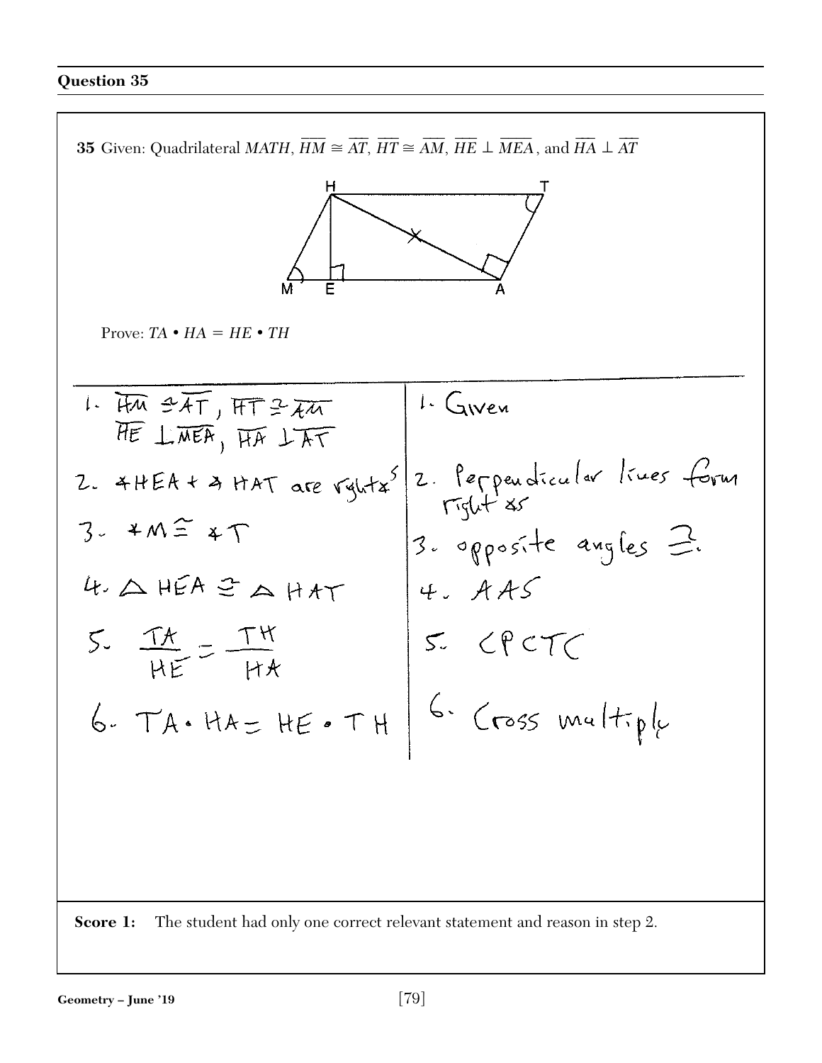## Question 35

**35** Given: Quadrilateral *MATH*, $\overline{HM} \cong \overline{AT}$, $\overline{HT} \cong \overline{AM}$, $\overline{HE} \perp \overline{MEA}$, and $\overline{HA} \perp \overline{AT}$

Prove: $TA \bullet HA = HE \bullet TH$

| Statements | Reasons |
| --- | --- |
| 1. $\overline{HM} \cong \overline{AT}$, $\overline{HT} \cong \overline{AM}$, $\overline{HE} \perp \overline{MEA}$, $\overline{HA} \perp \overline{AT}$ | 1. Given |
| 2. $\angle HEA$ + $\angle HAT$ are right $\angle$s | 2. Perpendicular lines form right $\angle$s |
| 3. $\angle M \cong \angle T$ | 3. opposite angles $\cong$. |
| 4. $\triangle HEA \cong \triangle HAT$ | 4. AAS |
| 5. $\frac{TA}{HE} = \frac{TH}{HA}$ | 5. CPCTC |
| 6. $TA \bullet HA = HE \bullet TH$ | 6. Cross multiply |

**Score 1:** The student had only one correct relevant statement and reason in step 2.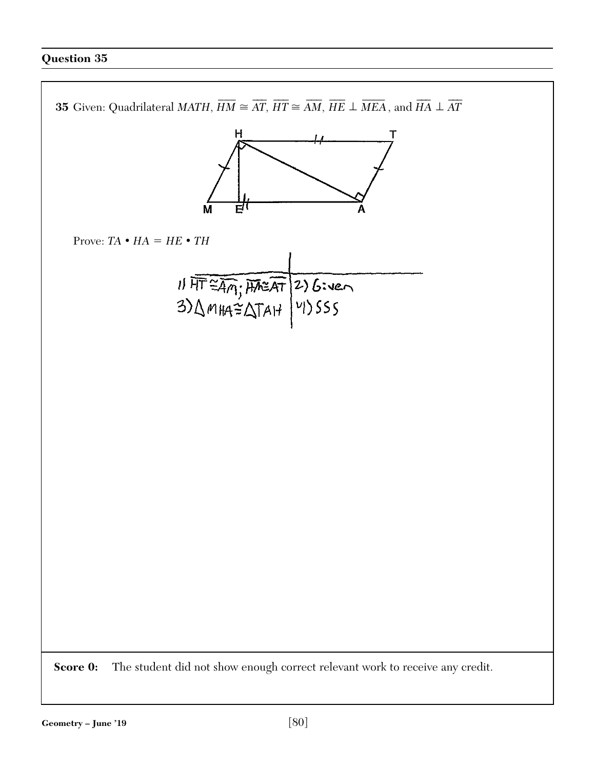## Question 35

**35** Given: Quadrilateral *MATH*, $\overline{HM} \cong \overline{AT}$, $\overline{HT} \cong \overline{AM}$, $\overline{HE} \perp \overline{MEA}$, and $\overline{HA} \perp \overline{AT}$

Prove: $TA \bullet HA = HE \bullet TH$

| | |
|---|---|
| 1) $\overline{HT} \cong \overline{Am}$; $\overline{HM} \cong \overline{AT}$ | 2) Given |
| 3) $\triangle MHA \cong \triangle TAH$ | 4) SSS |

**Score 0:** The student did not show enough correct relevant work to receive any credit.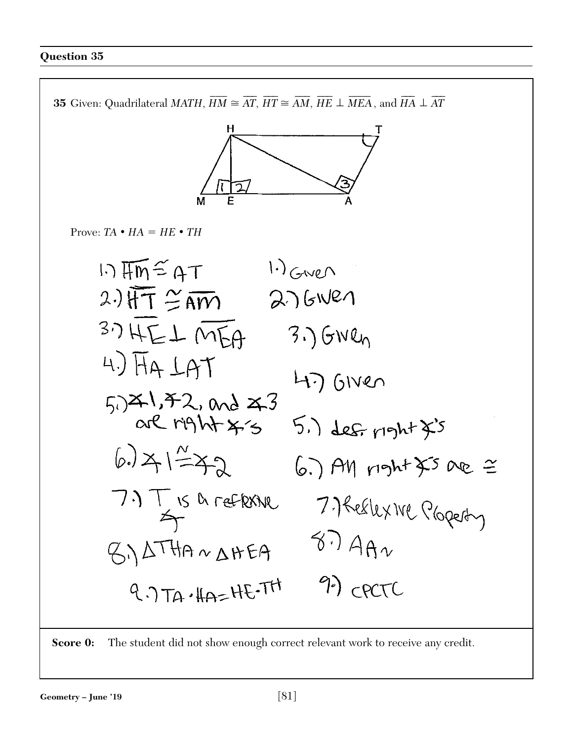## Question 35

**35** Given: Quadrilateral *MATH*, $\overline{HM} \cong \overline{AT}$, $\overline{HT} \cong \overline{AM}$, $\overline{HE} \perp \overline{MEA}$, and $\overline{HA} \perp \overline{AT}$

Prove: $TA \cdot HA = HE \cdot TH$

| | |
|---|---|
| 1.) $\overline{HM} \cong AT$ | 1.) Given |
| 2.) $\overline{HT} \cong \overline{AM}$ | 2.) Given |
| 3.) $\overline{HE} \perp \overline{MEA}$ | 3.) Given |
| 4.) $\overline{HA} \perp AT$ | 4.) Given |
| 5.) ∡1, ∡2, and ∡3 are right ∡'s | 5.) def. right ∡'s |
| 6.) ∡1 ≅ ∡2 | 6.) All right ∡'s are ≅ |
| 7.) T is a refexive ∡ | 7.) Reflexive Property |
| 8.) △THA ~ △HEA | 8.) AA~ |
| 9.) TA · HA = HE · TH | 9.) CPCTC |

**Score 0:** The student did not show enough correct relevant work to receive any credit.